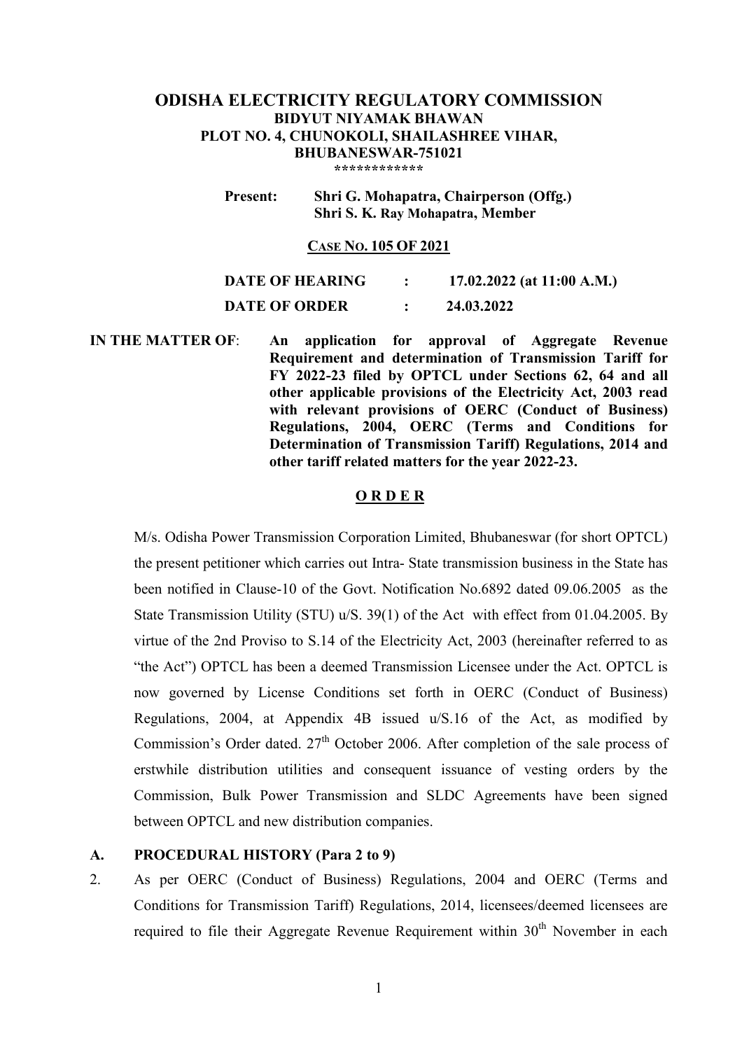# ODISHA ELECTRICITY REGULATORY COMMISSION

**BIDYUT NIYAMAK BHAWAN**
**PLOT NO. 4, CHUNOKOLI, SHAILASHREE VIHAR,**
**BHUBANESWAR-751021**

************

**Present:** **Shri G. Mohapatra, Chairperson (Offg.)**
**Shri S. K. Ray Mohapatra, Member**

**CASE NO. 105 OF 2021**

**DATE OF HEARING : 17.02.2022 (at 11:00 A.M.)**

**DATE OF ORDER : 24.03.2022**

**IN THE MATTER OF**: **An application for approval of Aggregate Revenue Requirement and determination of Transmission Tariff for FY 2022-23 filed by OPTCL under Sections 62, 64 and all other applicable provisions of the Electricity Act, 2003 read with relevant provisions of OERC (Conduct of Business) Regulations, 2004, OERC (Terms and Conditions for Determination of Transmission Tariff) Regulations, 2014 and other tariff related matters for the year 2022-23.**

## O R D E R

M/s. Odisha Power Transmission Corporation Limited, Bhubaneswar (for short OPTCL) the present petitioner which carries out Intra- State transmission business in the State has been notified in Clause-10 of the Govt. Notification No.6892 dated 09.06.2005 as the State Transmission Utility (STU) u/S. 39(1) of the Act with effect from 01.04.2005. By virtue of the 2nd Proviso to S.14 of the Electricity Act, 2003 (hereinafter referred to as "the Act") OPTCL has been a deemed Transmission Licensee under the Act. OPTCL is now governed by License Conditions set forth in OERC (Conduct of Business) Regulations, 2004, at Appendix 4B issued u/S.16 of the Act, as modified by Commission's Order dated. 27th October 2006. After completion of the sale process of erstwhile distribution utilities and consequent issuance of vesting orders by the Commission, Bulk Power Transmission and SLDC Agreements have been signed between OPTCL and new distribution companies.

## A. PROCEDURAL HISTORY (Para 2 to 9)

2. As per OERC (Conduct of Business) Regulations, 2004 and OERC (Terms and Conditions for Transmission Tariff) Regulations, 2014, licensees/deemed licensees are required to file their Aggregate Revenue Requirement within 30th November in each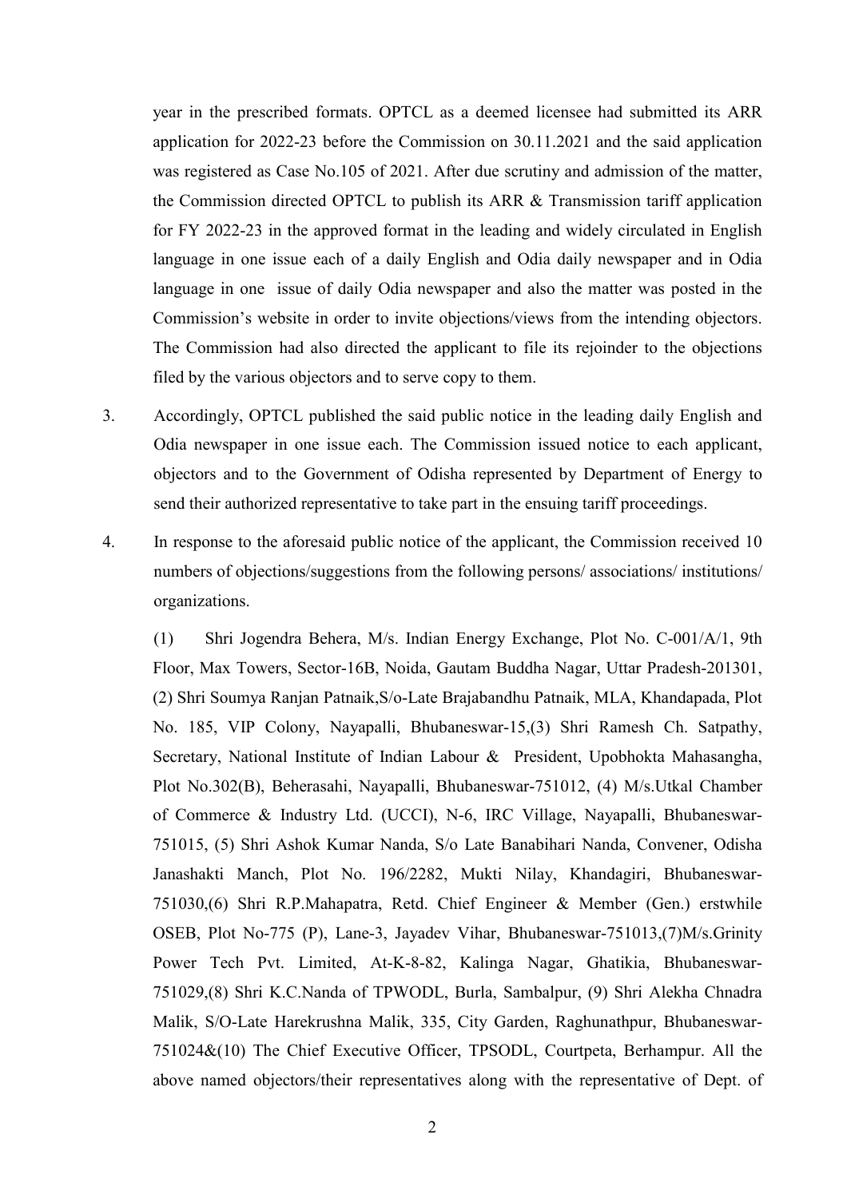year in the prescribed formats. OPTCL as a deemed licensee had submitted its ARR application for 2022-23 before the Commission on 30.11.2021 and the said application was registered as Case No.105 of 2021. After due scrutiny and admission of the matter, the Commission directed OPTCL to publish its ARR & Transmission tariff application for FY 2022-23 in the approved format in the leading and widely circulated in English language in one issue each of a daily English and Odia daily newspaper and in Odia language in one issue of daily Odia newspaper and also the matter was posted in the Commission's website in order to invite objections/views from the intending objectors. The Commission had also directed the applicant to file its rejoinder to the objections filed by the various objectors and to serve copy to them.

3. Accordingly, OPTCL published the said public notice in the leading daily English and Odia newspaper in one issue each. The Commission issued notice to each applicant, objectors and to the Government of Odisha represented by Department of Energy to send their authorized representative to take part in the ensuing tariff proceedings.

4. In response to the aforesaid public notice of the applicant, the Commission received 10 numbers of objections/suggestions from the following persons/ associations/ institutions/ organizations.

(1) Shri Jogendra Behera, M/s. Indian Energy Exchange, Plot No. C-001/A/1, 9th Floor, Max Towers, Sector-16B, Noida, Gautam Buddha Nagar, Uttar Pradesh-201301, (2) Shri Soumya Ranjan Patnaik,S/o-Late Brajabandhu Patnaik, MLA, Khandapada, Plot No. 185, VIP Colony, Nayapalli, Bhubaneswar-15,(3) Shri Ramesh Ch. Satpathy, Secretary, National Institute of Indian Labour & President, Upobhokta Mahasangha, Plot No.302(B), Beherasahi, Nayapalli, Bhubaneswar-751012, (4) M/s.Utkal Chamber of Commerce & Industry Ltd. (UCCI), N-6, IRC Village, Nayapalli, Bhubaneswar-751015, (5) Shri Ashok Kumar Nanda, S/o Late Banabihari Nanda, Convener, Odisha Janashakti Manch, Plot No. 196/2282, Mukti Nilay, Khandagiri, Bhubaneswar-751030,(6) Shri R.P.Mahapatra, Retd. Chief Engineer & Member (Gen.) erstwhile OSEB, Plot No-775 (P), Lane-3, Jayadev Vihar, Bhubaneswar-751013,(7)M/s.Grinity Power Tech Pvt. Limited, At-K-8-82, Kalinga Nagar, Ghatikia, Bhubaneswar-751029,(8) Shri K.C.Nanda of TPWODL, Burla, Sambalpur, (9) Shri Alekha Chnadra Malik, S/O-Late Harekrushna Malik, 335, City Garden, Raghunathpur, Bhubaneswar-751024&(10) The Chief Executive Officer, TPSODL, Courtpeta, Berhampur. All the above named objectors/their representatives along with the representative of Dept. of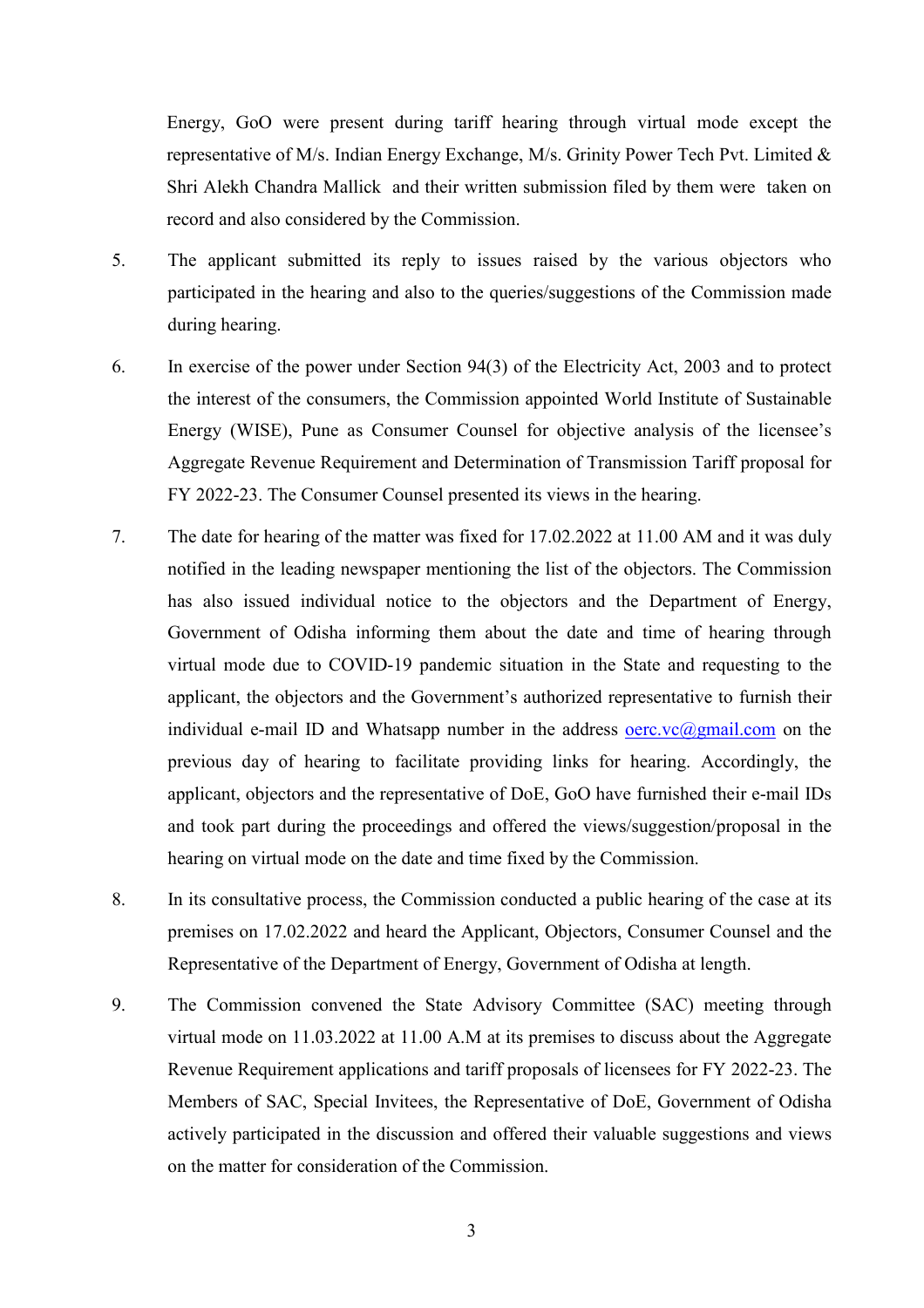Energy, GoO were present during tariff hearing through virtual mode except the representative of M/s. Indian Energy Exchange, M/s. Grinity Power Tech Pvt. Limited & Shri Alekh Chandra Mallick and their written submission filed by them were taken on record and also considered by the Commission.

5. The applicant submitted its reply to issues raised by the various objectors who participated in the hearing and also to the queries/suggestions of the Commission made during hearing.

6. In exercise of the power under Section 94(3) of the Electricity Act, 2003 and to protect the interest of the consumers, the Commission appointed World Institute of Sustainable Energy (WISE), Pune as Consumer Counsel for objective analysis of the licensee's Aggregate Revenue Requirement and Determination of Transmission Tariff proposal for FY 2022-23. The Consumer Counsel presented its views in the hearing.

7. The date for hearing of the matter was fixed for 17.02.2022 at 11.00 AM and it was duly notified in the leading newspaper mentioning the list of the objectors. The Commission has also issued individual notice to the objectors and the Department of Energy, Government of Odisha informing them about the date and time of hearing through virtual mode due to COVID-19 pandemic situation in the State and requesting to the applicant, the objectors and the Government's authorized representative to furnish their individual e-mail ID and Whatsapp number in the address oerc.vc@gmail.com on the previous day of hearing to facilitate providing links for hearing. Accordingly, the applicant, objectors and the representative of DoE, GoO have furnished their e-mail IDs and took part during the proceedings and offered the views/suggestion/proposal in the hearing on virtual mode on the date and time fixed by the Commission.

8. In its consultative process, the Commission conducted a public hearing of the case at its premises on 17.02.2022 and heard the Applicant, Objectors, Consumer Counsel and the Representative of the Department of Energy, Government of Odisha at length.

9. The Commission convened the State Advisory Committee (SAC) meeting through virtual mode on 11.03.2022 at 11.00 A.M at its premises to discuss about the Aggregate Revenue Requirement applications and tariff proposals of licensees for FY 2022-23. The Members of SAC, Special Invitees, the Representative of DoE, Government of Odisha actively participated in the discussion and offered their valuable suggestions and views on the matter for consideration of the Commission.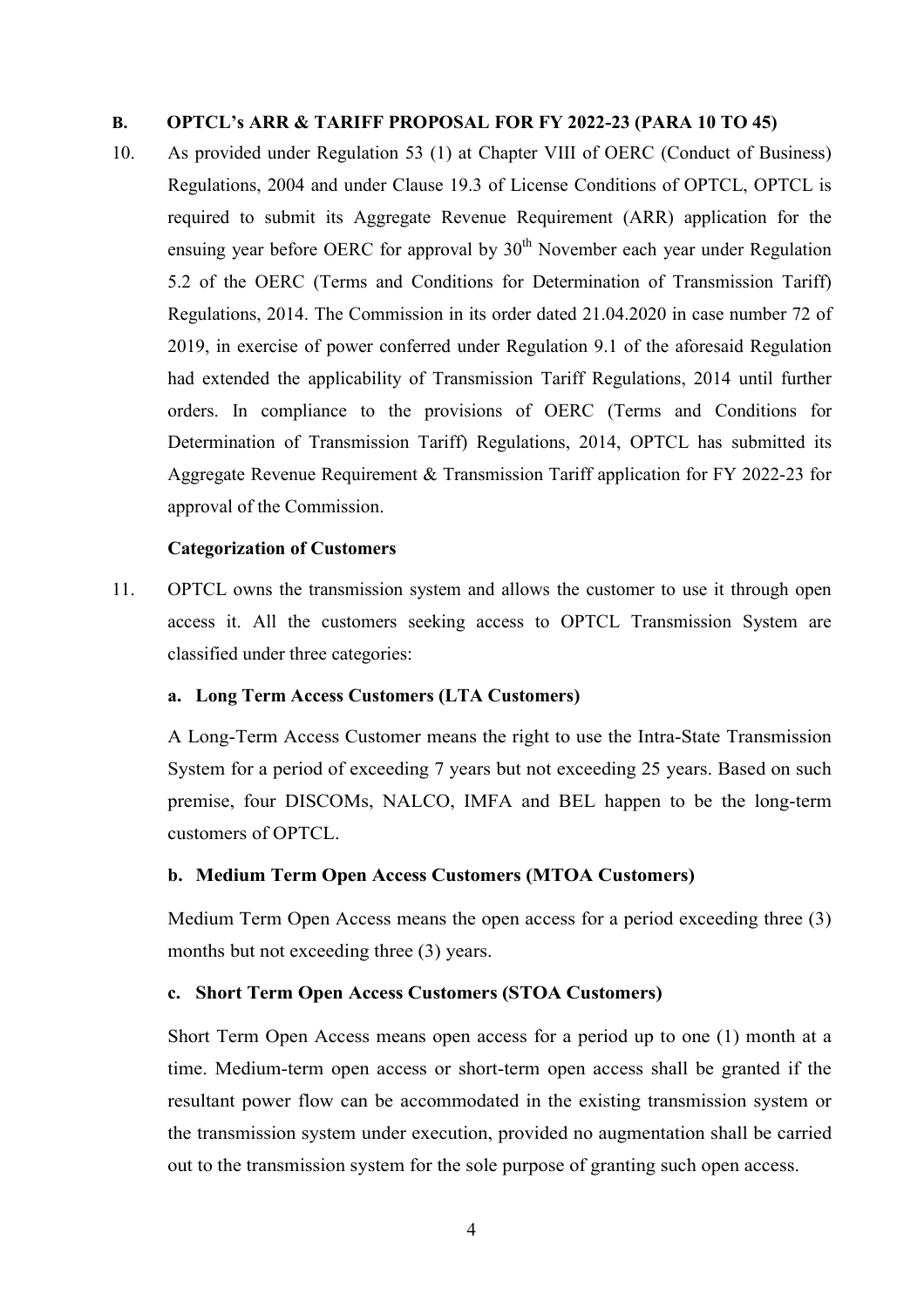### B. OPTCL's ARR & TARIFF PROPOSAL FOR FY 2022-23 (PARA 10 TO 45)

10. As provided under Regulation 53 (1) at Chapter VIII of OERC (Conduct of Business) Regulations, 2004 and under Clause 19.3 of License Conditions of OPTCL, OPTCL is required to submit its Aggregate Revenue Requirement (ARR) application for the ensuing year before OERC for approval by 30th November each year under Regulation 5.2 of the OERC (Terms and Conditions for Determination of Transmission Tariff) Regulations, 2014. The Commission in its order dated 21.04.2020 in case number 72 of 2019, in exercise of power conferred under Regulation 9.1 of the aforesaid Regulation had extended the applicability of Transmission Tariff Regulations, 2014 until further orders. In compliance to the provisions of OERC (Terms and Conditions for Determination of Transmission Tariff) Regulations, 2014, OPTCL has submitted its Aggregate Revenue Requirement & Transmission Tariff application for FY 2022-23 for approval of the Commission.

**Categorization of Customers**

11. OPTCL owns the transmission system and allows the customer to use it through open access it. All the customers seeking access to OPTCL Transmission System are classified under three categories:

**a. Long Term Access Customers (LTA Customers)**

A Long-Term Access Customer means the right to use the Intra-State Transmission System for a period of exceeding 7 years but not exceeding 25 years. Based on such premise, four DISCOMs, NALCO, IMFA and BEL happen to be the long-term customers of OPTCL.

**b. Medium Term Open Access Customers (MTOA Customers)**

Medium Term Open Access means the open access for a period exceeding three (3) months but not exceeding three (3) years.

**c. Short Term Open Access Customers (STOA Customers)**

Short Term Open Access means open access for a period up to one (1) month at a time. Medium-term open access or short-term open access shall be granted if the resultant power flow can be accommodated in the existing transmission system or the transmission system under execution, provided no augmentation shall be carried out to the transmission system for the sole purpose of granting such open access.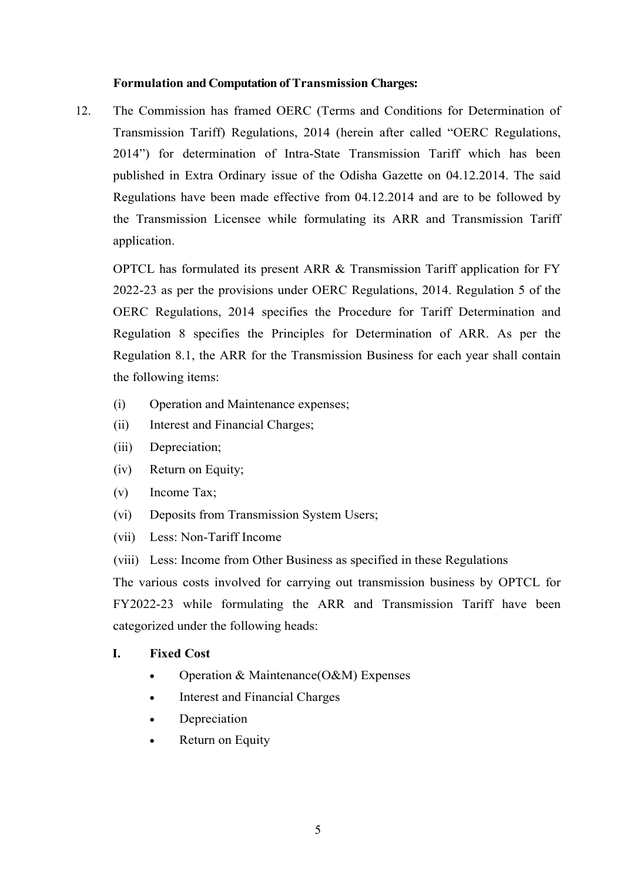**Formulation and Computation of Transmission Charges:**

12. The Commission has framed OERC (Terms and Conditions for Determination of Transmission Tariff) Regulations, 2014 (herein after called "OERC Regulations, 2014") for determination of Intra-State Transmission Tariff which has been published in Extra Ordinary issue of the Odisha Gazette on 04.12.2014. The said Regulations have been made effective from 04.12.2014 and are to be followed by the Transmission Licensee while formulating its ARR and Transmission Tariff application.

    OPTCL has formulated its present ARR & Transmission Tariff application for FY 2022-23 as per the provisions under OERC Regulations, 2014. Regulation 5 of the OERC Regulations, 2014 specifies the Procedure for Tariff Determination and Regulation 8 specifies the Principles for Determination of ARR. As per the Regulation 8.1, the ARR for the Transmission Business for each year shall contain the following items:

    (i) Operation and Maintenance expenses;
    (ii) Interest and Financial Charges;
    (iii) Depreciation;
    (iv) Return on Equity;
    (v) Income Tax;
    (vi) Deposits from Transmission System Users;
    (vii) Less: Non-Tariff Income
    (viii) Less: Income from Other Business as specified in these Regulations

    The various costs involved for carrying out transmission business by OPTCL for FY2022-23 while formulating the ARR and Transmission Tariff have been categorized under the following heads:

    **I. Fixed Cost**

    - Operation & Maintenance(O&M) Expenses
    - Interest and Financial Charges
    - Depreciation
    - Return on Equity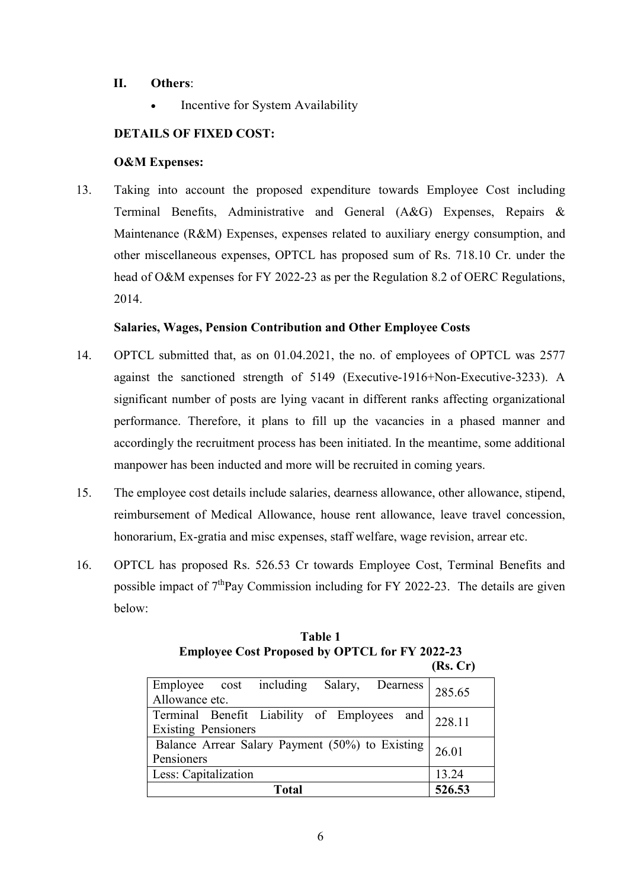## II. Others:

- Incentive for System Availability

**DETAILS OF FIXED COST:**

**O&M Expenses:**

13. Taking into account the proposed expenditure towards Employee Cost including Terminal Benefits, Administrative and General (A&G) Expenses, Repairs & Maintenance (R&M) Expenses, expenses related to auxiliary energy consumption, and other miscellaneous expenses, OPTCL has proposed sum of Rs. 718.10 Cr. under the head of O&M expenses for FY 2022-23 as per the Regulation 8.2 of OERC Regulations, 2014.

**Salaries, Wages, Pension Contribution and Other Employee Costs**

14. OPTCL submitted that, as on 01.04.2021, the no. of employees of OPTCL was 2577 against the sanctioned strength of 5149 (Executive-1916+Non-Executive-3233). A significant number of posts are lying vacant in different ranks affecting organizational performance. Therefore, it plans to fill up the vacancies in a phased manner and accordingly the recruitment process has been initiated. In the meantime, some additional manpower has been inducted and more will be recruited in coming years.

15. The employee cost details include salaries, dearness allowance, other allowance, stipend, reimbursement of Medical Allowance, house rent allowance, leave travel concession, honorarium, Ex-gratia and misc expenses, staff welfare, wage revision, arrear etc.

16. OPTCL has proposed Rs. 526.53 Cr towards Employee Cost, Terminal Benefits and possible impact of 7th Pay Commission including for FY 2022-23. The details are given below:

**Table 1**
**Employee Cost Proposed by OPTCL for FY 2022-23**
**(Rs. Cr)**

| Particulars | Amount |
|---|---|
| Employee cost including Salary, Dearness Allowance etc. | 285.65 |
| Terminal Benefit Liability of Employees and Existing Pensioners | 228.11 |
| Balance Arrear Salary Payment (50%) to Existing Pensioners | 26.01 |
| Less: Capitalization | 13.24 |
| **Total** | **526.53** |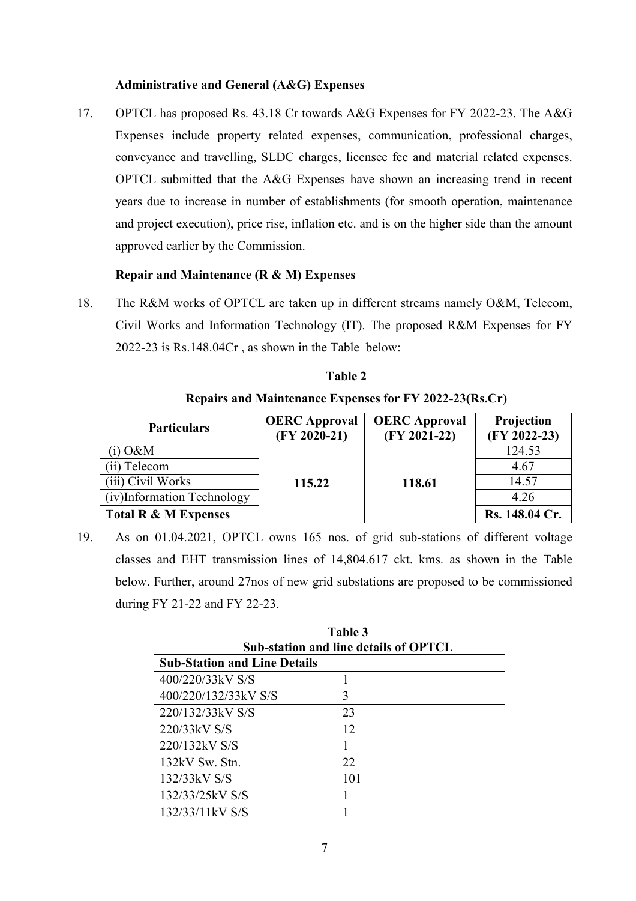**Administrative and General (A&G) Expenses**

17. OPTCL has proposed Rs. 43.18 Cr towards A&G Expenses for FY 2022-23. The A&G Expenses include property related expenses, communication, professional charges, conveyance and travelling, SLDC charges, licensee fee and material related expenses. OPTCL submitted that the A&G Expenses have shown an increasing trend in recent years due to increase in number of establishments (for smooth operation, maintenance and project execution), price rise, inflation etc. and is on the higher side than the amount approved earlier by the Commission.

**Repair and Maintenance (R & M) Expenses**

18. The R&M works of OPTCL are taken up in different streams namely O&M, Telecom, Civil Works and Information Technology (IT). The proposed R&M Expenses for FY 2022-23 is Rs.148.04Cr , as shown in the Table below:

**Table 2**

**Repairs and Maintenance Expenses for FY 2022-23(Rs.Cr)**

| Particulars | OERC Approval (FY 2020-21) | OERC Approval (FY 2021-22) | Projection (FY 2022-23) |
|---|---|---|---|
| (i) O&M | **115.22** | **118.61** | 124.53 |
| (ii) Telecom | | | 4.67 |
| (iii) Civil Works | | | 14.57 |
| (iv)Information Technology | | | 4.26 |
| **Total R & M Expenses** | | | **Rs. 148.04 Cr.** |

19. As on 01.04.2021, OPTCL owns 165 nos. of grid sub-stations of different voltage classes and EHT transmission lines of 14,804.617 ckt. kms. as shown in the Table below. Further, around 27nos of new grid substations are proposed to be commissioned during FY 21-22 and FY 22-23.

**Table 3**

**Sub-station and line details of OPTCL**

| Sub-Station and Line Details | |
|---|---|
| 400/220/33kV S/S | 1 |
| 400/220/132/33kV S/S | 3 |
| 220/132/33kV S/S | 23 |
| 220/33kV S/S | 12 |
| 220/132kV S/S | 1 |
| 132kV Sw. Stn. | 22 |
| 132/33kV S/S | 101 |
| 132/33/25kV S/S | 1 |
| 132/33/11kV S/S | 1 |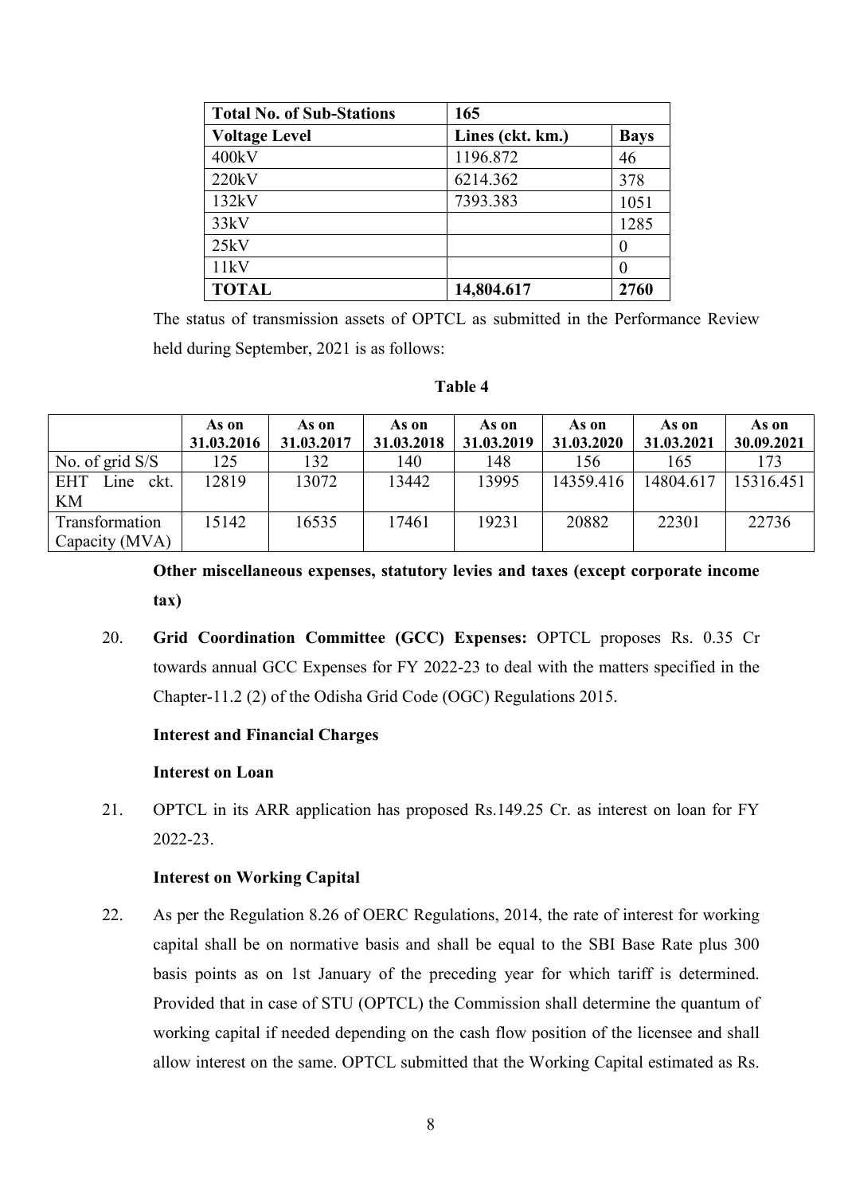| Total No. of Sub-Stations | 165 | |
|---|---|---|
| **Voltage Level** | **Lines (ckt. km.)** | **Bays** |
| 400kV | 1196.872 | 46 |
| 220kV | 6214.362 | 378 |
| 132kV | 7393.383 | 1051 |
| 33kV | | 1285 |
| 25kV | | 0 |
| 11kV | | 0 |
| **TOTAL** | **14,804.617** | **2760** |

The status of transmission assets of OPTCL as submitted in the Performance Review held during September, 2021 is as follows:

**Table 4**

| | As on 31.03.2016 | As on 31.03.2017 | As on 31.03.2018 | As on 31.03.2019 | As on 31.03.2020 | As on 31.03.2021 | As on 30.09.2021 |
|---|---|---|---|---|---|---|---|
| No. of grid S/S | 125 | 132 | 140 | 148 | 156 | 165 | 173 |
| EHT Line ckt. KM | 12819 | 13072 | 13442 | 13995 | 14359.416 | 14804.617 | 15316.451 |
| Transformation Capacity (MVA) | 15142 | 16535 | 17461 | 19231 | 20882 | 22301 | 22736 |

**Other miscellaneous expenses, statutory levies and taxes (except corporate income tax)**

20. **Grid Coordination Committee (GCC) Expenses:** OPTCL proposes Rs. 0.35 Cr towards annual GCC Expenses for FY 2022-23 to deal with the matters specified in the Chapter-11.2 (2) of the Odisha Grid Code (OGC) Regulations 2015.

**Interest and Financial Charges**

**Interest on Loan**

21. OPTCL in its ARR application has proposed Rs.149.25 Cr. as interest on loan for FY 2022-23.

**Interest on Working Capital**

22. As per the Regulation 8.26 of OERC Regulations, 2014, the rate of interest for working capital shall be on normative basis and shall be equal to the SBI Base Rate plus 300 basis points as on 1st January of the preceding year for which tariff is determined. Provided that in case of STU (OPTCL) the Commission shall determine the quantum of working capital if needed depending on the cash flow position of the licensee and shall allow interest on the same. OPTCL submitted that the Working Capital estimated as Rs.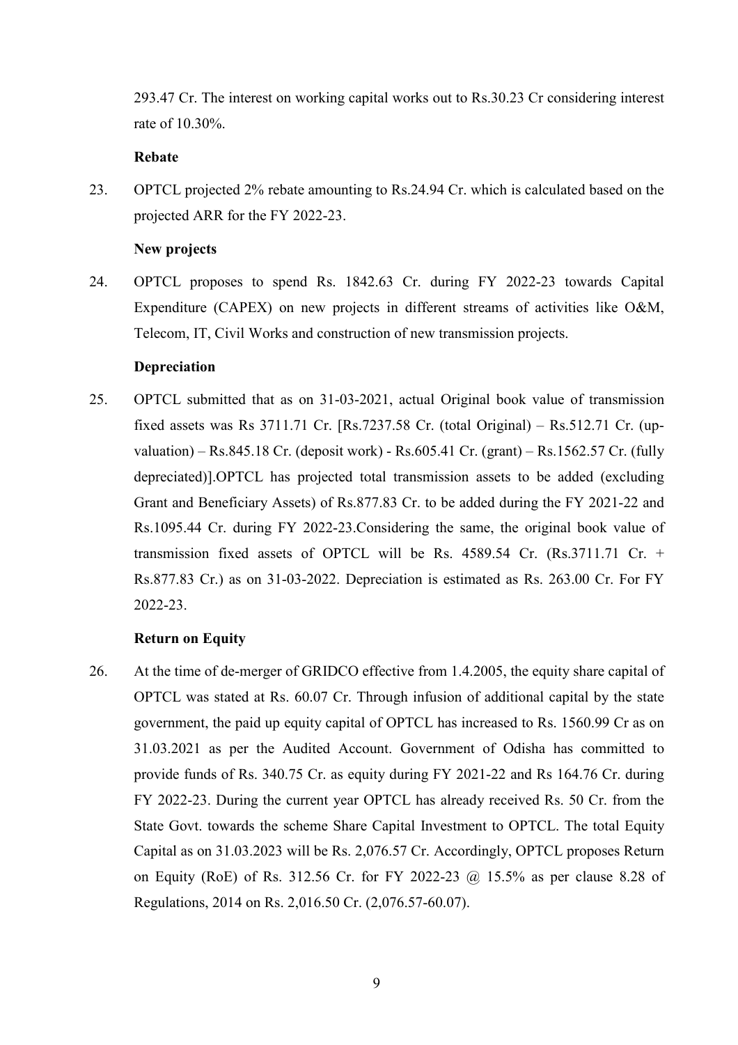293.47 Cr. The interest on working capital works out to Rs.30.23 Cr considering interest rate of 10.30%.

**Rebate**

23. OPTCL projected 2% rebate amounting to Rs.24.94 Cr. which is calculated based on the projected ARR for the FY 2022-23.

**New projects**

24. OPTCL proposes to spend Rs. 1842.63 Cr. during FY 2022-23 towards Capital Expenditure (CAPEX) on new projects in different streams of activities like O&M, Telecom, IT, Civil Works and construction of new transmission projects.

**Depreciation**

25. OPTCL submitted that as on 31-03-2021, actual Original book value of transmission fixed assets was Rs 3711.71 Cr. [Rs.7237.58 Cr. (total Original) – Rs.512.71 Cr. (up-valuation) – Rs.845.18 Cr. (deposit work) - Rs.605.41 Cr. (grant) – Rs.1562.57 Cr. (fully depreciated)].OPTCL has projected total transmission assets to be added (excluding Grant and Beneficiary Assets) of Rs.877.83 Cr. to be added during the FY 2021-22 and Rs.1095.44 Cr. during FY 2022-23.Considering the same, the original book value of transmission fixed assets of OPTCL will be Rs. 4589.54 Cr. (Rs.3711.71 Cr. + Rs.877.83 Cr.) as on 31-03-2022. Depreciation is estimated as Rs. 263.00 Cr. For FY 2022-23.

**Return on Equity**

26. At the time of de-merger of GRIDCO effective from 1.4.2005, the equity share capital of OPTCL was stated at Rs. 60.07 Cr. Through infusion of additional capital by the state government, the paid up equity capital of OPTCL has increased to Rs. 1560.99 Cr as on 31.03.2021 as per the Audited Account. Government of Odisha has committed to provide funds of Rs. 340.75 Cr. as equity during FY 2021-22 and Rs 164.76 Cr. during FY 2022-23. During the current year OPTCL has already received Rs. 50 Cr. from the State Govt. towards the scheme Share Capital Investment to OPTCL. The total Equity Capital as on 31.03.2023 will be Rs. 2,076.57 Cr. Accordingly, OPTCL proposes Return on Equity (RoE) of Rs. 312.56 Cr. for FY 2022-23 @ 15.5% as per clause 8.28 of Regulations, 2014 on Rs. 2,016.50 Cr. (2,076.57-60.07).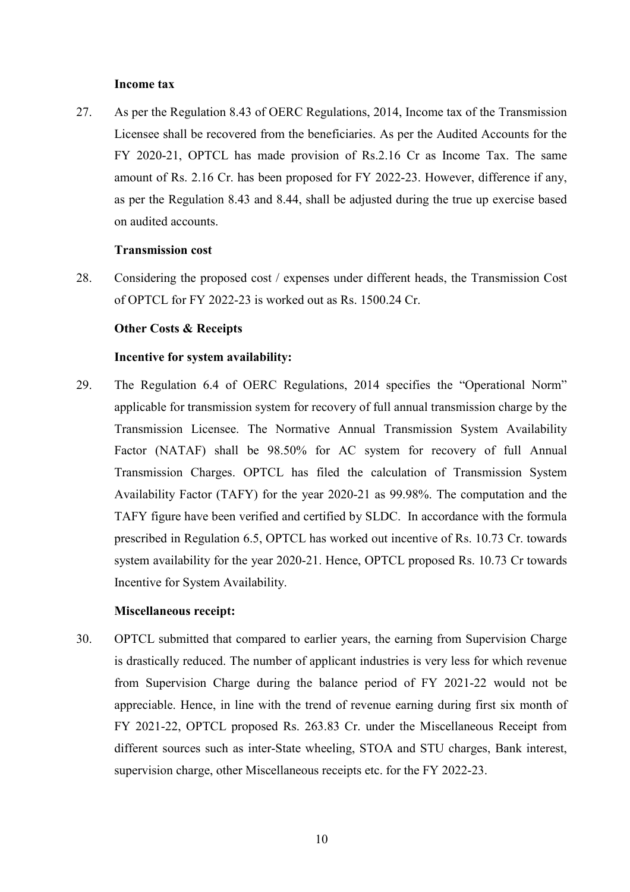**Income tax**

27. As per the Regulation 8.43 of OERC Regulations, 2014, Income tax of the Transmission Licensee shall be recovered from the beneficiaries. As per the Audited Accounts for the FY 2020-21, OPTCL has made provision of Rs.2.16 Cr as Income Tax. The same amount of Rs. 2.16 Cr. has been proposed for FY 2022-23. However, difference if any, as per the Regulation 8.43 and 8.44, shall be adjusted during the true up exercise based on audited accounts.

**Transmission cost**

28. Considering the proposed cost / expenses under different heads, the Transmission Cost of OPTCL for FY 2022-23 is worked out as Rs. 1500.24 Cr.

**Other Costs & Receipts**

**Incentive for system availability:**

29. The Regulation 6.4 of OERC Regulations, 2014 specifies the "Operational Norm" applicable for transmission system for recovery of full annual transmission charge by the Transmission Licensee. The Normative Annual Transmission System Availability Factor (NATAF) shall be 98.50% for AC system for recovery of full Annual Transmission Charges. OPTCL has filed the calculation of Transmission System Availability Factor (TAFY) for the year 2020-21 as 99.98%. The computation and the TAFY figure have been verified and certified by SLDC. In accordance with the formula prescribed in Regulation 6.5, OPTCL has worked out incentive of Rs. 10.73 Cr. towards system availability for the year 2020-21. Hence, OPTCL proposed Rs. 10.73 Cr towards Incentive for System Availability.

**Miscellaneous receipt:**

30. OPTCL submitted that compared to earlier years, the earning from Supervision Charge is drastically reduced. The number of applicant industries is very less for which revenue from Supervision Charge during the balance period of FY 2021-22 would not be appreciable. Hence, in line with the trend of revenue earning during first six month of FY 2021-22, OPTCL proposed Rs. 263.83 Cr. under the Miscellaneous Receipt from different sources such as inter-State wheeling, STOA and STU charges, Bank interest, supervision charge, other Miscellaneous receipts etc. for the FY 2022-23.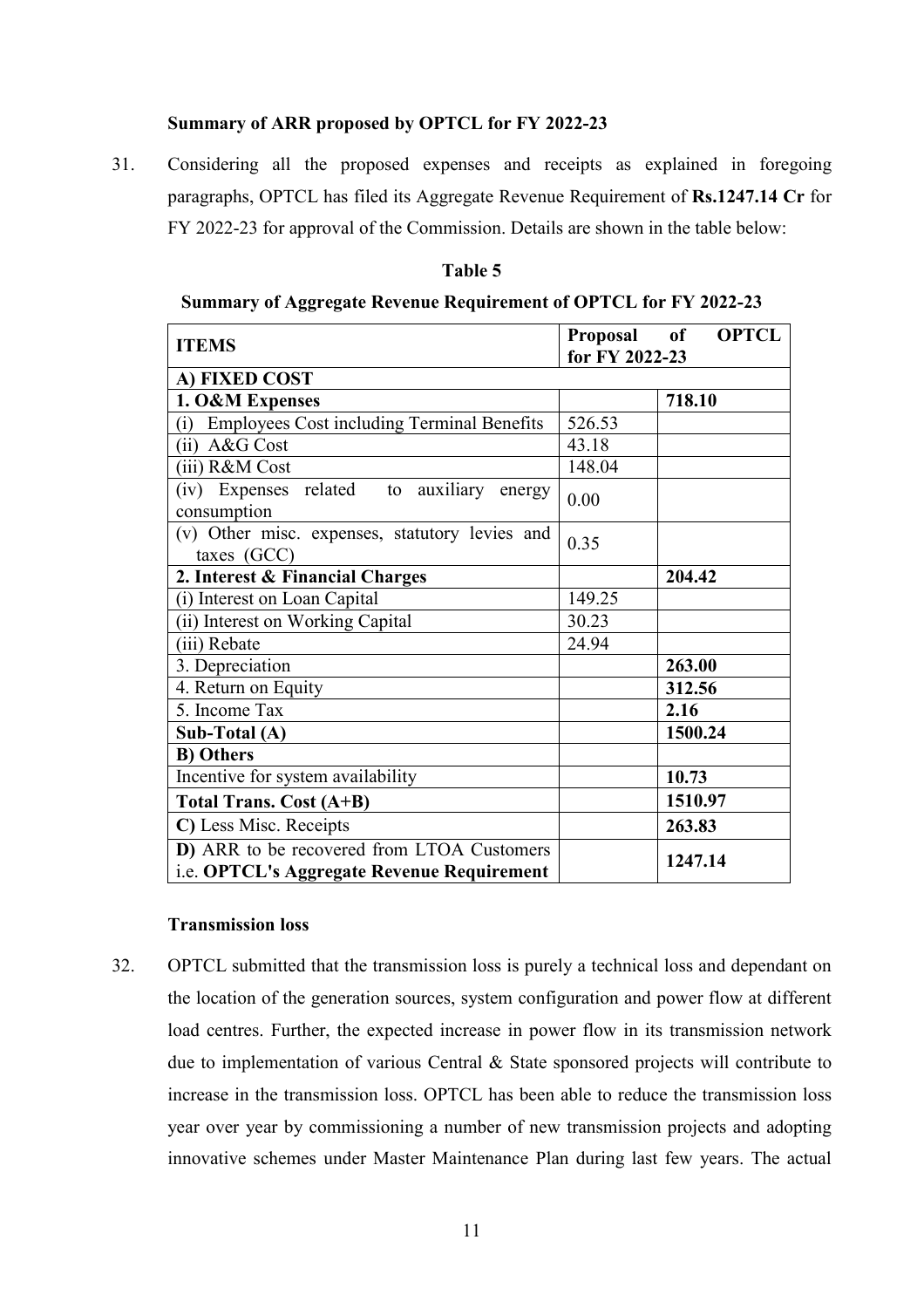### Summary of ARR proposed by OPTCL for FY 2022-23

31. Considering all the proposed expenses and receipts as explained in foregoing paragraphs, OPTCL has filed its Aggregate Revenue Requirement of **Rs.1247.14 Cr** for FY 2022-23 for approval of the Commission. Details are shown in the table below:

**Table 5**

**Summary of Aggregate Revenue Requirement of OPTCL for FY 2022-23**

| ITEMS | Proposal of OPTCL for FY 2022-23 | |
|---|---|---|
| **A) FIXED COST** | | |
| **1. O&M Expenses** | | **718.10** |
| (i) Employees Cost including Terminal Benefits | 526.53 | |
| (ii) A&G Cost | 43.18 | |
| (iii) R&M Cost | 148.04 | |
| (iv) Expenses related to auxiliary energy consumption | 0.00 | |
| (v) Other misc. expenses, statutory levies and taxes (GCC) | 0.35 | |
| **2. Interest & Financial Charges** | | **204.42** |
| (i) Interest on Loan Capital | 149.25 | |
| (ii) Interest on Working Capital | 30.23 | |
| (iii) Rebate | 24.94 | |
| 3. Depreciation | | **263.00** |
| 4. Return on Equity | | **312.56** |
| 5. Income Tax | | **2.16** |
| **Sub-Total (A)** | | **1500.24** |
| **B) Others** | | |
| Incentive for system availability | | **10.73** |
| **Total Trans. Cost (A+B)** | | **1510.97** |
| **C)** Less Misc. Receipts | | **263.83** |
| **D)** ARR to be recovered from LTOA Customers i.e. **OPTCL's Aggregate Revenue Requirement** | | **1247.14** |

### Transmission loss

32. OPTCL submitted that the transmission loss is purely a technical loss and dependant on the location of the generation sources, system configuration and power flow at different load centres. Further, the expected increase in power flow in its transmission network due to implementation of various Central & State sponsored projects will contribute to increase in the transmission loss. OPTCL has been able to reduce the transmission loss year over year by commissioning a number of new transmission projects and adopting innovative schemes under Master Maintenance Plan during last few years. The actual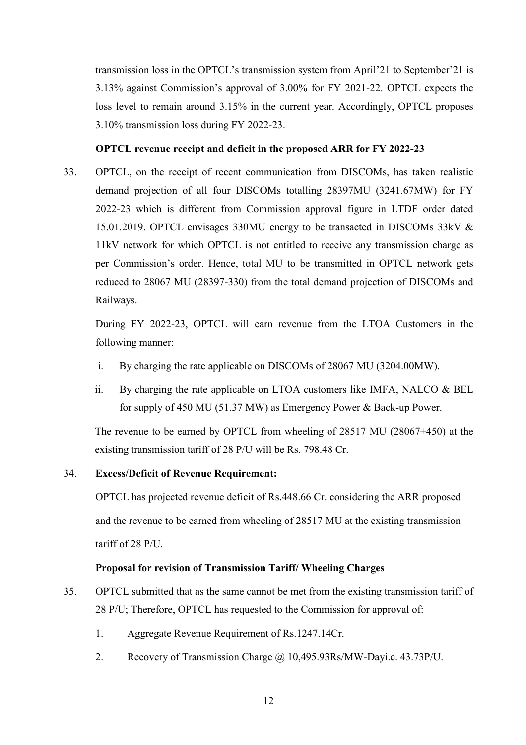transmission loss in the OPTCL's transmission system from April'21 to September'21 is 3.13% against Commission's approval of 3.00% for FY 2021-22. OPTCL expects the loss level to remain around 3.15% in the current year. Accordingly, OPTCL proposes 3.10% transmission loss during FY 2022-23.

**OPTCL revenue receipt and deficit in the proposed ARR for FY 2022-23**

33. OPTCL, on the receipt of recent communication from DISCOMs, has taken realistic demand projection of all four DISCOMs totalling 28397MU (3241.67MW) for FY 2022-23 which is different from Commission approval figure in LTDF order dated 15.01.2019. OPTCL envisages 330MU energy to be transacted in DISCOMs 33kV & 11kV network for which OPTCL is not entitled to receive any transmission charge as per Commission's order. Hence, total MU to be transmitted in OPTCL network gets reduced to 28067 MU (28397-330) from the total demand projection of DISCOMs and Railways.

    During FY 2022-23, OPTCL will earn revenue from the LTOA Customers in the following manner:

    i. By charging the rate applicable on DISCOMs of 28067 MU (3204.00MW).
    ii. By charging the rate applicable on LTOA customers like IMFA, NALCO & BEL for supply of 450 MU (51.37 MW) as Emergency Power & Back-up Power.

    The revenue to be earned by OPTCL from wheeling of 28517 MU (28067+450) at the existing transmission tariff of 28 P/U will be Rs. 798.48 Cr.

34. **Excess/Deficit of Revenue Requirement:**

    OPTCL has projected revenue deficit of Rs.448.66 Cr. considering the ARR proposed and the revenue to be earned from wheeling of 28517 MU at the existing transmission tariff of 28 P/U.

**Proposal for revision of Transmission Tariff/ Wheeling Charges**

35. OPTCL submitted that as the same cannot be met from the existing transmission tariff of 28 P/U; Therefore, OPTCL has requested to the Commission for approval of:

    1. Aggregate Revenue Requirement of Rs.1247.14Cr.
    2. Recovery of Transmission Charge @ 10,495.93Rs/MW-Dayi.e. 43.73P/U.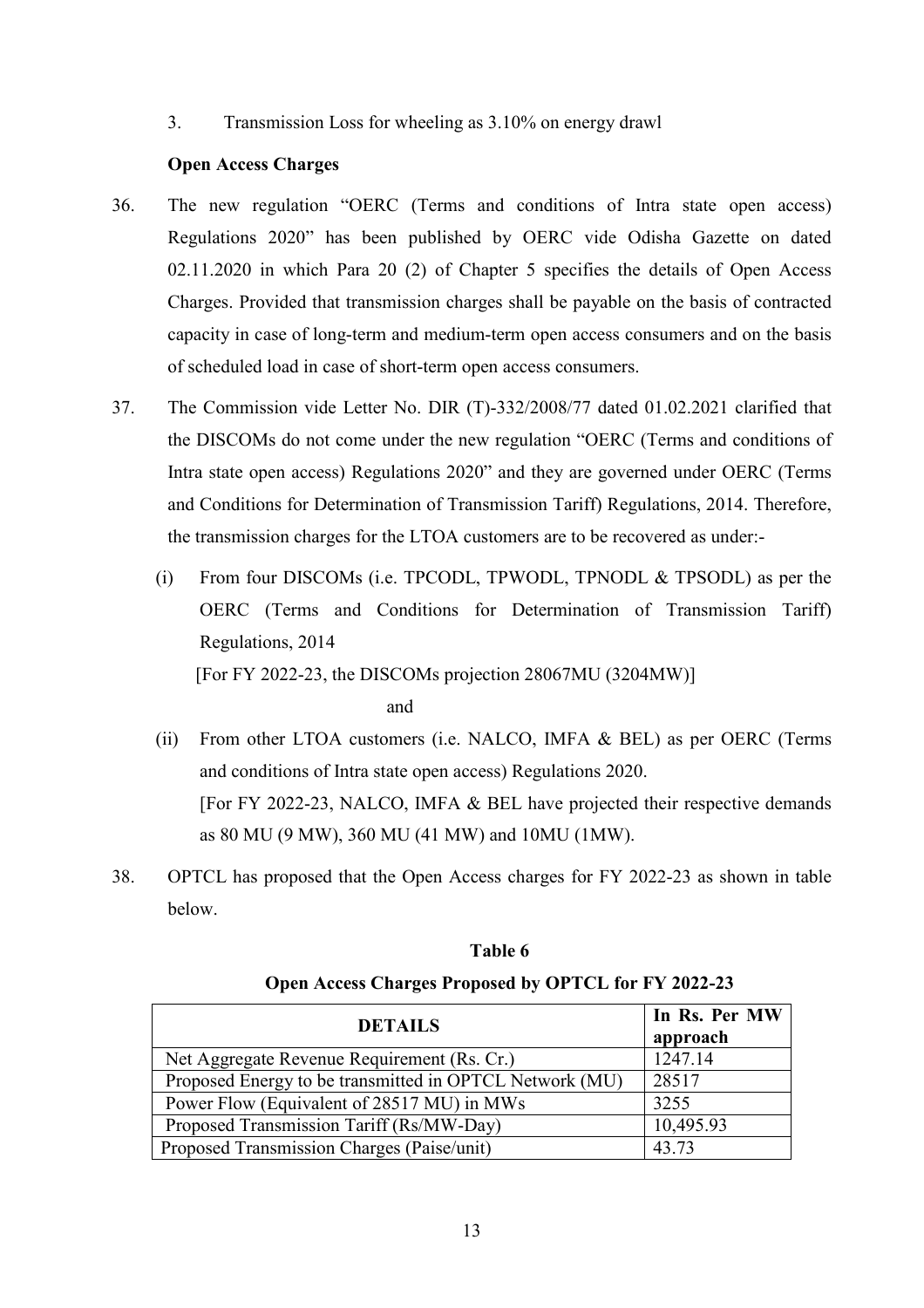3. Transmission Loss for wheeling as 3.10% on energy drawl

**Open Access Charges**

36. The new regulation "OERC (Terms and conditions of Intra state open access) Regulations 2020" has been published by OERC vide Odisha Gazette on dated 02.11.2020 in which Para 20 (2) of Chapter 5 specifies the details of Open Access Charges. Provided that transmission charges shall be payable on the basis of contracted capacity in case of long-term and medium-term open access consumers and on the basis of scheduled load in case of short-term open access consumers.

37. The Commission vide Letter No. DIR (T)-332/2008/77 dated 01.02.2021 clarified that the DISCOMs do not come under the new regulation "OERC (Terms and conditions of Intra state open access) Regulations 2020" and they are governed under OERC (Terms and Conditions for Determination of Transmission Tariff) Regulations, 2014. Therefore, the transmission charges for the LTOA customers are to be recovered as under:-

    (i) From four DISCOMs (i.e. TPCODL, TPWODL, TPNODL & TPSODL) as per the OERC (Terms and Conditions for Determination of Transmission Tariff) Regulations, 2014

    [For FY 2022-23, the DISCOMs projection 28067MU (3204MW)]

    and

    (ii) From other LTOA customers (i.e. NALCO, IMFA & BEL) as per OERC (Terms and conditions of Intra state open access) Regulations 2020.
    [For FY 2022-23, NALCO, IMFA & BEL have projected their respective demands as 80 MU (9 MW), 360 MU (41 MW) and 10MU (1MW).

38. OPTCL has proposed that the Open Access charges for FY 2022-23 as shown in table below.

**Table 6**

**Open Access Charges Proposed by OPTCL for FY 2022-23**

| DETAILS | In Rs. Per MW approach |
|---|---|
| Net Aggregate Revenue Requirement (Rs. Cr.) | 1247.14 |
| Proposed Energy to be transmitted in OPTCL Network (MU) | 28517 |
| Power Flow (Equivalent of 28517 MU) in MWs | 3255 |
| Proposed Transmission Tariff (Rs/MW-Day) | 10,495.93 |
| Proposed Transmission Charges (Paise/unit) | 43.73 |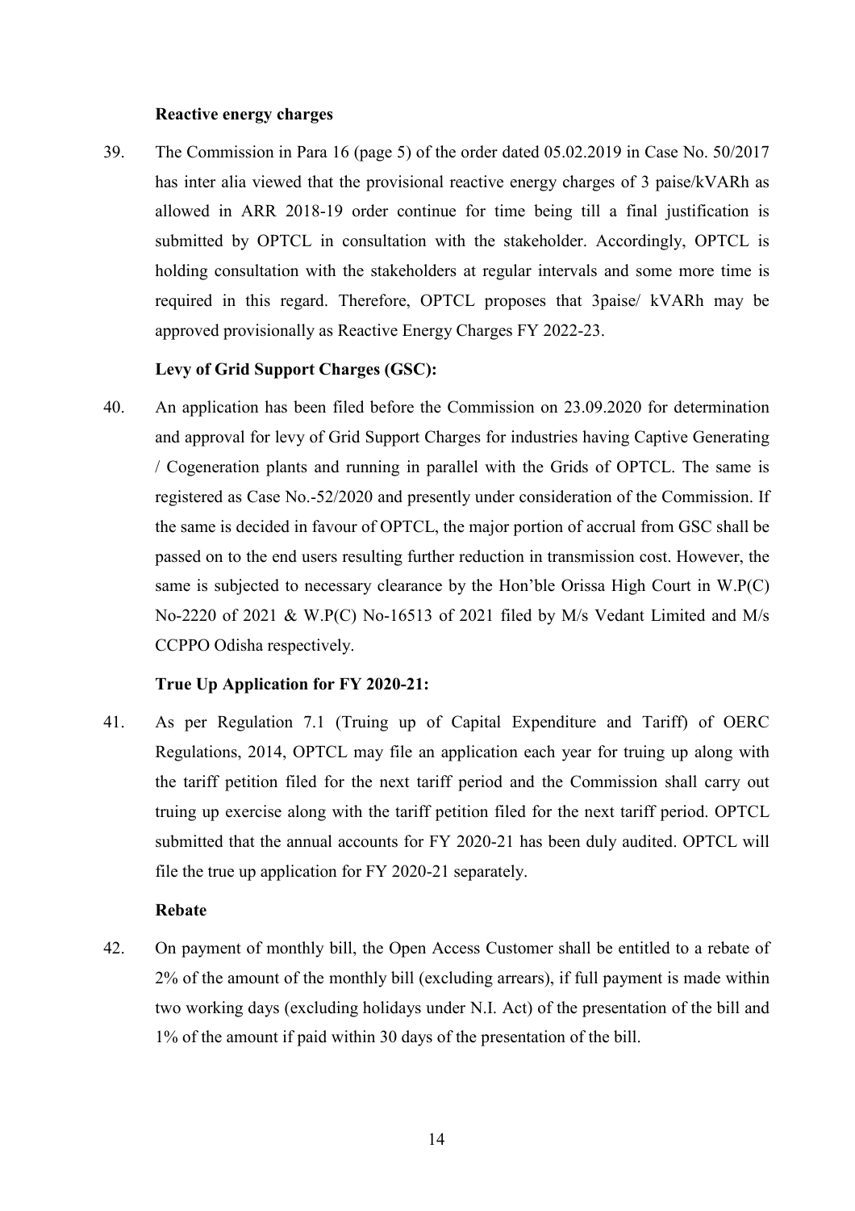**Reactive energy charges**

39. The Commission in Para 16 (page 5) of the order dated 05.02.2019 in Case No. 50/2017 has inter alia viewed that the provisional reactive energy charges of 3 paise/kVARh as allowed in ARR 2018-19 order continue for time being till a final justification is submitted by OPTCL in consultation with the stakeholder. Accordingly, OPTCL is holding consultation with the stakeholders at regular intervals and some more time is required in this regard. Therefore, OPTCL proposes that 3paise/ kVARh may be approved provisionally as Reactive Energy Charges FY 2022-23.

**Levy of Grid Support Charges (GSC):**

40. An application has been filed before the Commission on 23.09.2020 for determination and approval for levy of Grid Support Charges for industries having Captive Generating / Cogeneration plants and running in parallel with the Grids of OPTCL. The same is registered as Case No.-52/2020 and presently under consideration of the Commission. If the same is decided in favour of OPTCL, the major portion of accrual from GSC shall be passed on to the end users resulting further reduction in transmission cost. However, the same is subjected to necessary clearance by the Hon'ble Orissa High Court in W.P(C) No-2220 of 2021 & W.P(C) No-16513 of 2021 filed by M/s Vedant Limited and M/s CCPPO Odisha respectively.

**True Up Application for FY 2020-21:**

41. As per Regulation 7.1 (Truing up of Capital Expenditure and Tariff) of OERC Regulations, 2014, OPTCL may file an application each year for truing up along with the tariff petition filed for the next tariff period and the Commission shall carry out truing up exercise along with the tariff petition filed for the next tariff period. OPTCL submitted that the annual accounts for FY 2020-21 has been duly audited. OPTCL will file the true up application for FY 2020-21 separately.

**Rebate**

42. On payment of monthly bill, the Open Access Customer shall be entitled to a rebate of 2% of the amount of the monthly bill (excluding arrears), if full payment is made within two working days (excluding holidays under N.I. Act) of the presentation of the bill and 1% of the amount if paid within 30 days of the presentation of the bill.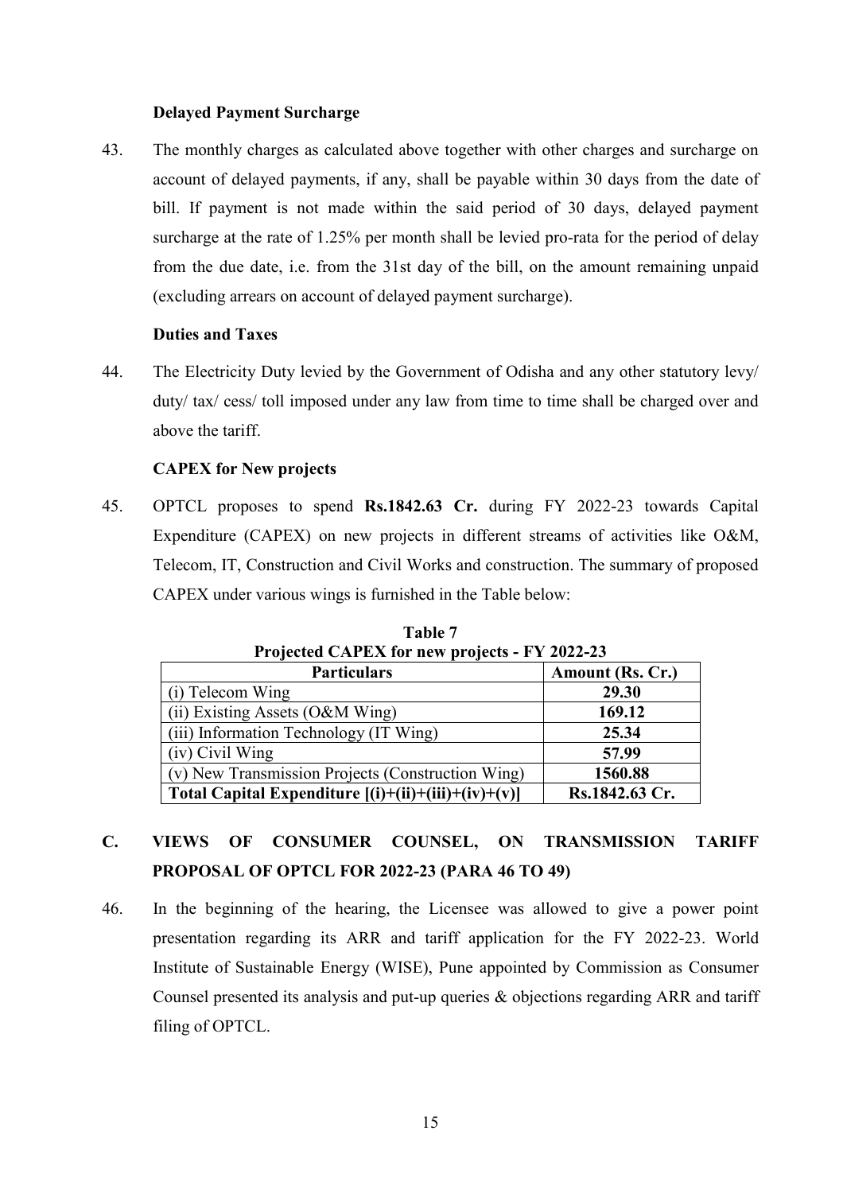**Delayed Payment Surcharge**

43. The monthly charges as calculated above together with other charges and surcharge on account of delayed payments, if any, shall be payable within 30 days from the date of bill. If payment is not made within the said period of 30 days, delayed payment surcharge at the rate of 1.25% per month shall be levied pro-rata for the period of delay from the due date, i.e. from the 31st day of the bill, on the amount remaining unpaid (excluding arrears on account of delayed payment surcharge).

**Duties and Taxes**

44. The Electricity Duty levied by the Government of Odisha and any other statutory levy/ duty/ tax/ cess/ toll imposed under any law from time to time shall be charged over and above the tariff.

**CAPEX for New projects**

45. OPTCL proposes to spend **Rs.1842.63 Cr.** during FY 2022-23 towards Capital Expenditure (CAPEX) on new projects in different streams of activities like O&M, Telecom, IT, Construction and Civil Works and construction. The summary of proposed CAPEX under various wings is furnished in the Table below:

**Table 7**
**Projected CAPEX for new projects - FY 2022-23**

| Particulars | Amount (Rs. Cr.) |
|---|---|
| (i) Telecom Wing | **29.30** |
| (ii) Existing Assets (O&M Wing) | **169.12** |
| (iii) Information Technology (IT Wing) | **25.34** |
| (iv) Civil Wing | **57.99** |
| (v) New Transmission Projects (Construction Wing) | **1560.88** |
| **Total Capital Expenditure [(i)+(ii)+(iii)+(iv)+(v)]** | **Rs.1842.63 Cr.** |

## C. VIEWS OF CONSUMER COUNSEL, ON TRANSMISSION TARIFF PROPOSAL OF OPTCL FOR 2022-23 (PARA 46 TO 49)

46. In the beginning of the hearing, the Licensee was allowed to give a power point presentation regarding its ARR and tariff application for the FY 2022-23. World Institute of Sustainable Energy (WISE), Pune appointed by Commission as Consumer Counsel presented its analysis and put-up queries & objections regarding ARR and tariff filing of OPTCL.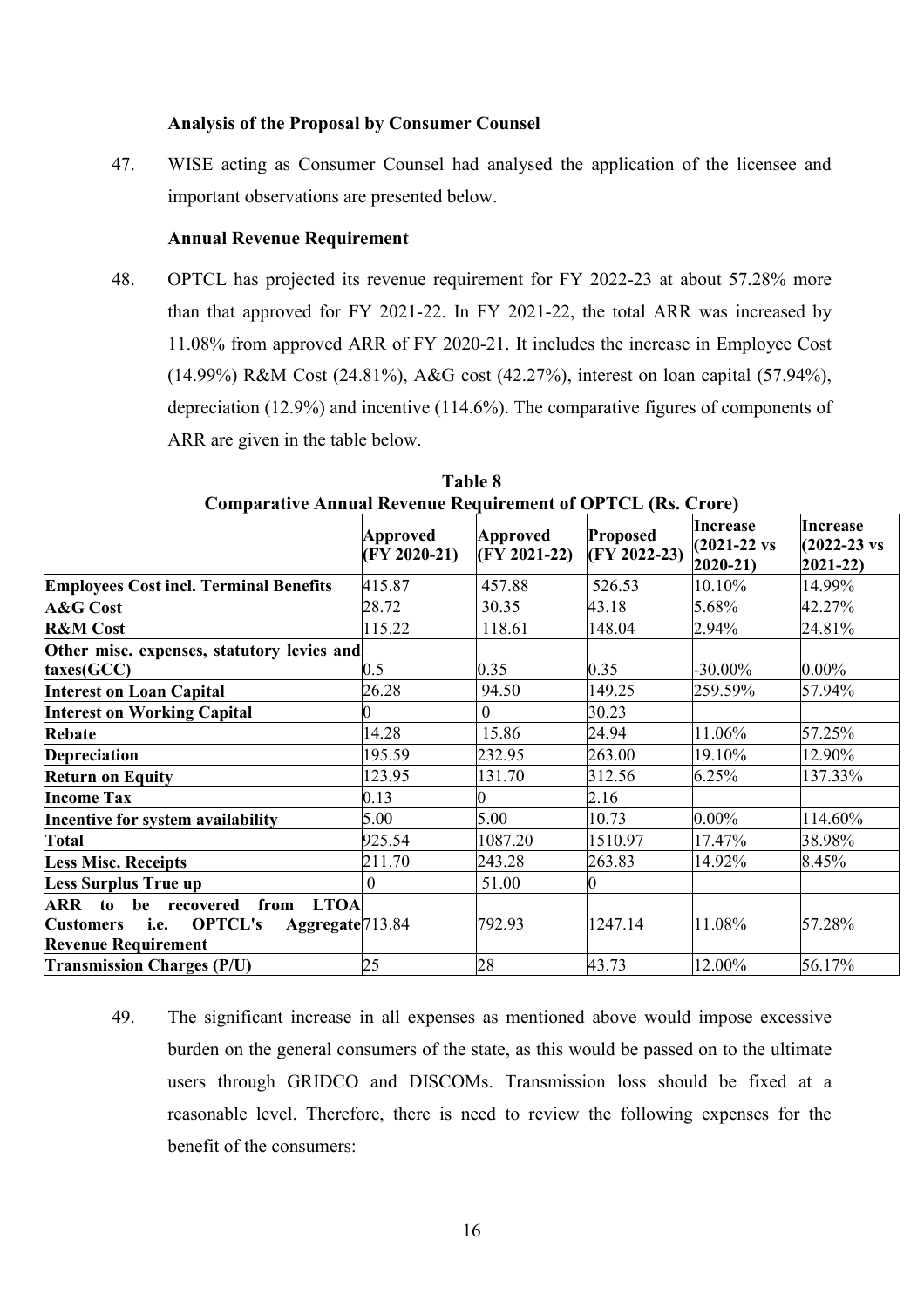### Analysis of the Proposal by Consumer Counsel

47. WISE acting as Consumer Counsel had analysed the application of the licensee and important observations are presented below.

### Annual Revenue Requirement

48. OPTCL has projected its revenue requirement for FY 2022-23 at about 57.28% more than that approved for FY 2021-22. In FY 2021-22, the total ARR was increased by 11.08% from approved ARR of FY 2020-21. It includes the increase in Employee Cost (14.99%) R&M Cost (24.81%), A&G cost (42.27%), interest on loan capital (57.94%), depreciation (12.9%) and incentive (114.6%). The comparative figures of components of ARR are given in the table below.

**Table 8**
**Comparative Annual Revenue Requirement of OPTCL (Rs. Crore)**

| | Approved (FY 2020-21) | Approved (FY 2021-22) | Proposed (FY 2022-23) | Increase (2021-22 vs 2020-21) | Increase (2022-23 vs 2021-22) |
|---|---|---|---|---|---|
| **Employees Cost incl. Terminal Benefits** | 415.87 | 457.88 | 526.53 | 10.10% | 14.99% |
| **A&G Cost** | 28.72 | 30.35 | 43.18 | 5.68% | 42.27% |
| **R&M Cost** | 115.22 | 118.61 | 148.04 | 2.94% | 24.81% |
| **Other misc. expenses, statutory levies and taxes(GCC)** | 0.5 | 0.35 | 0.35 | -30.00% | 0.00% |
| **Interest on Loan Capital** | 26.28 | 94.50 | 149.25 | 259.59% | 57.94% |
| **Interest on Working Capital** | 0 | 0 | 30.23 | | |
| **Rebate** | 14.28 | 15.86 | 24.94 | 11.06% | 57.25% |
| **Depreciation** | 195.59 | 232.95 | 263.00 | 19.10% | 12.90% |
| **Return on Equity** | 123.95 | 131.70 | 312.56 | 6.25% | 137.33% |
| **Income Tax** | 0.13 | 0 | 2.16 | | |
| **Incentive for system availability** | 5.00 | 5.00 | 10.73 | 0.00% | 114.60% |
| **Total** | 925.54 | 1087.20 | 1510.97 | 17.47% | 38.98% |
| **Less Misc. Receipts** | 211.70 | 243.28 | 263.83 | 14.92% | 8.45% |
| **Less Surplus True up** | 0 | 51.00 | 0 | | |
| **ARR to be recovered from LTOA Customers i.e. OPTCL's Aggregate Revenue Requirement** | 713.84 | 792.93 | 1247.14 | 11.08% | 57.28% |
| **Transmission Charges (P/U)** | 25 | 28 | 43.73 | 12.00% | 56.17% |

49. The significant increase in all expenses as mentioned above would impose excessive burden on the general consumers of the state, as this would be passed on to the ultimate users through GRIDCO and DISCOMs. Transmission loss should be fixed at a reasonable level. Therefore, there is need to review the following expenses for the benefit of the consumers: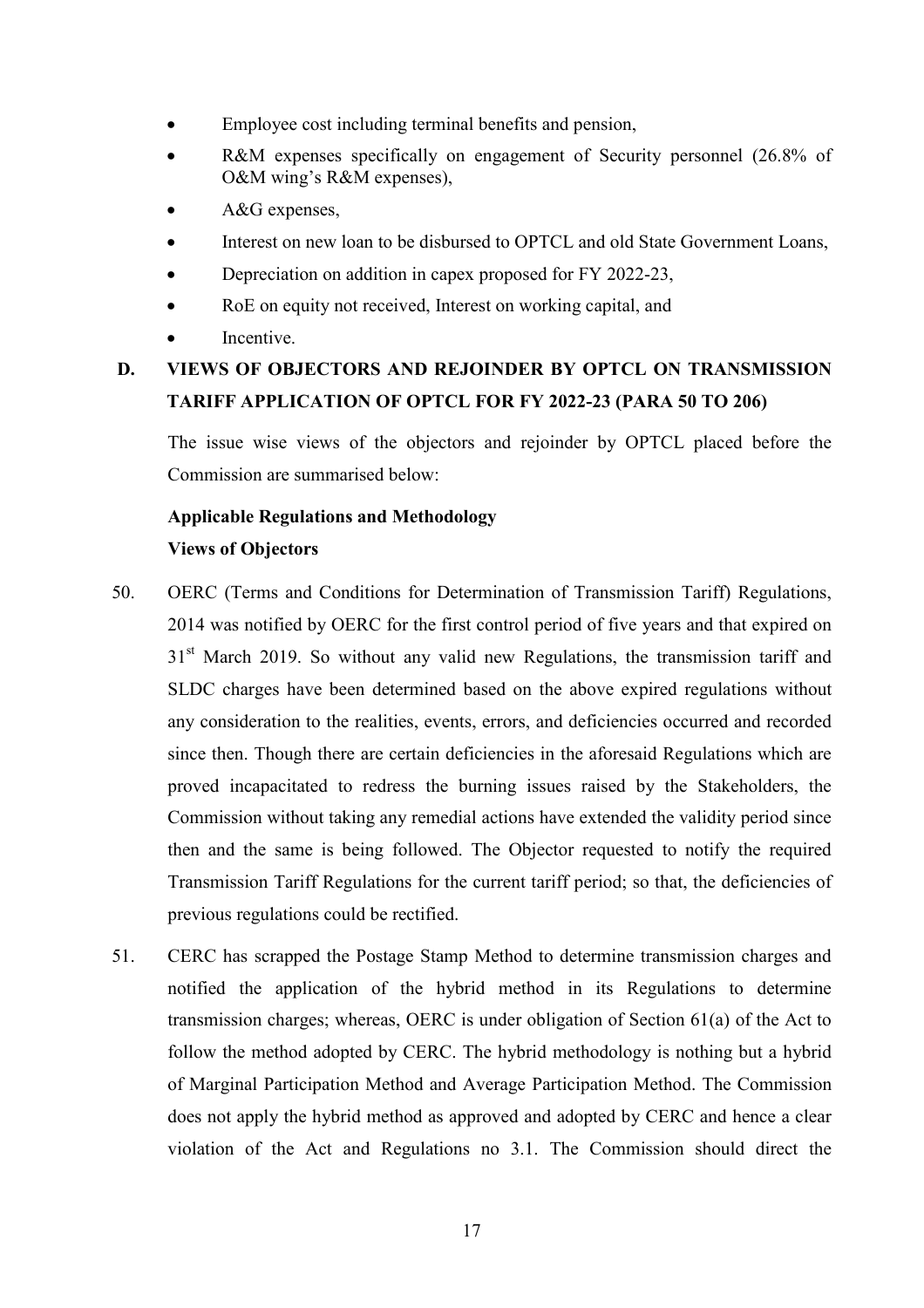- Employee cost including terminal benefits and pension,
- R&M expenses specifically on engagement of Security personnel (26.8% of O&M wing's R&M expenses),
- A&G expenses,
- Interest on new loan to be disbursed to OPTCL and old State Government Loans,
- Depreciation on addition in capex proposed for FY 2022-23,
- RoE on equity not received, Interest on working capital, and
- Incentive.

## D. VIEWS OF OBJECTORS AND REJOINDER BY OPTCL ON TRANSMISSION TARIFF APPLICATION OF OPTCL FOR FY 2022-23 (PARA 50 TO 206)

The issue wise views of the objectors and rejoinder by OPTCL placed before the Commission are summarised below:

### Applicable Regulations and Methodology

#### Views of Objectors

50. OERC (Terms and Conditions for Determination of Transmission Tariff) Regulations, 2014 was notified by OERC for the first control period of five years and that expired on 31st March 2019. So without any valid new Regulations, the transmission tariff and SLDC charges have been determined based on the above expired regulations without any consideration to the realities, events, errors, and deficiencies occurred and recorded since then. Though there are certain deficiencies in the aforesaid Regulations which are proved incapacitated to redress the burning issues raised by the Stakeholders, the Commission without taking any remedial actions have extended the validity period since then and the same is being followed. The Objector requested to notify the required Transmission Tariff Regulations for the current tariff period; so that, the deficiencies of previous regulations could be rectified.

51. CERC has scrapped the Postage Stamp Method to determine transmission charges and notified the application of the hybrid method in its Regulations to determine transmission charges; whereas, OERC is under obligation of Section 61(a) of the Act to follow the method adopted by CERC. The hybrid methodology is nothing but a hybrid of Marginal Participation Method and Average Participation Method. The Commission does not apply the hybrid method as approved and adopted by CERC and hence a clear violation of the Act and Regulations no 3.1. The Commission should direct the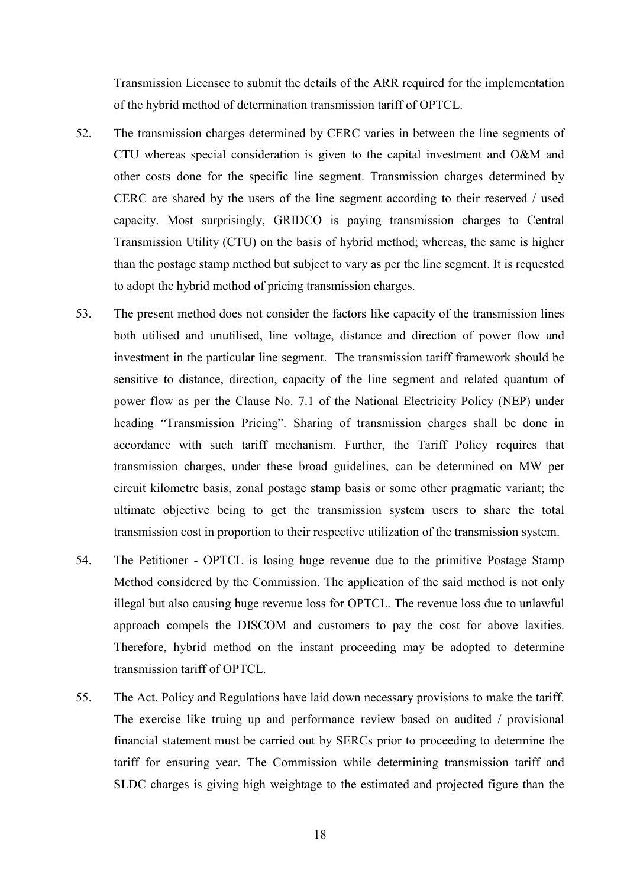Transmission Licensee to submit the details of the ARR required for the implementation of the hybrid method of determination transmission tariff of OPTCL.

52. The transmission charges determined by CERC varies in between the line segments of CTU whereas special consideration is given to the capital investment and O&M and other costs done for the specific line segment. Transmission charges determined by CERC are shared by the users of the line segment according to their reserved / used capacity. Most surprisingly, GRIDCO is paying transmission charges to Central Transmission Utility (CTU) on the basis of hybrid method; whereas, the same is higher than the postage stamp method but subject to vary as per the line segment. It is requested to adopt the hybrid method of pricing transmission charges.

53. The present method does not consider the factors like capacity of the transmission lines both utilised and unutilised, line voltage, distance and direction of power flow and investment in the particular line segment. The transmission tariff framework should be sensitive to distance, direction, capacity of the line segment and related quantum of power flow as per the Clause No. 7.1 of the National Electricity Policy (NEP) under heading "Transmission Pricing". Sharing of transmission charges shall be done in accordance with such tariff mechanism. Further, the Tariff Policy requires that transmission charges, under these broad guidelines, can be determined on MW per circuit kilometre basis, zonal postage stamp basis or some other pragmatic variant; the ultimate objective being to get the transmission system users to share the total transmission cost in proportion to their respective utilization of the transmission system.

54. The Petitioner - OPTCL is losing huge revenue due to the primitive Postage Stamp Method considered by the Commission. The application of the said method is not only illegal but also causing huge revenue loss for OPTCL. The revenue loss due to unlawful approach compels the DISCOM and customers to pay the cost for above laxities. Therefore, hybrid method on the instant proceeding may be adopted to determine transmission tariff of OPTCL.

55. The Act, Policy and Regulations have laid down necessary provisions to make the tariff. The exercise like truing up and performance review based on audited / provisional financial statement must be carried out by SERCs prior to proceeding to determine the tariff for ensuring year. The Commission while determining transmission tariff and SLDC charges is giving high weightage to the estimated and projected figure than the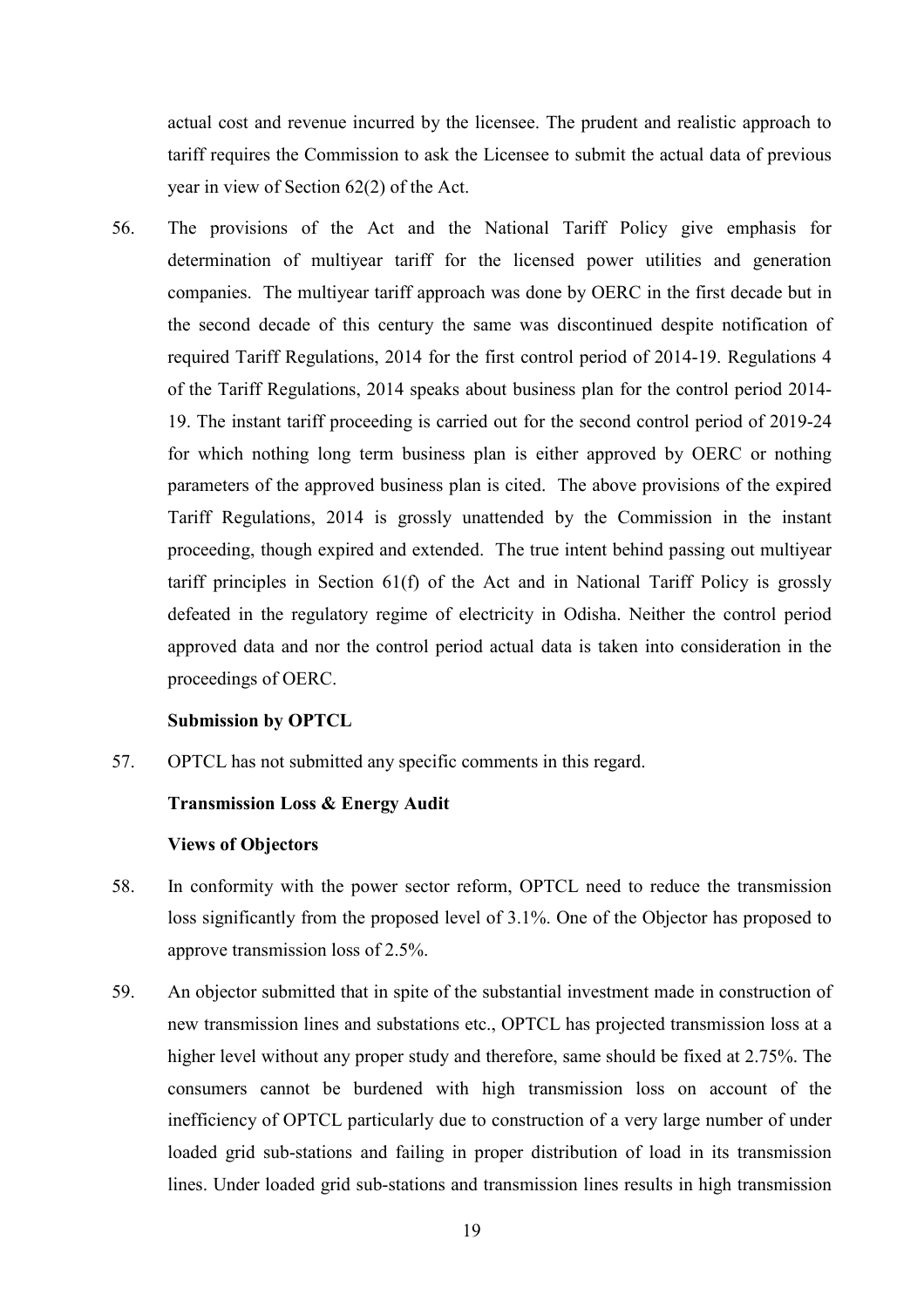actual cost and revenue incurred by the licensee. The prudent and realistic approach to tariff requires the Commission to ask the Licensee to submit the actual data of previous year in view of Section 62(2) of the Act.

56. The provisions of the Act and the National Tariff Policy give emphasis for determination of multiyear tariff for the licensed power utilities and generation companies. The multiyear tariff approach was done by OERC in the first decade but in the second decade of this century the same was discontinued despite notification of required Tariff Regulations, 2014 for the first control period of 2014-19. Regulations 4 of the Tariff Regulations, 2014 speaks about business plan for the control period 2014-19. The instant tariff proceeding is carried out for the second control period of 2019-24 for which nothing long term business plan is either approved by OERC or nothing parameters of the approved business plan is cited. The above provisions of the expired Tariff Regulations, 2014 is grossly unattended by the Commission in the instant proceeding, though expired and extended. The true intent behind passing out multiyear tariff principles in Section 61(f) of the Act and in National Tariff Policy is grossly defeated in the regulatory regime of electricity in Odisha. Neither the control period approved data and nor the control period actual data is taken into consideration in the proceedings of OERC.

**Submission by OPTCL**

57. OPTCL has not submitted any specific comments in this regard.

**Transmission Loss & Energy Audit**

**Views of Objectors**

58. In conformity with the power sector reform, OPTCL need to reduce the transmission loss significantly from the proposed level of 3.1%. One of the Objector has proposed to approve transmission loss of 2.5%.

59. An objector submitted that in spite of the substantial investment made in construction of new transmission lines and substations etc., OPTCL has projected transmission loss at a higher level without any proper study and therefore, same should be fixed at 2.75%. The consumers cannot be burdened with high transmission loss on account of the inefficiency of OPTCL particularly due to construction of a very large number of under loaded grid sub-stations and failing in proper distribution of load in its transmission lines. Under loaded grid sub-stations and transmission lines results in high transmission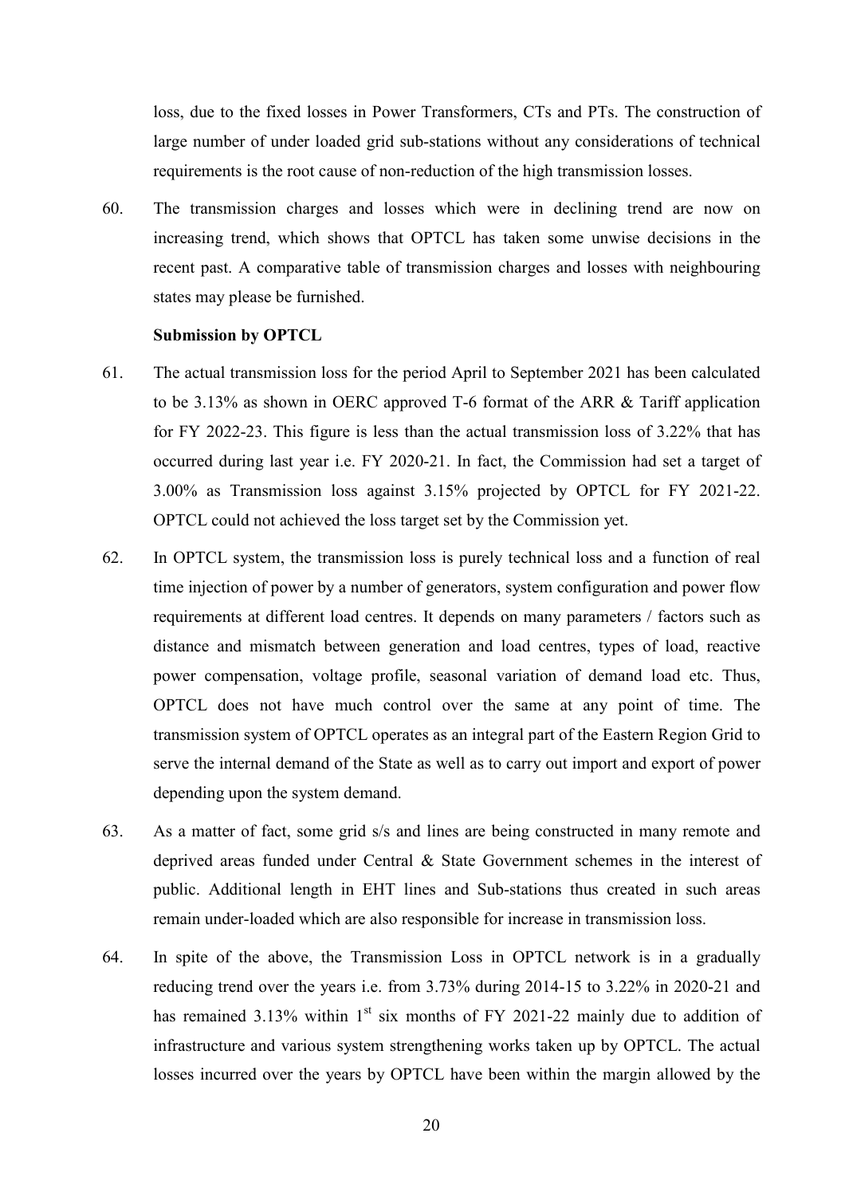loss, due to the fixed losses in Power Transformers, CTs and PTs. The construction of large number of under loaded grid sub-stations without any considerations of technical requirements is the root cause of non-reduction of the high transmission losses.

60. The transmission charges and losses which were in declining trend are now on increasing trend, which shows that OPTCL has taken some unwise decisions in the recent past. A comparative table of transmission charges and losses with neighbouring states may please be furnished.

**Submission by OPTCL**

61. The actual transmission loss for the period April to September 2021 has been calculated to be 3.13% as shown in OERC approved T-6 format of the ARR & Tariff application for FY 2022-23. This figure is less than the actual transmission loss of 3.22% that has occurred during last year i.e. FY 2020-21. In fact, the Commission had set a target of 3.00% as Transmission loss against 3.15% projected by OPTCL for FY 2021-22. OPTCL could not achieved the loss target set by the Commission yet.

62. In OPTCL system, the transmission loss is purely technical loss and a function of real time injection of power by a number of generators, system configuration and power flow requirements at different load centres. It depends on many parameters / factors such as distance and mismatch between generation and load centres, types of load, reactive power compensation, voltage profile, seasonal variation of demand load etc. Thus, OPTCL does not have much control over the same at any point of time. The transmission system of OPTCL operates as an integral part of the Eastern Region Grid to serve the internal demand of the State as well as to carry out import and export of power depending upon the system demand.

63. As a matter of fact, some grid s/s and lines are being constructed in many remote and deprived areas funded under Central & State Government schemes in the interest of public. Additional length in EHT lines and Sub-stations thus created in such areas remain under-loaded which are also responsible for increase in transmission loss.

64. In spite of the above, the Transmission Loss in OPTCL network is in a gradually reducing trend over the years i.e. from 3.73% during 2014-15 to 3.22% in 2020-21 and has remained 3.13% within 1st six months of FY 2021-22 mainly due to addition of infrastructure and various system strengthening works taken up by OPTCL. The actual losses incurred over the years by OPTCL have been within the margin allowed by the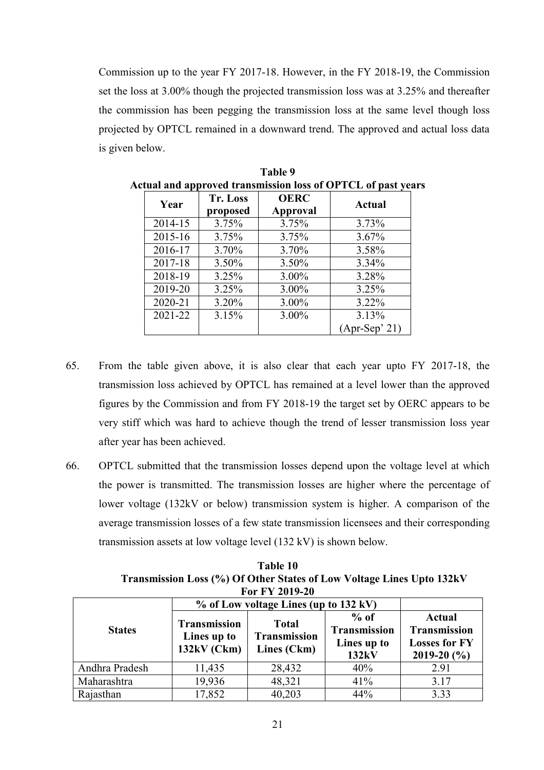Commission up to the year FY 2017-18. However, in the FY 2018-19, the Commission set the loss at 3.00% though the projected transmission loss was at 3.25% and thereafter the commission has been pegging the transmission loss at the same level though loss projected by OPTCL remained in a downward trend. The approved and actual loss data is given below.

**Table 9**
**Actual and approved transmission loss of OPTCL of past years**

| Year | Tr. Loss proposed | OERC Approval | Actual |
|---|---|---|---|
| 2014-15 | 3.75% | 3.75% | 3.73% |
| 2015-16 | 3.75% | 3.75% | 3.67% |
| 2016-17 | 3.70% | 3.70% | 3.58% |
| 2017-18 | 3.50% | 3.50% | 3.34% |
| 2018-19 | 3.25% | 3.00% | 3.28% |
| 2019-20 | 3.25% | 3.00% | 3.25% |
| 2020-21 | 3.20% | 3.00% | 3.22% |
| 2021-22 | 3.15% | 3.00% | 3.13% (Apr-Sep' 21) |

65. From the table given above, it is also clear that each year upto FY 2017-18, the transmission loss achieved by OPTCL has remained at a level lower than the approved figures by the Commission and from FY 2018-19 the target set by OERC appears to be very stiff which was hard to achieve though the trend of lesser transmission loss year after year has been achieved.

66. OPTCL submitted that the transmission losses depend upon the voltage level at which the power is transmitted. The transmission losses are higher where the percentage of lower voltage (132kV or below) transmission system is higher. A comparison of the average transmission losses of a few state transmission licensees and their corresponding transmission assets at low voltage level (132 kV) is shown below.

**Table 10**
**Transmission Loss (%) Of Other States of Low Voltage Lines Upto 132kV For FY 2019-20**

| States | % of Low voltage Lines (up to 132 kV) | | | |
|---|---|---|---|---|
| | Transmission Lines up to 132kV (Ckm) | Total Transmission Lines (Ckm) | % of Transmission Lines up to 132kV | Actual Transmission Losses for FY 2019-20 (%) |
| Andhra Pradesh | 11,435 | 28,432 | 40% | 2.91 |
| Maharashtra | 19,936 | 48,321 | 41% | 3.17 |
| Rajasthan | 17,852 | 40,203 | 44% | 3.33 |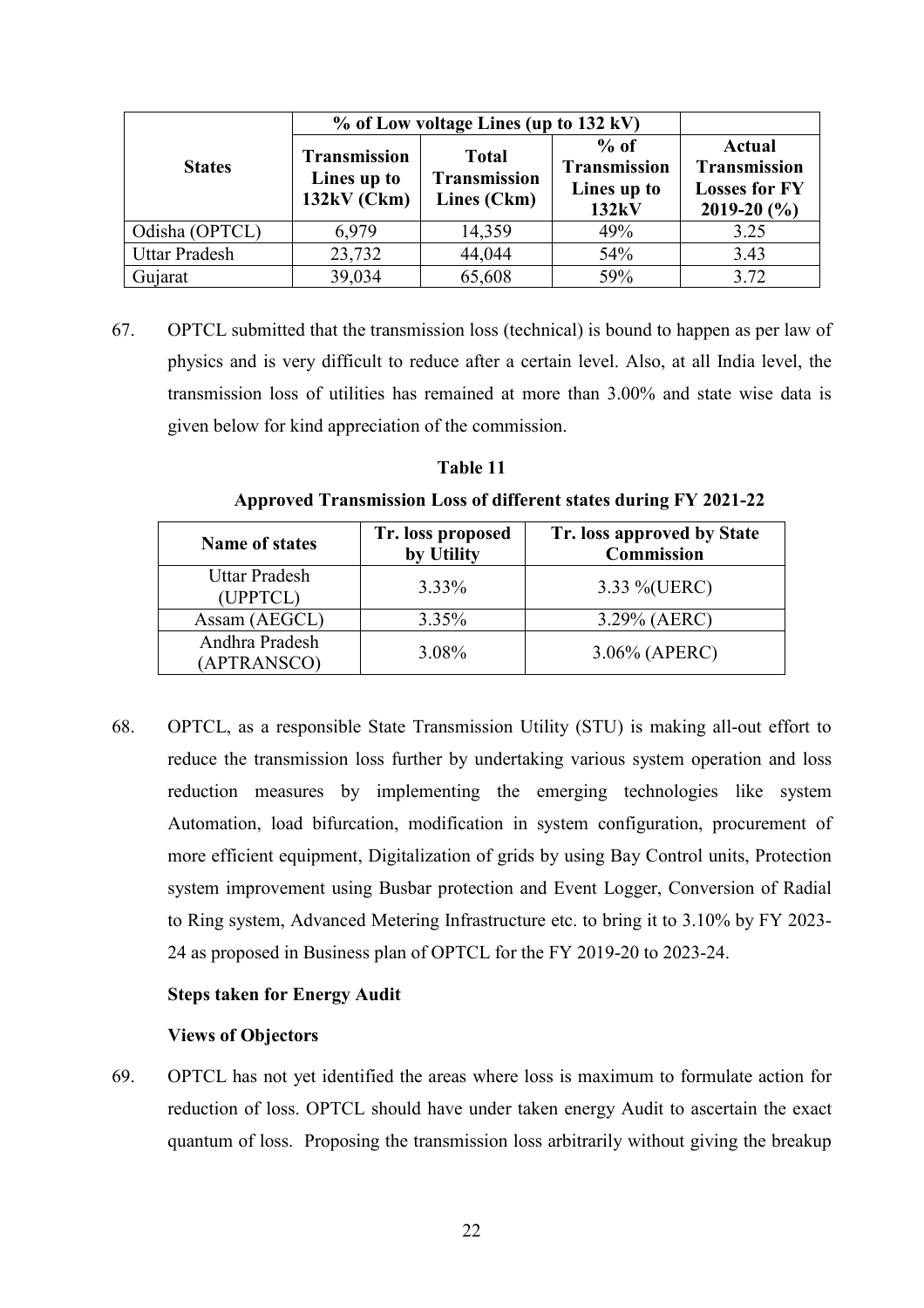| States | % of Low voltage Lines (up to 132 kV) | | | Actual Transmission Losses for FY 2019-20 (%) |
|---|---|---|---|---|
| | Transmission Lines up to 132kV (Ckm) | Total Transmission Lines (Ckm) | % of Transmission Lines up to 132kV | |
| Odisha (OPTCL) | 6,979 | 14,359 | 49% | 3.25 |
| Uttar Pradesh | 23,732 | 44,044 | 54% | 3.43 |
| Gujarat | 39,034 | 65,608 | 59% | 3.72 |

67. OPTCL submitted that the transmission loss (technical) is bound to happen as per law of physics and is very difficult to reduce after a certain level. Also, at all India level, the transmission loss of utilities has remained at more than 3.00% and state wise data is given below for kind appreciation of the commission.

**Table 11**

**Approved Transmission Loss of different states during FY 2021-22**

| Name of states | Tr. loss proposed by Utility | Tr. loss approved by State Commission |
|---|---|---|
| Uttar Pradesh (UPPTCL) | 3.33% | 3.33 %(UERC) |
| Assam (AEGCL) | 3.35% | 3.29% (AERC) |
| Andhra Pradesh (APTRANSCO) | 3.08% | 3.06% (APERC) |

68. OPTCL, as a responsible State Transmission Utility (STU) is making all-out effort to reduce the transmission loss further by undertaking various system operation and loss reduction measures by implementing the emerging technologies like system Automation, load bifurcation, modification in system configuration, procurement of more efficient equipment, Digitalization of grids by using Bay Control units, Protection system improvement using Busbar protection and Event Logger, Conversion of Radial to Ring system, Advanced Metering Infrastructure etc. to bring it to 3.10% by FY 2023-24 as proposed in Business plan of OPTCL for the FY 2019-20 to 2023-24.

**Steps taken for Energy Audit**

**Views of Objectors**

69. OPTCL has not yet identified the areas where loss is maximum to formulate action for reduction of loss. OPTCL should have under taken energy Audit to ascertain the exact quantum of loss. Proposing the transmission loss arbitrarily without giving the breakup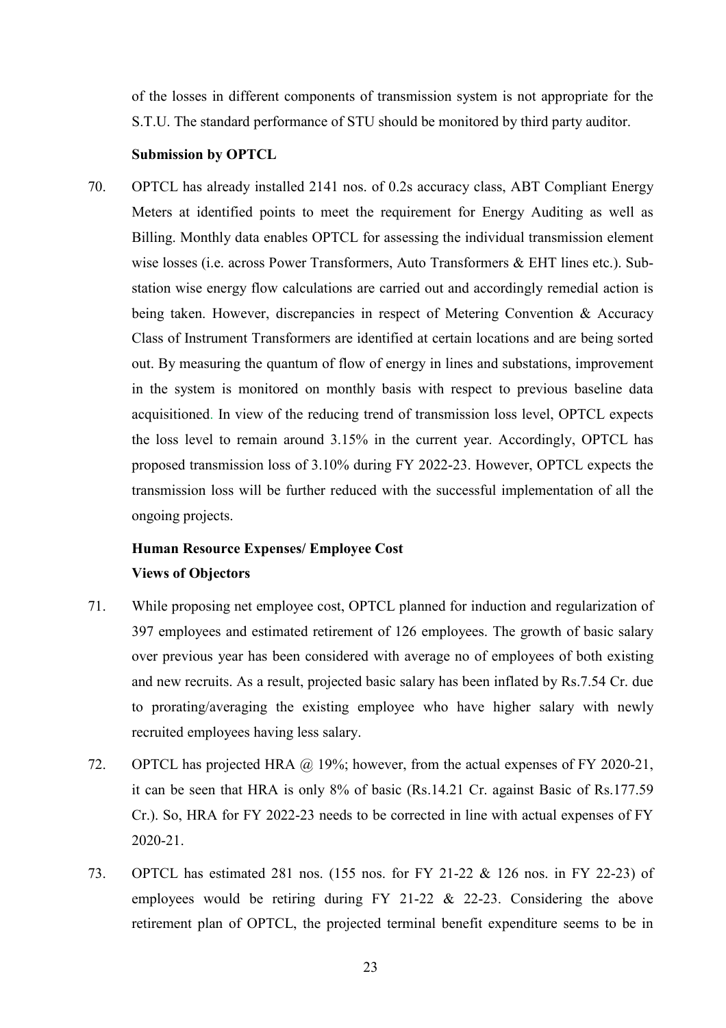of the losses in different components of transmission system is not appropriate for the S.T.U. The standard performance of STU should be monitored by third party auditor.

**Submission by OPTCL**

70. OPTCL has already installed 2141 nos. of 0.2s accuracy class, ABT Compliant Energy Meters at identified points to meet the requirement for Energy Auditing as well as Billing. Monthly data enables OPTCL for assessing the individual transmission element wise losses (i.e. across Power Transformers, Auto Transformers & EHT lines etc.). Sub-station wise energy flow calculations are carried out and accordingly remedial action is being taken. However, discrepancies in respect of Metering Convention & Accuracy Class of Instrument Transformers are identified at certain locations and are being sorted out. By measuring the quantum of flow of energy in lines and substations, improvement in the system is monitored on monthly basis with respect to previous baseline data acquisitioned. In view of the reducing trend of transmission loss level, OPTCL expects the loss level to remain around 3.15% in the current year. Accordingly, OPTCL has proposed transmission loss of 3.10% during FY 2022-23. However, OPTCL expects the transmission loss will be further reduced with the successful implementation of all the ongoing projects.

**Human Resource Expenses/ Employee Cost**

**Views of Objectors**

71. While proposing net employee cost, OPTCL planned for induction and regularization of 397 employees and estimated retirement of 126 employees. The growth of basic salary over previous year has been considered with average no of employees of both existing and new recruits. As a result, projected basic salary has been inflated by Rs.7.54 Cr. due to prorating/averaging the existing employee who have higher salary with newly recruited employees having less salary.

72. OPTCL has projected HRA @ 19%; however, from the actual expenses of FY 2020-21, it can be seen that HRA is only 8% of basic (Rs.14.21 Cr. against Basic of Rs.177.59 Cr.). So, HRA for FY 2022-23 needs to be corrected in line with actual expenses of FY 2020-21.

73. OPTCL has estimated 281 nos. (155 nos. for FY 21-22 & 126 nos. in FY 22-23) of employees would be retiring during FY 21-22 & 22-23. Considering the above retirement plan of OPTCL, the projected terminal benefit expenditure seems to be in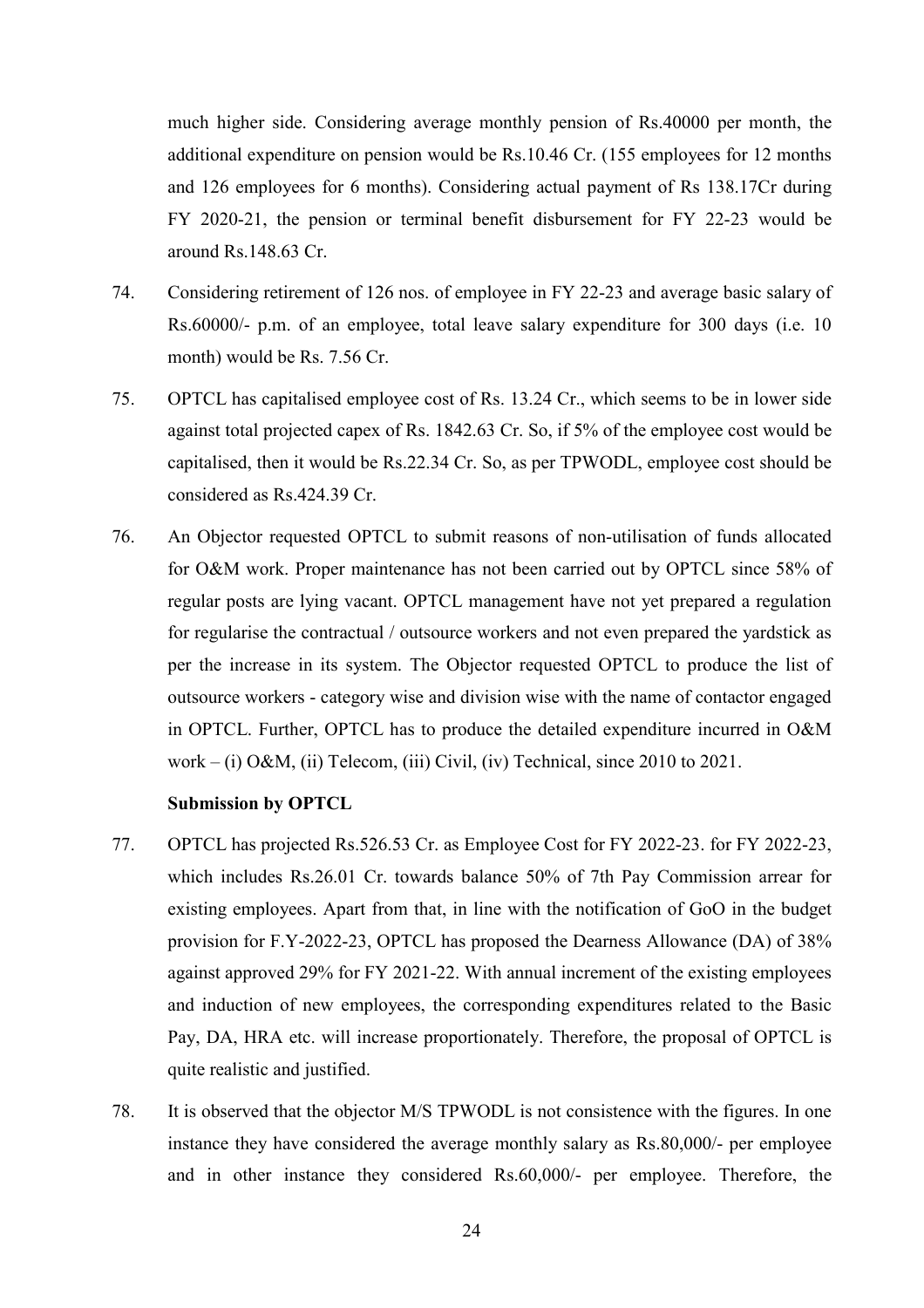much higher side. Considering average monthly pension of Rs.40000 per month, the additional expenditure on pension would be Rs.10.46 Cr. (155 employees for 12 months and 126 employees for 6 months). Considering actual payment of Rs 138.17Cr during FY 2020-21, the pension or terminal benefit disbursement for FY 22-23 would be around Rs.148.63 Cr.

74. Considering retirement of 126 nos. of employee in FY 22-23 and average basic salary of Rs.60000/- p.m. of an employee, total leave salary expenditure for 300 days (i.e. 10 month) would be Rs. 7.56 Cr.

75. OPTCL has capitalised employee cost of Rs. 13.24 Cr., which seems to be in lower side against total projected capex of Rs. 1842.63 Cr. So, if 5% of the employee cost would be capitalised, then it would be Rs.22.34 Cr. So, as per TPWODL, employee cost should be considered as Rs.424.39 Cr.

76. An Objector requested OPTCL to submit reasons of non-utilisation of funds allocated for O&M work. Proper maintenance has not been carried out by OPTCL since 58% of regular posts are lying vacant. OPTCL management have not yet prepared a regulation for regularise the contractual / outsource workers and not even prepared the yardstick as per the increase in its system. The Objector requested OPTCL to produce the list of outsource workers - category wise and division wise with the name of contactor engaged in OPTCL. Further, OPTCL has to produce the detailed expenditure incurred in O&M work – (i) O&M, (ii) Telecom, (iii) Civil, (iv) Technical, since 2010 to 2021.

**Submission by OPTCL**

77. OPTCL has projected Rs.526.53 Cr. as Employee Cost for FY 2022-23. for FY 2022-23, which includes Rs.26.01 Cr. towards balance 50% of 7th Pay Commission arrear for existing employees. Apart from that, in line with the notification of GoO in the budget provision for F.Y-2022-23, OPTCL has proposed the Dearness Allowance (DA) of 38% against approved 29% for FY 2021-22. With annual increment of the existing employees and induction of new employees, the corresponding expenditures related to the Basic Pay, DA, HRA etc. will increase proportionately. Therefore, the proposal of OPTCL is quite realistic and justified.

78. It is observed that the objector M/S TPWODL is not consistence with the figures. In one instance they have considered the average monthly salary as Rs.80,000/- per employee and in other instance they considered Rs.60,000/- per employee. Therefore, the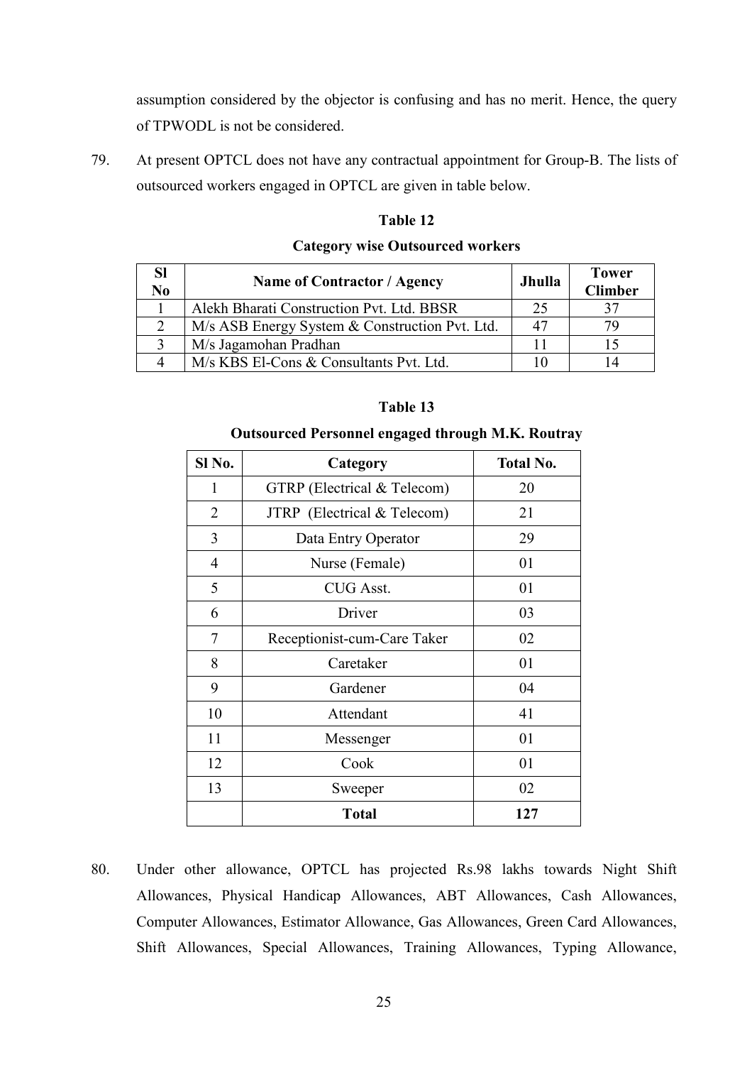assumption considered by the objector is confusing and has no merit. Hence, the query of TPWODL is not be considered.

79. At present OPTCL does not have any contractual appointment for Group-B. The lists of outsourced workers engaged in OPTCL are given in table below.

**Table 12**

**Category wise Outsourced workers**

| Sl No | Name of Contractor / Agency | Jhulla | Tower Climber |
|---|---|---|---|
| 1 | Alekh Bharati Construction Pvt. Ltd. BBSR | 25 | 37 |
| 2 | M/s ASB Energy System & Construction Pvt. Ltd. | 47 | 79 |
| 3 | M/s Jagamohan Pradhan | 11 | 15 |
| 4 | M/s KBS El-Cons & Consultants Pvt. Ltd. | 10 | 14 |

**Table 13**

**Outsourced Personnel engaged through M.K. Routray**

| Sl No. | Category | Total No. |
|---|---|---|
| 1 | GTRP (Electrical & Telecom) | 20 |
| 2 | JTRP (Electrical & Telecom) | 21 |
| 3 | Data Entry Operator | 29 |
| 4 | Nurse (Female) | 01 |
| 5 | CUG Asst. | 01 |
| 6 | Driver | 03 |
| 7 | Receptionist-cum-Care Taker | 02 |
| 8 | Caretaker | 01 |
| 9 | Gardener | 04 |
| 10 | Attendant | 41 |
| 11 | Messenger | 01 |
| 12 | Cook | 01 |
| 13 | Sweeper | 02 |
| | **Total** | **127** |

80. Under other allowance, OPTCL has projected Rs.98 lakhs towards Night Shift Allowances, Physical Handicap Allowances, ABT Allowances, Cash Allowances, Computer Allowances, Estimator Allowance, Gas Allowances, Green Card Allowances, Shift Allowances, Special Allowances, Training Allowances, Typing Allowance,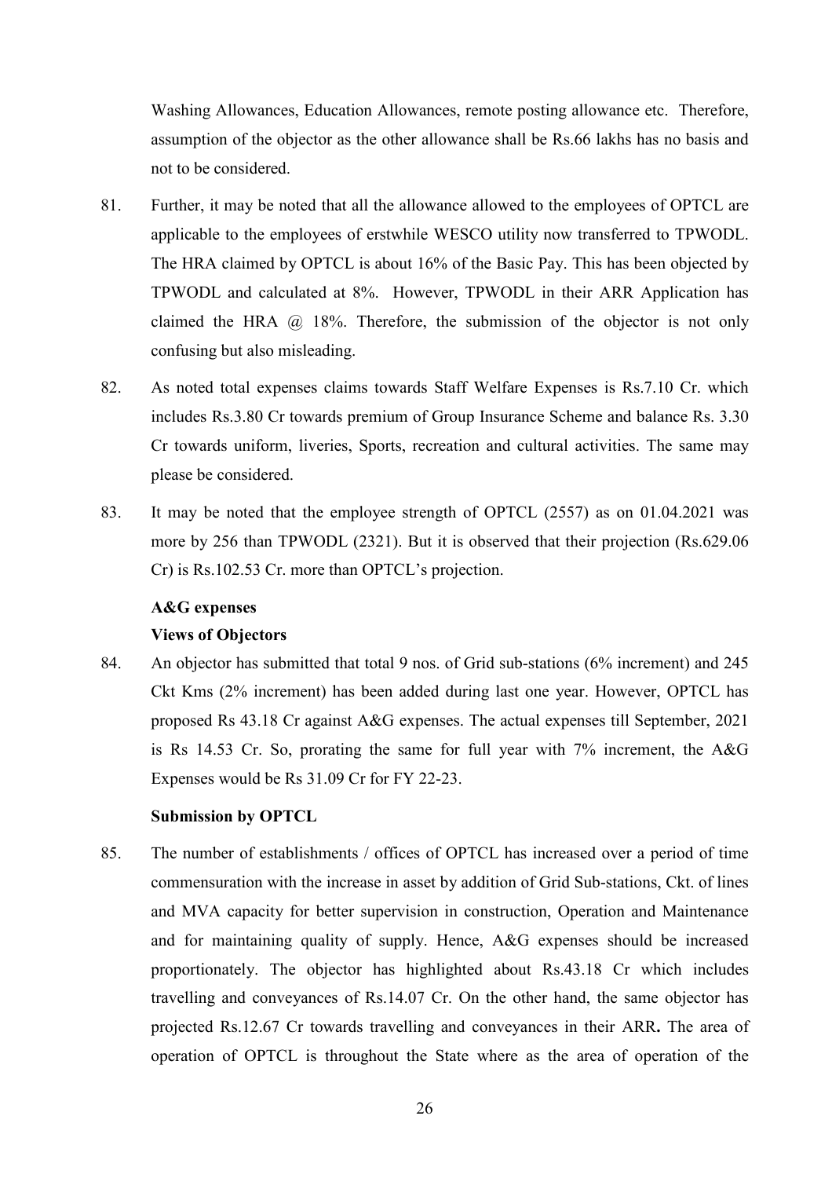Washing Allowances, Education Allowances, remote posting allowance etc. Therefore, assumption of the objector as the other allowance shall be Rs.66 lakhs has no basis and not to be considered.

81. Further, it may be noted that all the allowance allowed to the employees of OPTCL are applicable to the employees of erstwhile WESCO utility now transferred to TPWODL. The HRA claimed by OPTCL is about 16% of the Basic Pay. This has been objected by TPWODL and calculated at 8%. However, TPWODL in their ARR Application has claimed the HRA @ 18%. Therefore, the submission of the objector is not only confusing but also misleading.

82. As noted total expenses claims towards Staff Welfare Expenses is Rs.7.10 Cr. which includes Rs.3.80 Cr towards premium of Group Insurance Scheme and balance Rs. 3.30 Cr towards uniform, liveries, Sports, recreation and cultural activities. The same may please be considered.

83. It may be noted that the employee strength of OPTCL (2557) as on 01.04.2021 was more by 256 than TPWODL (2321). But it is observed that their projection (Rs.629.06 Cr) is Rs.102.53 Cr. more than OPTCL's projection.

**A&G expenses**

**Views of Objectors**

84. An objector has submitted that total 9 nos. of Grid sub-stations (6% increment) and 245 Ckt Kms (2% increment) has been added during last one year. However, OPTCL has proposed Rs 43.18 Cr against A&G expenses. The actual expenses till September, 2021 is Rs 14.53 Cr. So, prorating the same for full year with 7% increment, the A&G Expenses would be Rs 31.09 Cr for FY 22-23.

**Submission by OPTCL**

85. The number of establishments / offices of OPTCL has increased over a period of time commensuration with the increase in asset by addition of Grid Sub-stations, Ckt. of lines and MVA capacity for better supervision in construction, Operation and Maintenance and for maintaining quality of supply. Hence, A&G expenses should be increased proportionately. The objector has highlighted about Rs.43.18 Cr which includes travelling and conveyances of Rs.14.07 Cr. On the other hand, the same objector has projected Rs.12.67 Cr towards travelling and conveyances in their ARR**.** The area of operation of OPTCL is throughout the State where as the area of operation of the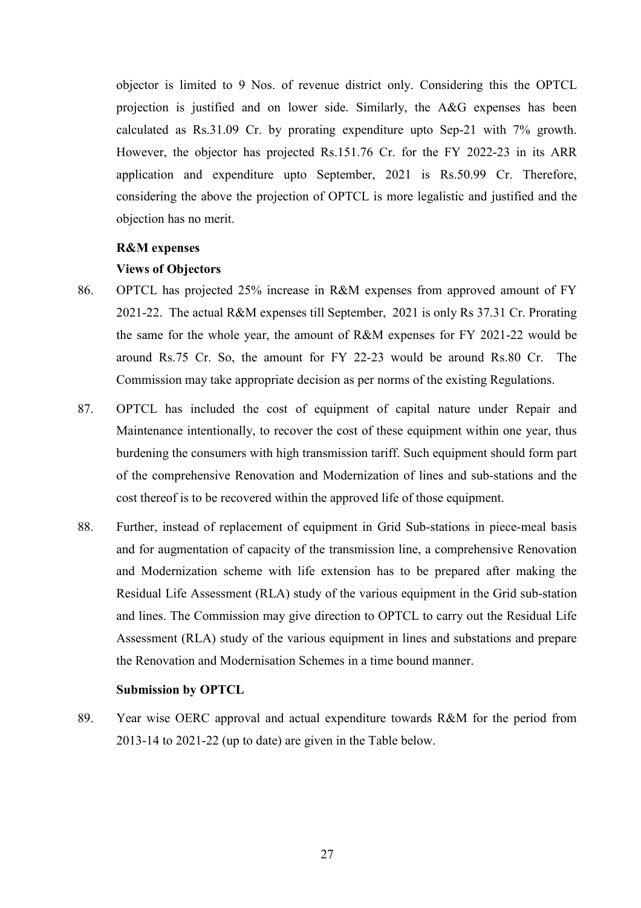objector is limited to 9 Nos. of revenue district only. Considering this the OPTCL projection is justified and on lower side. Similarly, the A&G expenses has been calculated as Rs.31.09 Cr. by prorating expenditure upto Sep-21 with 7% growth. However, the objector has projected Rs.151.76 Cr. for the FY 2022-23 in its ARR application and expenditure upto September, 2021 is Rs.50.99 Cr. Therefore, considering the above the projection of OPTCL is more legalistic and justified and the objection has no merit.

**R&M expenses**

**Views of Objectors**

86. OPTCL has projected 25% increase in R&M expenses from approved amount of FY 2021-22. The actual R&M expenses till September, 2021 is only Rs 37.31 Cr. Prorating the same for the whole year, the amount of R&M expenses for FY 2021-22 would be around Rs.75 Cr. So, the amount for FY 22-23 would be around Rs.80 Cr. The Commission may take appropriate decision as per norms of the existing Regulations.

87. OPTCL has included the cost of equipment of capital nature under Repair and Maintenance intentionally, to recover the cost of these equipment within one year, thus burdening the consumers with high transmission tariff. Such equipment should form part of the comprehensive Renovation and Modernization of lines and sub-stations and the cost thereof is to be recovered within the approved life of those equipment.

88. Further, instead of replacement of equipment in Grid Sub-stations in piece-meal basis and for augmentation of capacity of the transmission line, a comprehensive Renovation and Modernization scheme with life extension has to be prepared after making the Residual Life Assessment (RLA) study of the various equipment in the Grid sub-station and lines. The Commission may give direction to OPTCL to carry out the Residual Life Assessment (RLA) study of the various equipment in lines and substations and prepare the Renovation and Modernisation Schemes in a time bound manner.

**Submission by OPTCL**

89. Year wise OERC approval and actual expenditure towards R&M for the period from 2013-14 to 2021-22 (up to date) are given in the Table below.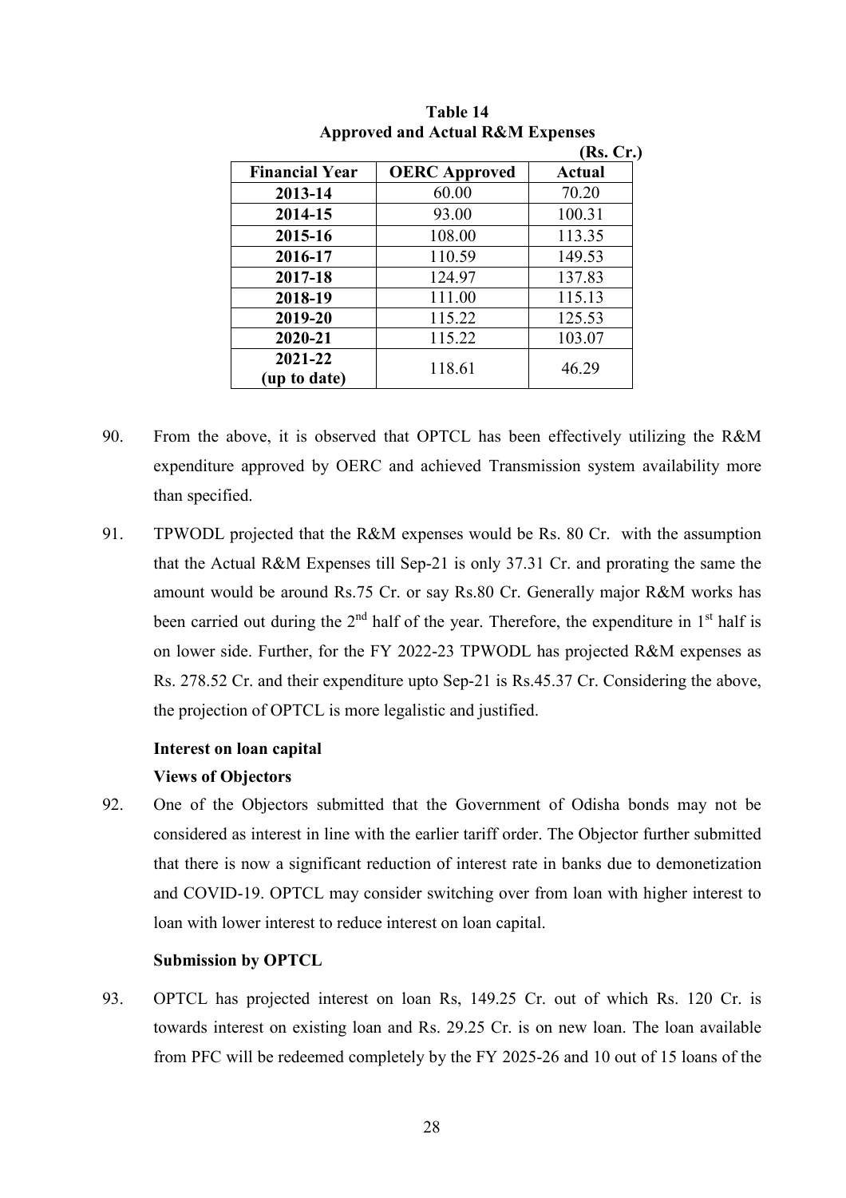**Table 14**
**Approved and Actual R&M Expenses**

(Rs. Cr.)

| Financial Year | OERC Approved | Actual |
|---|---|---|
| 2013-14 | 60.00 | 70.20 |
| 2014-15 | 93.00 | 100.31 |
| 2015-16 | 108.00 | 113.35 |
| 2016-17 | 110.59 | 149.53 |
| 2017-18 | 124.97 | 137.83 |
| 2018-19 | 111.00 | 115.13 |
| 2019-20 | 115.22 | 125.53 |
| 2020-21 | 115.22 | 103.07 |
| 2021-22 (up to date) | 118.61 | 46.29 |

90. From the above, it is observed that OPTCL has been effectively utilizing the R&M expenditure approved by OERC and achieved Transmission system availability more than specified.

91. TPWODL projected that the R&M expenses would be Rs. 80 Cr. with the assumption that the Actual R&M Expenses till Sep-21 is only 37.31 Cr. and prorating the same the amount would be around Rs.75 Cr. or say Rs.80 Cr. Generally major R&M works has been carried out during the 2nd half of the year. Therefore, the expenditure in 1st half is on lower side. Further, for the FY 2022-23 TPWODL has projected R&M expenses as Rs. 278.52 Cr. and their expenditure upto Sep-21 is Rs.45.37 Cr. Considering the above, the projection of OPTCL is more legalistic and justified.

**Interest on loan capital**

**Views of Objectors**

92. One of the Objectors submitted that the Government of Odisha bonds may not be considered as interest in line with the earlier tariff order. The Objector further submitted that there is now a significant reduction of interest rate in banks due to demonetization and COVID-19. OPTCL may consider switching over from loan with higher interest to loan with lower interest to reduce interest on loan capital.

**Submission by OPTCL**

93. OPTCL has projected interest on loan Rs, 149.25 Cr. out of which Rs. 120 Cr. is towards interest on existing loan and Rs. 29.25 Cr. is on new loan. The loan available from PFC will be redeemed completely by the FY 2025-26 and 10 out of 15 loans of the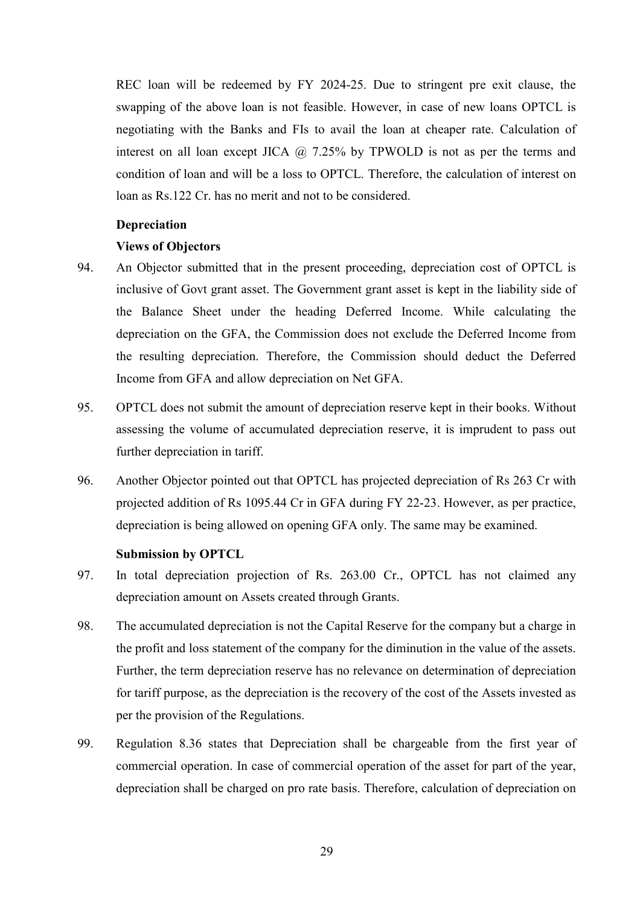REC loan will be redeemed by FY 2024-25. Due to stringent pre exit clause, the swapping of the above loan is not feasible. However, in case of new loans OPTCL is negotiating with the Banks and FIs to avail the loan at cheaper rate. Calculation of interest on all loan except JICA @ 7.25% by TPWOLD is not as per the terms and condition of loan and will be a loss to OPTCL. Therefore, the calculation of interest on loan as Rs.122 Cr. has no merit and not to be considered.

**Depreciation**

**Views of Objectors**

94. An Objector submitted that in the present proceeding, depreciation cost of OPTCL is inclusive of Govt grant asset. The Government grant asset is kept in the liability side of the Balance Sheet under the heading Deferred Income. While calculating the depreciation on the GFA, the Commission does not exclude the Deferred Income from the resulting depreciation. Therefore, the Commission should deduct the Deferred Income from GFA and allow depreciation on Net GFA.

95. OPTCL does not submit the amount of depreciation reserve kept in their books. Without assessing the volume of accumulated depreciation reserve, it is imprudent to pass out further depreciation in tariff.

96. Another Objector pointed out that OPTCL has projected depreciation of Rs 263 Cr with projected addition of Rs 1095.44 Cr in GFA during FY 22-23. However, as per practice, depreciation is being allowed on opening GFA only. The same may be examined.

**Submission by OPTCL**

97. In total depreciation projection of Rs. 263.00 Cr., OPTCL has not claimed any depreciation amount on Assets created through Grants.

98. The accumulated depreciation is not the Capital Reserve for the company but a charge in the profit and loss statement of the company for the diminution in the value of the assets. Further, the term depreciation reserve has no relevance on determination of depreciation for tariff purpose, as the depreciation is the recovery of the cost of the Assets invested as per the provision of the Regulations.

99. Regulation 8.36 states that Depreciation shall be chargeable from the first year of commercial operation. In case of commercial operation of the asset for part of the year, depreciation shall be charged on pro rate basis. Therefore, calculation of depreciation on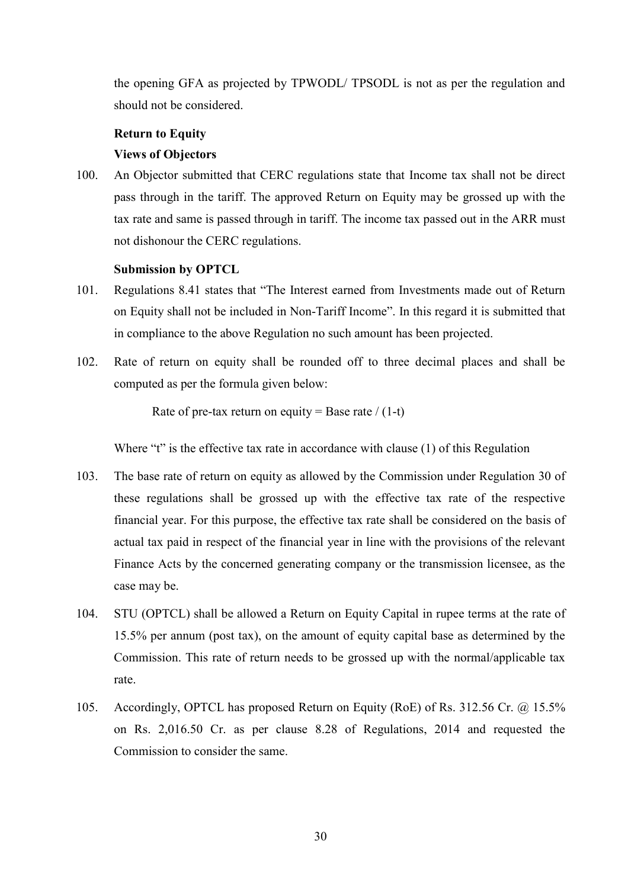the opening GFA as projected by TPWODL/ TPSODL is not as per the regulation and should not be considered.

**Return to Equity**

**Views of Objectors**

100. An Objector submitted that CERC regulations state that Income tax shall not be direct pass through in the tariff. The approved Return on Equity may be grossed up with the tax rate and same is passed through in tariff. The income tax passed out in the ARR must not dishonour the CERC regulations.

**Submission by OPTCL**

101. Regulations 8.41 states that "The Interest earned from Investments made out of Return on Equity shall not be included in Non-Tariff Income". In this regard it is submitted that in compliance to the above Regulation no such amount has been projected.

102. Rate of return on equity shall be rounded off to three decimal places and shall be computed as per the formula given below:

   Rate of pre-tax return on equity = Base rate / (1-t)

   Where "t" is the effective tax rate in accordance with clause (1) of this Regulation

103. The base rate of return on equity as allowed by the Commission under Regulation 30 of these regulations shall be grossed up with the effective tax rate of the respective financial year. For this purpose, the effective tax rate shall be considered on the basis of actual tax paid in respect of the financial year in line with the provisions of the relevant Finance Acts by the concerned generating company or the transmission licensee, as the case may be.

104. STU (OPTCL) shall be allowed a Return on Equity Capital in rupee terms at the rate of 15.5% per annum (post tax), on the amount of equity capital base as determined by the Commission. This rate of return needs to be grossed up with the normal/applicable tax rate.

105. Accordingly, OPTCL has proposed Return on Equity (RoE) of Rs. 312.56 Cr. @ 15.5% on Rs. 2,016.50 Cr. as per clause 8.28 of Regulations, 2014 and requested the Commission to consider the same.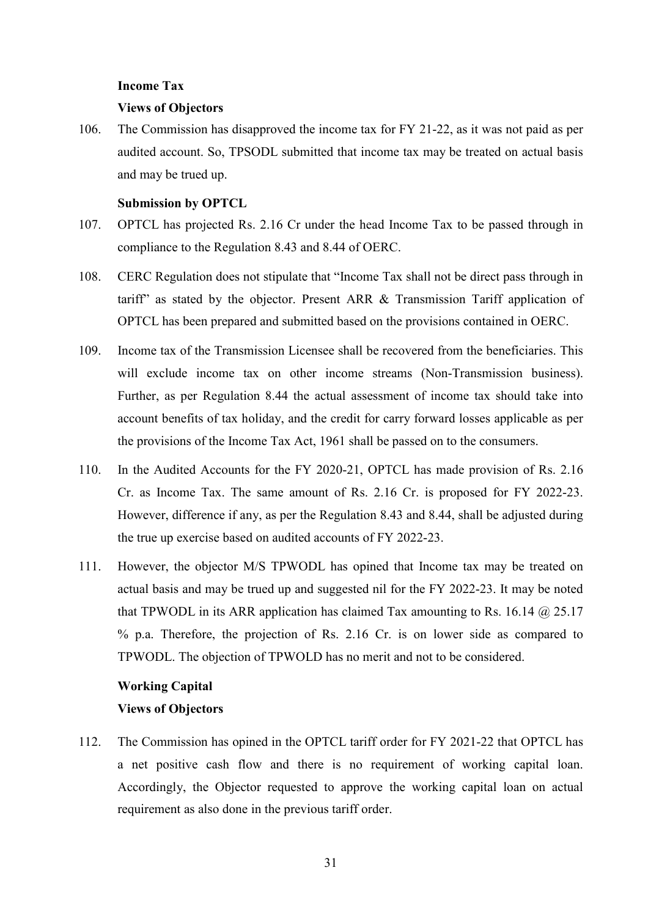**Income Tax**

**Views of Objectors**

106. The Commission has disapproved the income tax for FY 21-22, as it was not paid as per audited account. So, TPSODL submitted that income tax may be treated on actual basis and may be trued up.

**Submission by OPTCL**

107. OPTCL has projected Rs. 2.16 Cr under the head Income Tax to be passed through in compliance to the Regulation 8.43 and 8.44 of OERC.

108. CERC Regulation does not stipulate that "Income Tax shall not be direct pass through in tariff" as stated by the objector. Present ARR & Transmission Tariff application of OPTCL has been prepared and submitted based on the provisions contained in OERC.

109. Income tax of the Transmission Licensee shall be recovered from the beneficiaries. This will exclude income tax on other income streams (Non-Transmission business). Further, as per Regulation 8.44 the actual assessment of income tax should take into account benefits of tax holiday, and the credit for carry forward losses applicable as per the provisions of the Income Tax Act, 1961 shall be passed on to the consumers.

110. In the Audited Accounts for the FY 2020-21, OPTCL has made provision of Rs. 2.16 Cr. as Income Tax. The same amount of Rs. 2.16 Cr. is proposed for FY 2022-23. However, difference if any, as per the Regulation 8.43 and 8.44, shall be adjusted during the true up exercise based on audited accounts of FY 2022-23.

111. However, the objector M/S TPWODL has opined that Income tax may be treated on actual basis and may be trued up and suggested nil for the FY 2022-23. It may be noted that TPWODL in its ARR application has claimed Tax amounting to Rs. 16.14 @ 25.17 % p.a. Therefore, the projection of Rs. 2.16 Cr. is on lower side as compared to TPWODL. The objection of TPWOLD has no merit and not to be considered.

**Working Capital**

**Views of Objectors**

112. The Commission has opined in the OPTCL tariff order for FY 2021-22 that OPTCL has a net positive cash flow and there is no requirement of working capital loan. Accordingly, the Objector requested to approve the working capital loan on actual requirement as also done in the previous tariff order.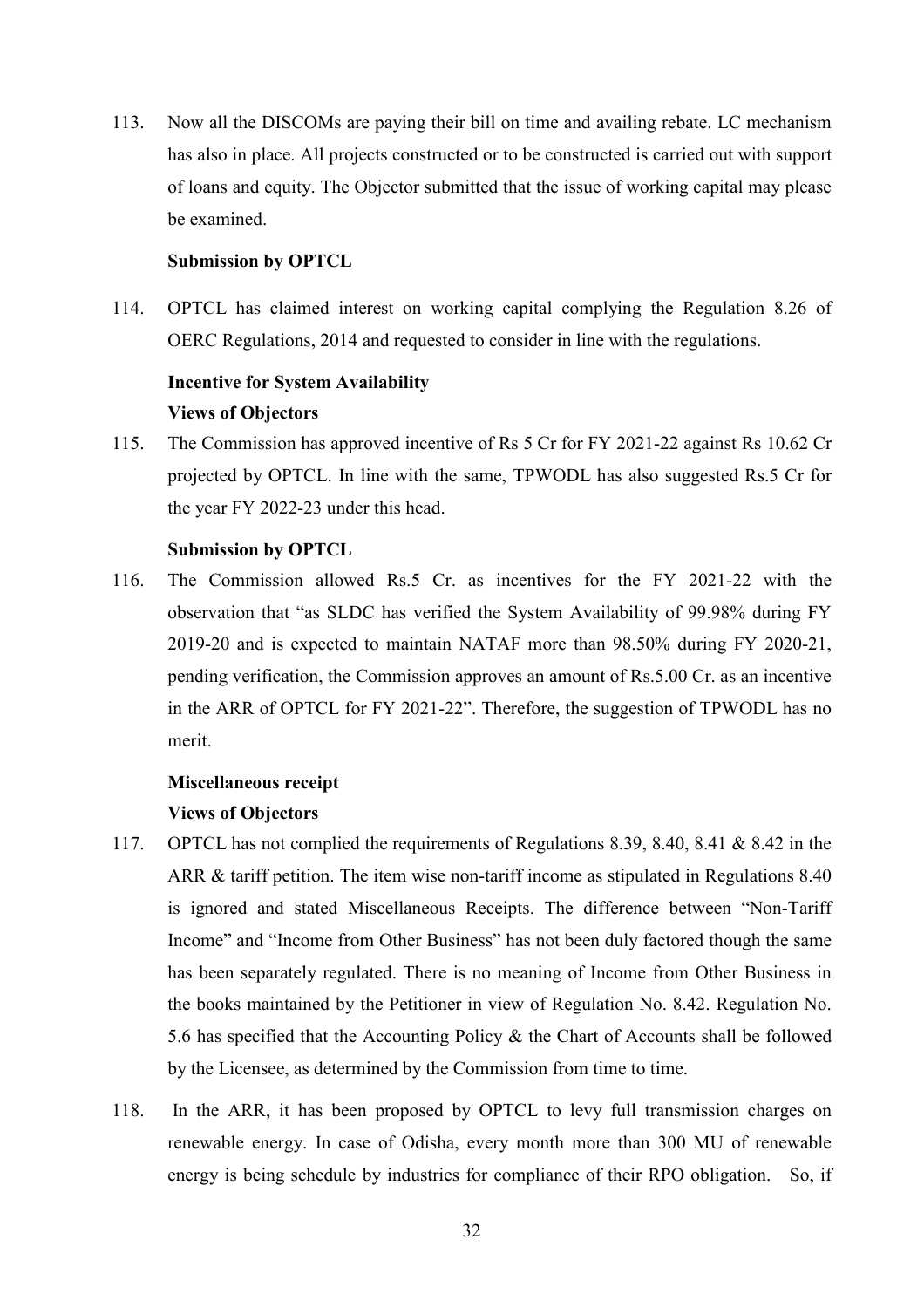113. Now all the DISCOMs are paying their bill on time and availing rebate. LC mechanism has also in place. All projects constructed or to be constructed is carried out with support of loans and equity. The Objector submitted that the issue of working capital may please be examined.

**Submission by OPTCL**

114. OPTCL has claimed interest on working capital complying the Regulation 8.26 of OERC Regulations, 2014 and requested to consider in line with the regulations.

**Incentive for System Availability**

**Views of Objectors**

115. The Commission has approved incentive of Rs 5 Cr for FY 2021-22 against Rs 10.62 Cr projected by OPTCL. In line with the same, TPWODL has also suggested Rs.5 Cr for the year FY 2022-23 under this head.

**Submission by OPTCL**

116. The Commission allowed Rs.5 Cr. as incentives for the FY 2021-22 with the observation that "as SLDC has verified the System Availability of 99.98% during FY 2019-20 and is expected to maintain NATAF more than 98.50% during FY 2020-21, pending verification, the Commission approves an amount of Rs.5.00 Cr. as an incentive in the ARR of OPTCL for FY 2021-22". Therefore, the suggestion of TPWODL has no merit.

**Miscellaneous receipt**

**Views of Objectors**

117. OPTCL has not complied the requirements of Regulations 8.39, 8.40, 8.41 & 8.42 in the ARR & tariff petition. The item wise non-tariff income as stipulated in Regulations 8.40 is ignored and stated Miscellaneous Receipts. The difference between "Non-Tariff Income" and "Income from Other Business" has not been duly factored though the same has been separately regulated. There is no meaning of Income from Other Business in the books maintained by the Petitioner in view of Regulation No. 8.42. Regulation No. 5.6 has specified that the Accounting Policy & the Chart of Accounts shall be followed by the Licensee, as determined by the Commission from time to time.

118. In the ARR, it has been proposed by OPTCL to levy full transmission charges on renewable energy. In case of Odisha, every month more than 300 MU of renewable energy is being schedule by industries for compliance of their RPO obligation. So, if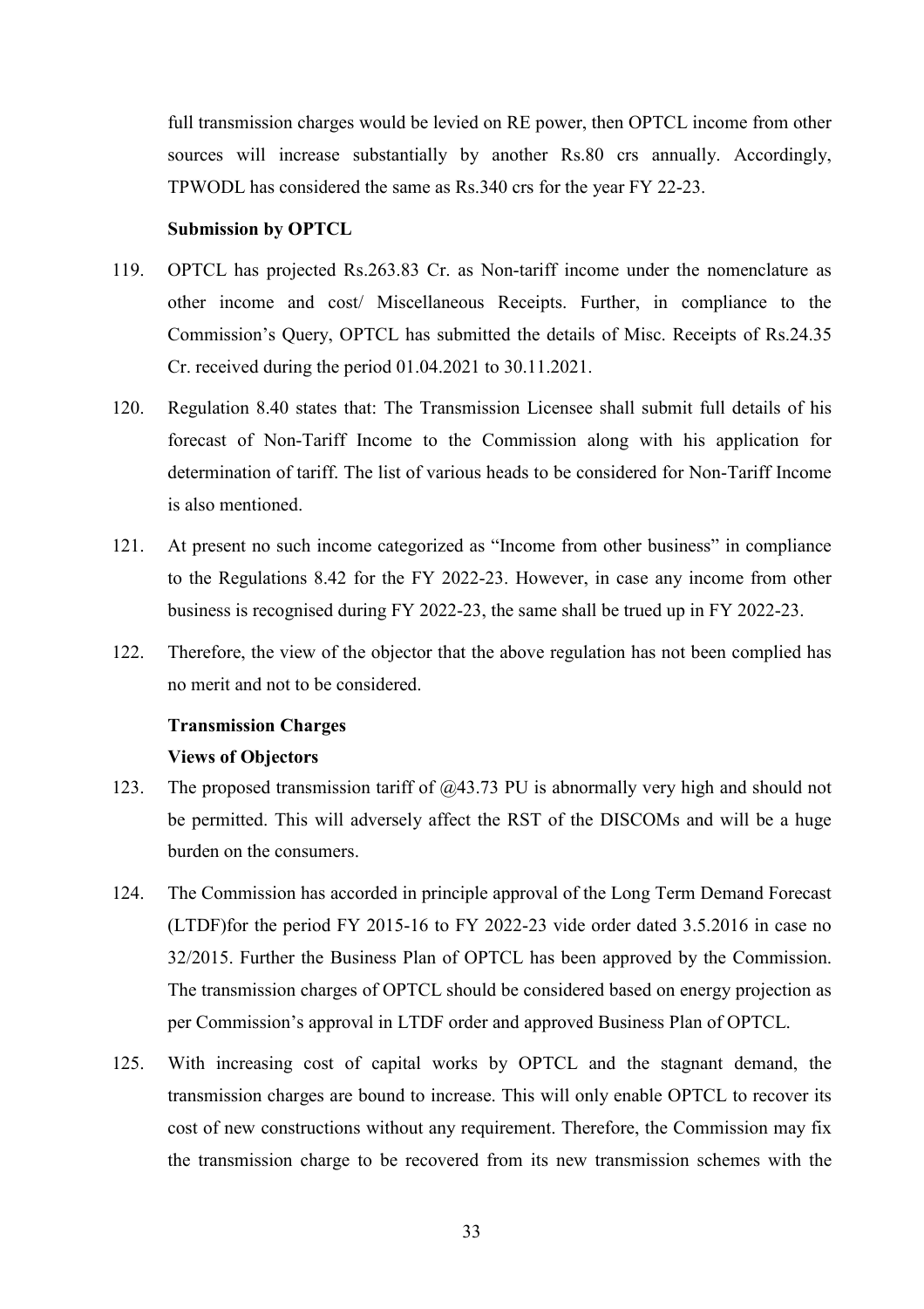full transmission charges would be levied on RE power, then OPTCL income from other sources will increase substantially by another Rs.80 crs annually. Accordingly, TPWODL has considered the same as Rs.340 crs for the year FY 22-23.

**Submission by OPTCL**

119. OPTCL has projected Rs.263.83 Cr. as Non-tariff income under the nomenclature as other income and cost/ Miscellaneous Receipts. Further, in compliance to the Commission's Query, OPTCL has submitted the details of Misc. Receipts of Rs.24.35 Cr. received during the period 01.04.2021 to 30.11.2021.

120. Regulation 8.40 states that: The Transmission Licensee shall submit full details of his forecast of Non-Tariff Income to the Commission along with his application for determination of tariff. The list of various heads to be considered for Non-Tariff Income is also mentioned.

121. At present no such income categorized as "Income from other business" in compliance to the Regulations 8.42 for the FY 2022-23. However, in case any income from other business is recognised during FY 2022-23, the same shall be trued up in FY 2022-23.

122. Therefore, the view of the objector that the above regulation has not been complied has no merit and not to be considered.

**Transmission Charges**

**Views of Objectors**

123. The proposed transmission tariff of @43.73 PU is abnormally very high and should not be permitted. This will adversely affect the RST of the DISCOMs and will be a huge burden on the consumers.

124. The Commission has accorded in principle approval of the Long Term Demand Forecast (LTDF)for the period FY 2015-16 to FY 2022-23 vide order dated 3.5.2016 in case no 32/2015. Further the Business Plan of OPTCL has been approved by the Commission. The transmission charges of OPTCL should be considered based on energy projection as per Commission's approval in LTDF order and approved Business Plan of OPTCL.

125. With increasing cost of capital works by OPTCL and the stagnant demand, the transmission charges are bound to increase. This will only enable OPTCL to recover its cost of new constructions without any requirement. Therefore, the Commission may fix the transmission charge to be recovered from its new transmission schemes with the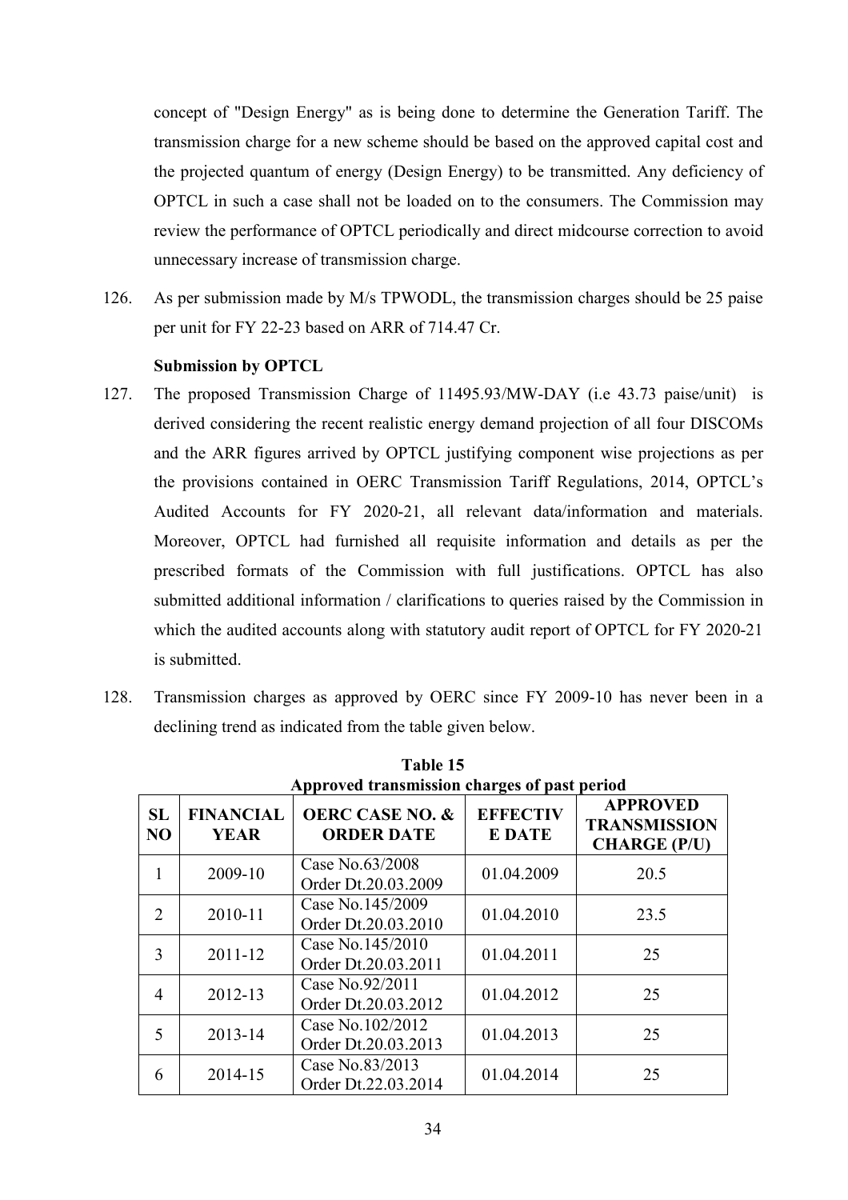concept of "Design Energy" as is being done to determine the Generation Tariff. The transmission charge for a new scheme should be based on the approved capital cost and the projected quantum of energy (Design Energy) to be transmitted. Any deficiency of OPTCL in such a case shall not be loaded on to the consumers. The Commission may review the performance of OPTCL periodically and direct midcourse correction to avoid unnecessary increase of transmission charge.

126. As per submission made by M/s TPWODL, the transmission charges should be 25 paise per unit for FY 22-23 based on ARR of 714.47 Cr.

**Submission by OPTCL**

127. The proposed Transmission Charge of 11495.93/MW-DAY (i.e 43.73 paise/unit) is derived considering the recent realistic energy demand projection of all four DISCOMs and the ARR figures arrived by OPTCL justifying component wise projections as per the provisions contained in OERC Transmission Tariff Regulations, 2014, OPTCL's Audited Accounts for FY 2020-21, all relevant data/information and materials. Moreover, OPTCL had furnished all requisite information and details as per the prescribed formats of the Commission with full justifications. OPTCL has also submitted additional information / clarifications to queries raised by the Commission in which the audited accounts along with statutory audit report of OPTCL for FY 2020-21 is submitted.

128. Transmission charges as approved by OERC since FY 2009-10 has never been in a declining trend as indicated from the table given below.

**Table 15**
**Approved transmission charges of past period**

| SL NO | FINANCIAL YEAR | OERC CASE NO. & ORDER DATE | EFFECTIVE DATE | APPROVED TRANSMISSION CHARGE (P/U) |
|---|---|---|---|---|
| 1 | 2009-10 | Case No.63/2008 Order Dt.20.03.2009 | 01.04.2009 | 20.5 |
| 2 | 2010-11 | Case No.145/2009 Order Dt.20.03.2010 | 01.04.2010 | 23.5 |
| 3 | 2011-12 | Case No.145/2010 Order Dt.20.03.2011 | 01.04.2011 | 25 |
| 4 | 2012-13 | Case No.92/2011 Order Dt.20.03.2012 | 01.04.2012 | 25 |
| 5 | 2013-14 | Case No.102/2012 Order Dt.20.03.2013 | 01.04.2013 | 25 |
| 6 | 2014-15 | Case No.83/2013 Order Dt.22.03.2014 | 01.04.2014 | 25 |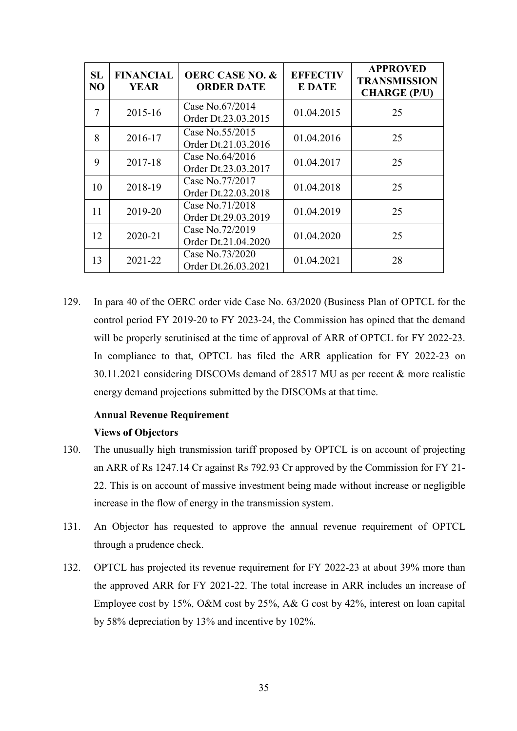| SL NO | FINANCIAL YEAR | OERC CASE NO. & ORDER DATE | EFFECTIVE DATE | APPROVED TRANSMISSION CHARGE (P/U) |
|---|---|---|---|---|
| 7 | 2015-16 | Case No.67/2014 Order Dt.23.03.2015 | 01.04.2015 | 25 |
| 8 | 2016-17 | Case No.55/2015 Order Dt.21.03.2016 | 01.04.2016 | 25 |
| 9 | 2017-18 | Case No.64/2016 Order Dt.23.03.2017 | 01.04.2017 | 25 |
| 10 | 2018-19 | Case No.77/2017 Order Dt.22.03.2018 | 01.04.2018 | 25 |
| 11 | 2019-20 | Case No.71/2018 Order Dt.29.03.2019 | 01.04.2019 | 25 |
| 12 | 2020-21 | Case No.72/2019 Order Dt.21.04.2020 | 01.04.2020 | 25 |
| 13 | 2021-22 | Case No.73/2020 Order Dt.26.03.2021 | 01.04.2021 | 28 |

129. In para 40 of the OERC order vide Case No. 63/2020 (Business Plan of OPTCL for the control period FY 2019-20 to FY 2023-24, the Commission has opined that the demand will be properly scrutinised at the time of approval of ARR of OPTCL for FY 2022-23. In compliance to that, OPTCL has filed the ARR application for FY 2022-23 on 30.11.2021 considering DISCOMs demand of 28517 MU as per recent & more realistic energy demand projections submitted by the DISCOMs at that time.

**Annual Revenue Requirement**

**Views of Objectors**

130. The unusually high transmission tariff proposed by OPTCL is on account of projecting an ARR of Rs 1247.14 Cr against Rs 792.93 Cr approved by the Commission for FY 21-22. This is on account of massive investment being made without increase or negligible increase in the flow of energy in the transmission system.

131. An Objector has requested to approve the annual revenue requirement of OPTCL through a prudence check.

132. OPTCL has projected its revenue requirement for FY 2022-23 at about 39% more than the approved ARR for FY 2021-22. The total increase in ARR includes an increase of Employee cost by 15%, O&M cost by 25%, A& G cost by 42%, interest on loan capital by 58% depreciation by 13% and incentive by 102%.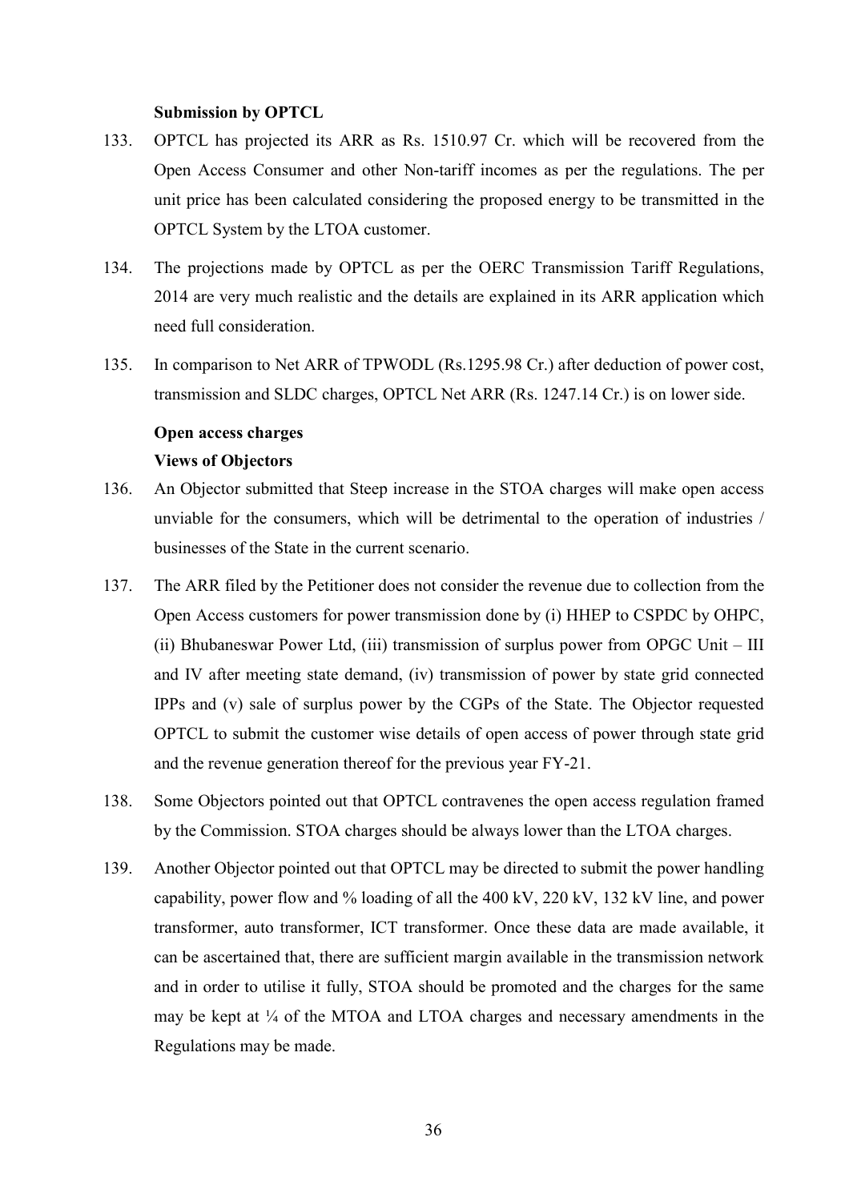**Submission by OPTCL**

133. OPTCL has projected its ARR as Rs. 1510.97 Cr. which will be recovered from the Open Access Consumer and other Non-tariff incomes as per the regulations. The per unit price has been calculated considering the proposed energy to be transmitted in the OPTCL System by the LTOA customer.

134. The projections made by OPTCL as per the OERC Transmission Tariff Regulations, 2014 are very much realistic and the details are explained in its ARR application which need full consideration.

135. In comparison to Net ARR of TPWODL (Rs.1295.98 Cr.) after deduction of power cost, transmission and SLDC charges, OPTCL Net ARR (Rs. 1247.14 Cr.) is on lower side.

**Open access charges**

**Views of Objectors**

136. An Objector submitted that Steep increase in the STOA charges will make open access unviable for the consumers, which will be detrimental to the operation of industries / businesses of the State in the current scenario.

137. The ARR filed by the Petitioner does not consider the revenue due to collection from the Open Access customers for power transmission done by (i) HHEP to CSPDC by OHPC, (ii) Bhubaneswar Power Ltd, (iii) transmission of surplus power from OPGC Unit – III and IV after meeting state demand, (iv) transmission of power by state grid connected IPPs and (v) sale of surplus power by the CGPs of the State. The Objector requested OPTCL to submit the customer wise details of open access of power through state grid and the revenue generation thereof for the previous year FY-21.

138. Some Objectors pointed out that OPTCL contravenes the open access regulation framed by the Commission. STOA charges should be always lower than the LTOA charges.

139. Another Objector pointed out that OPTCL may be directed to submit the power handling capability, power flow and % loading of all the 400 kV, 220 kV, 132 kV line, and power transformer, auto transformer, ICT transformer. Once these data are made available, it can be ascertained that, there are sufficient margin available in the transmission network and in order to utilise it fully, STOA should be promoted and the charges for the same may be kept at ¼ of the MTOA and LTOA charges and necessary amendments in the Regulations may be made.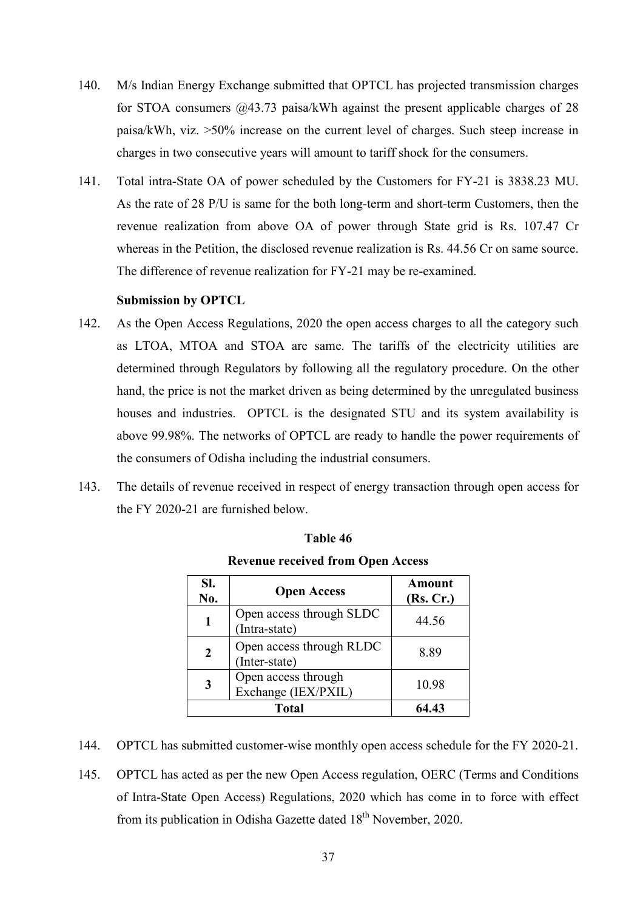140. M/s Indian Energy Exchange submitted that OPTCL has projected transmission charges for STOA consumers @43.73 paisa/kWh against the present applicable charges of 28 paisa/kWh, viz. >50% increase on the current level of charges. Such steep increase in charges in two consecutive years will amount to tariff shock for the consumers.

141. Total intra-State OA of power scheduled by the Customers for FY-21 is 3838.23 MU. As the rate of 28 P/U is same for the both long-term and short-term Customers, then the revenue realization from above OA of power through State grid is Rs. 107.47 Cr whereas in the Petition, the disclosed revenue realization is Rs. 44.56 Cr on same source. The difference of revenue realization for FY-21 may be re-examined.

**Submission by OPTCL**

142. As the Open Access Regulations, 2020 the open access charges to all the category such as LTOA, MTOA and STOA are same. The tariffs of the electricity utilities are determined through Regulators by following all the regulatory procedure. On the other hand, the price is not the market driven as being determined by the unregulated business houses and industries. OPTCL is the designated STU and its system availability is above 99.98%. The networks of OPTCL are ready to handle the power requirements of the consumers of Odisha including the industrial consumers.

143. The details of revenue received in respect of energy transaction through open access for the FY 2020-21 are furnished below.

**Table 46**

**Revenue received from Open Access**

| Sl. No. | Open Access | Amount (Rs. Cr.) |
|---|---|---|
| **1** | Open access through SLDC (Intra-state) | 44.56 |
| **2** | Open access through RLDC (Inter-state) | 8.89 |
| **3** | Open access through Exchange (IEX/PXIL) | 10.98 |
| **Total** | | **64.43** |

144. OPTCL has submitted customer-wise monthly open access schedule for the FY 2020-21.

145. OPTCL has acted as per the new Open Access regulation, OERC (Terms and Conditions of Intra-State Open Access) Regulations, 2020 which has come in to force with effect from its publication in Odisha Gazette dated 18th November, 2020.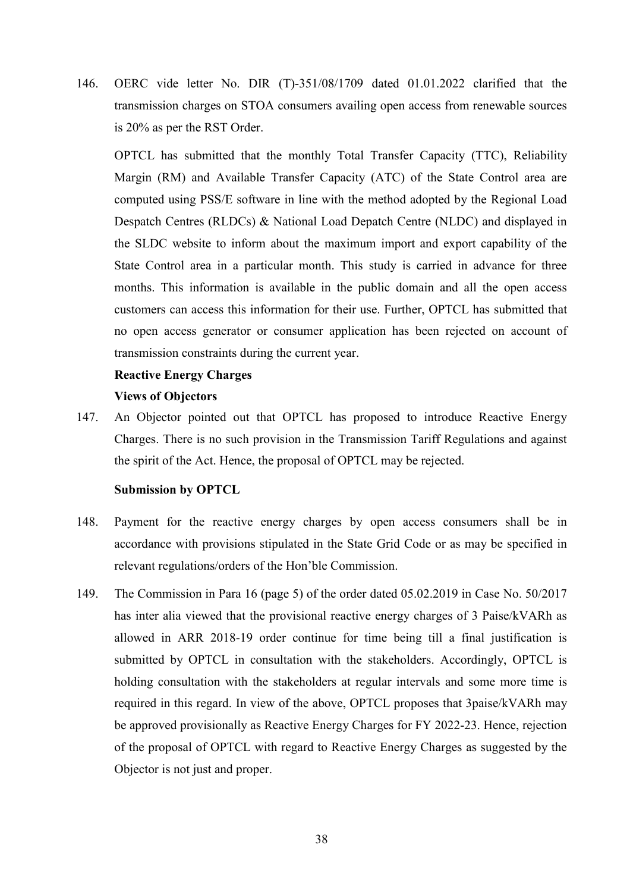146. OERC vide letter No. DIR (T)-351/08/1709 dated 01.01.2022 clarified that the transmission charges on STOA consumers availing open access from renewable sources is 20% as per the RST Order.

OPTCL has submitted that the monthly Total Transfer Capacity (TTC), Reliability Margin (RM) and Available Transfer Capacity (ATC) of the State Control area are computed using PSS/E software in line with the method adopted by the Regional Load Despatch Centres (RLDCs) & National Load Depatch Centre (NLDC) and displayed in the SLDC website to inform about the maximum import and export capability of the State Control area in a particular month. This study is carried in advance for three months. This information is available in the public domain and all the open access customers can access this information for their use. Further, OPTCL has submitted that no open access generator or consumer application has been rejected on account of transmission constraints during the current year.

**Reactive Energy Charges**

**Views of Objectors**

147. An Objector pointed out that OPTCL has proposed to introduce Reactive Energy Charges. There is no such provision in the Transmission Tariff Regulations and against the spirit of the Act. Hence, the proposal of OPTCL may be rejected.

**Submission by OPTCL**

148. Payment for the reactive energy charges by open access consumers shall be in accordance with provisions stipulated in the State Grid Code or as may be specified in relevant regulations/orders of the Hon'ble Commission.

149. The Commission in Para 16 (page 5) of the order dated 05.02.2019 in Case No. 50/2017 has inter alia viewed that the provisional reactive energy charges of 3 Paise/kVARh as allowed in ARR 2018-19 order continue for time being till a final justification is submitted by OPTCL in consultation with the stakeholders. Accordingly, OPTCL is holding consultation with the stakeholders at regular intervals and some more time is required in this regard. In view of the above, OPTCL proposes that 3paise/kVARh may be approved provisionally as Reactive Energy Charges for FY 2022-23. Hence, rejection of the proposal of OPTCL with regard to Reactive Energy Charges as suggested by the Objector is not just and proper.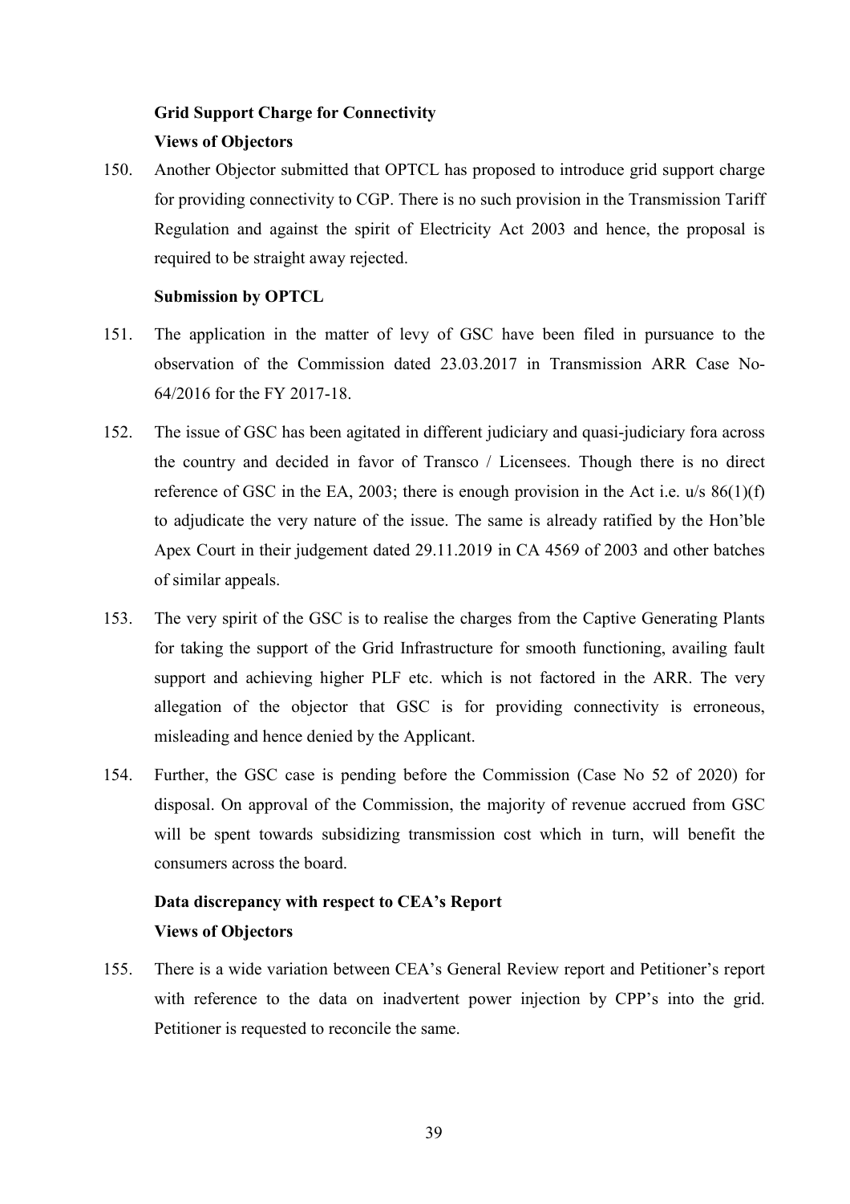**Grid Support Charge for Connectivity**

**Views of Objectors**

150. Another Objector submitted that OPTCL has proposed to introduce grid support charge for providing connectivity to CGP. There is no such provision in the Transmission Tariff Regulation and against the spirit of Electricity Act 2003 and hence, the proposal is required to be straight away rejected.

**Submission by OPTCL**

151. The application in the matter of levy of GSC have been filed in pursuance to the observation of the Commission dated 23.03.2017 in Transmission ARR Case No-64/2016 for the FY 2017-18.

152. The issue of GSC has been agitated in different judiciary and quasi-judiciary fora across the country and decided in favor of Transco / Licensees. Though there is no direct reference of GSC in the EA, 2003; there is enough provision in the Act i.e. u/s 86(1)(f) to adjudicate the very nature of the issue. The same is already ratified by the Hon'ble Apex Court in their judgement dated 29.11.2019 in CA 4569 of 2003 and other batches of similar appeals.

153. The very spirit of the GSC is to realise the charges from the Captive Generating Plants for taking the support of the Grid Infrastructure for smooth functioning, availing fault support and achieving higher PLF etc. which is not factored in the ARR. The very allegation of the objector that GSC is for providing connectivity is erroneous, misleading and hence denied by the Applicant.

154. Further, the GSC case is pending before the Commission (Case No 52 of 2020) for disposal. On approval of the Commission, the majority of revenue accrued from GSC will be spent towards subsidizing transmission cost which in turn, will benefit the consumers across the board.

**Data discrepancy with respect to CEA's Report**

**Views of Objectors**

155. There is a wide variation between CEA's General Review report and Petitioner's report with reference to the data on inadvertent power injection by CPP's into the grid. Petitioner is requested to reconcile the same.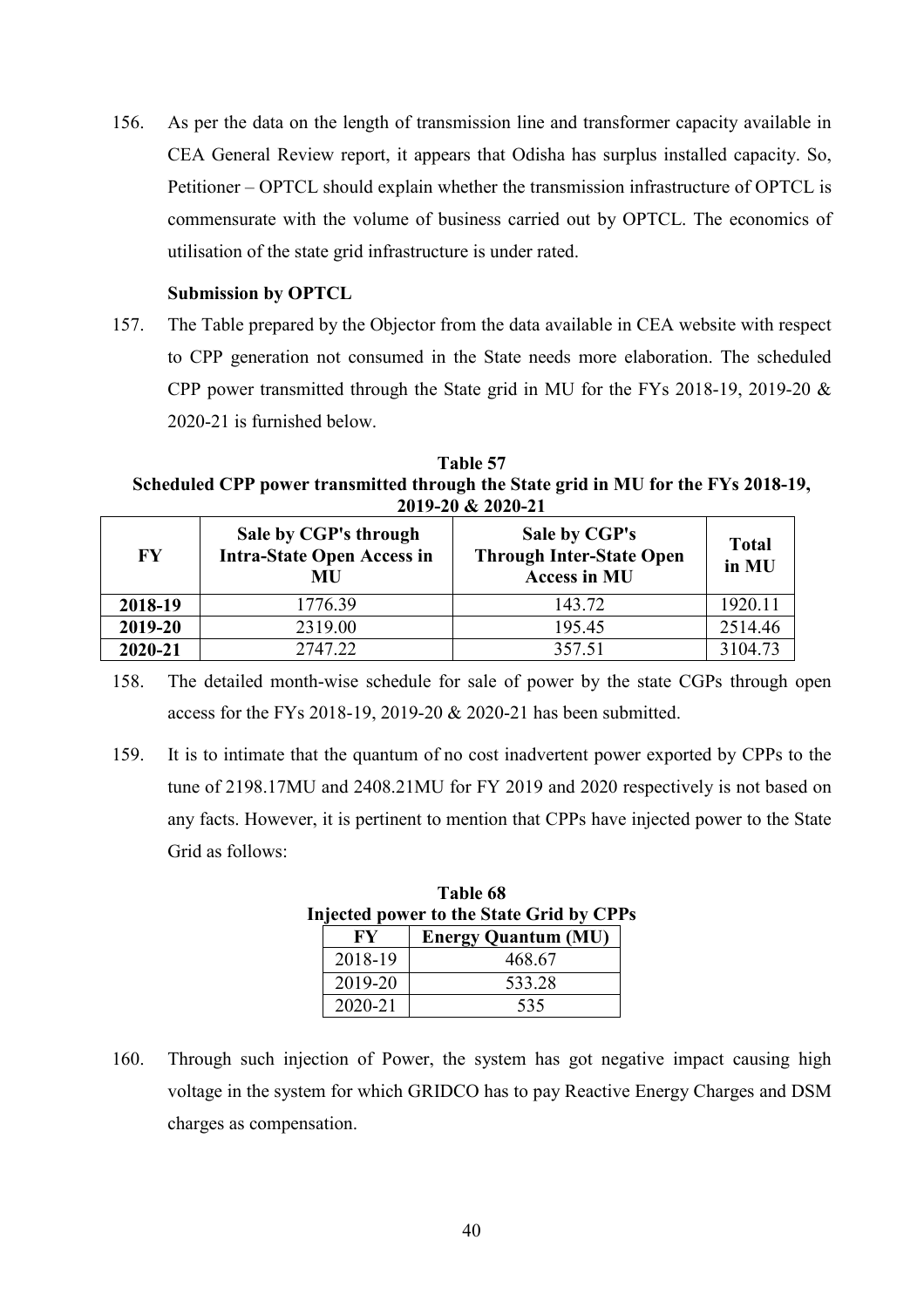156. As per the data on the length of transmission line and transformer capacity available in CEA General Review report, it appears that Odisha has surplus installed capacity. So, Petitioner – OPTCL should explain whether the transmission infrastructure of OPTCL is commensurate with the volume of business carried out by OPTCL. The economics of utilisation of the state grid infrastructure is under rated.

**Submission by OPTCL**

157. The Table prepared by the Objector from the data available in CEA website with respect to CPP generation not consumed in the State needs more elaboration. The scheduled CPP power transmitted through the State grid in MU for the FYs 2018-19, 2019-20 & 2020-21 is furnished below.

**Table 57**
**Scheduled CPP power transmitted through the State grid in MU for the FYs 2018-19, 2019-20 & 2020-21**

| FY | Sale by CGP's through Intra-State Open Access in MU | Sale by CGP's Through Inter-State Open Access in MU | Total in MU |
|---|---|---|---|
| **2018-19** | 1776.39 | 143.72 | 1920.11 |
| **2019-20** | 2319.00 | 195.45 | 2514.46 |
| **2020-21** | 2747.22 | 357.51 | 3104.73 |

158. The detailed month-wise schedule for sale of power by the state CGPs through open access for the FYs 2018-19, 2019-20 & 2020-21 has been submitted.

159. It is to intimate that the quantum of no cost inadvertent power exported by CPPs to the tune of 2198.17MU and 2408.21MU for FY 2019 and 2020 respectively is not based on any facts. However, it is pertinent to mention that CPPs have injected power to the State Grid as follows:

**Table 68**
**Injected power to the State Grid by CPPs**

| FY | Energy Quantum (MU) |
|---|---|
| 2018-19 | 468.67 |
| 2019-20 | 533.28 |
| 2020-21 | 535 |

160. Through such injection of Power, the system has got negative impact causing high voltage in the system for which GRIDCO has to pay Reactive Energy Charges and DSM charges as compensation.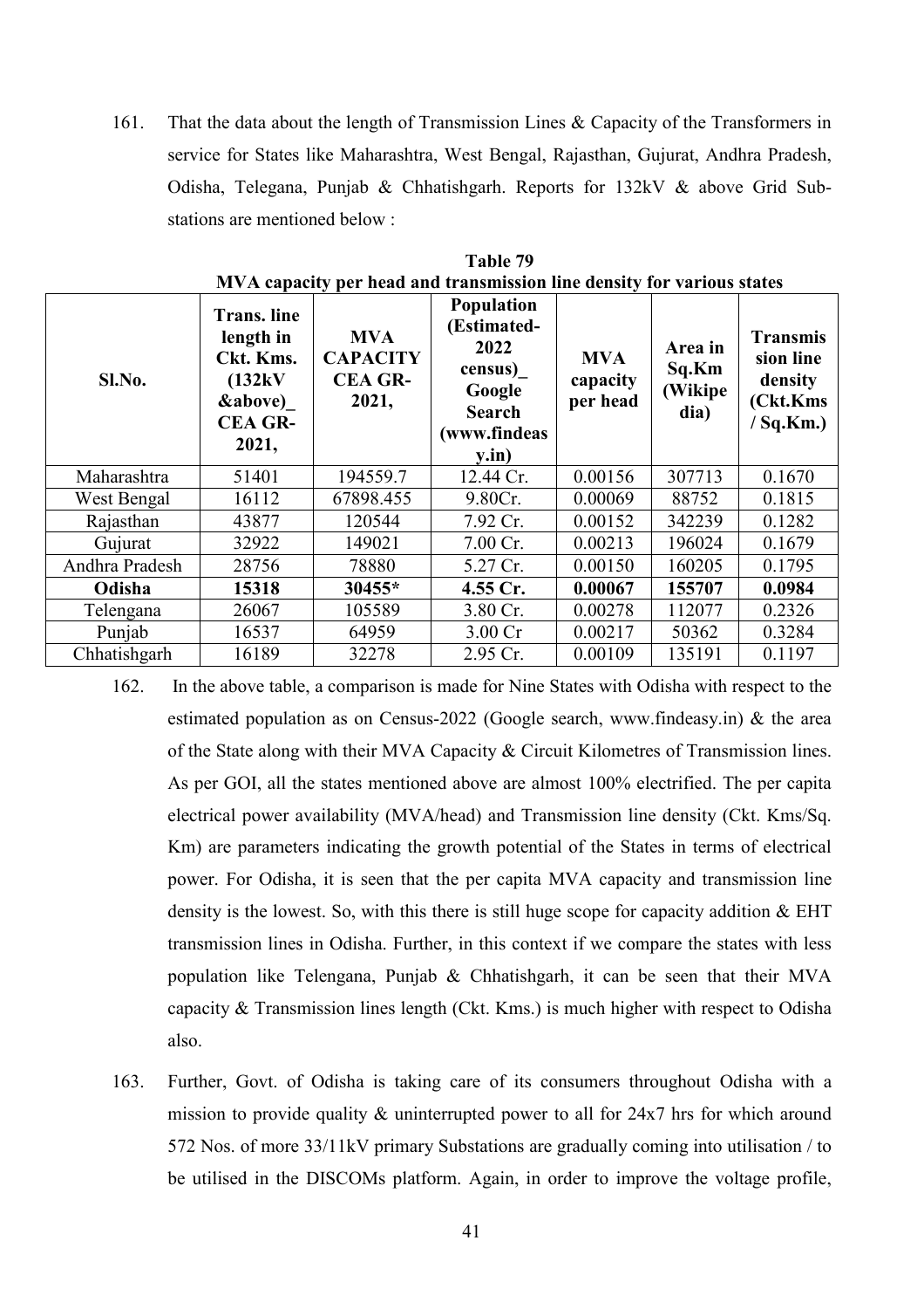161. That the data about the length of Transmission Lines & Capacity of the Transformers in service for States like Maharashtra, West Bengal, Rajasthan, Gujurat, Andhra Pradesh, Odisha, Telegana, Punjab & Chhatishgarh. Reports for 132kV & above Grid Sub-stations are mentioned below :

**Table 79**
**MVA capacity per head and transmission line density for various states**

| Sl.No. | Trans. line length in Ckt. Kms. (132kV &above)_ CEA GR-2021, | MVA CAPACITY CEA GR-2021, | Population (Estimated-2022 census)_ Google Search (www.findeasy.in) | MVA capacity per head | Area in Sq.Km (Wikipedia) | Transmission line density (Ckt.Kms / Sq.Km.) |
|---|---|---|---|---|---|---|
| Maharashtra | 51401 | 194559.7 | 12.44 Cr. | 0.00156 | 307713 | 0.1670 |
| West Bengal | 16112 | 67898.455 | 9.80Cr. | 0.00069 | 88752 | 0.1815 |
| Rajasthan | 43877 | 120544 | 7.92 Cr. | 0.00152 | 342239 | 0.1282 |
| Gujurat | 32922 | 149021 | 7.00 Cr. | 0.00213 | 196024 | 0.1679 |
| Andhra Pradesh | 28756 | 78880 | 5.27 Cr. | 0.00150 | 160205 | 0.1795 |
| **Odisha** | **15318** | **30455*** | **4.55 Cr.** | **0.00067** | **155707** | **0.0984** |
| Telengana | 26067 | 105589 | 3.80 Cr. | 0.00278 | 112077 | 0.2326 |
| Punjab | 16537 | 64959 | 3.00 Cr | 0.00217 | 50362 | 0.3284 |
| Chhatishgarh | 16189 | 32278 | 2.95 Cr. | 0.00109 | 135191 | 0.1197 |

162. In the above table, a comparison is made for Nine States with Odisha with respect to the estimated population as on Census-2022 (Google search, www.findeasy.in) & the area of the State along with their MVA Capacity & Circuit Kilometres of Transmission lines. As per GOI, all the states mentioned above are almost 100% electrified. The per capita electrical power availability (MVA/head) and Transmission line density (Ckt. Kms/Sq. Km) are parameters indicating the growth potential of the States in terms of electrical power. For Odisha, it is seen that the per capita MVA capacity and transmission line density is the lowest. So, with this there is still huge scope for capacity addition & EHT transmission lines in Odisha. Further, in this context if we compare the states with less population like Telengana, Punjab & Chhatishgarh, it can be seen that their MVA capacity & Transmission lines length (Ckt. Kms.) is much higher with respect to Odisha also.

163. Further, Govt. of Odisha is taking care of its consumers throughout Odisha with a mission to provide quality & uninterrupted power to all for 24x7 hrs for which around 572 Nos. of more 33/11kV primary Substations are gradually coming into utilisation / to be utilised in the DISCOMs platform. Again, in order to improve the voltage profile,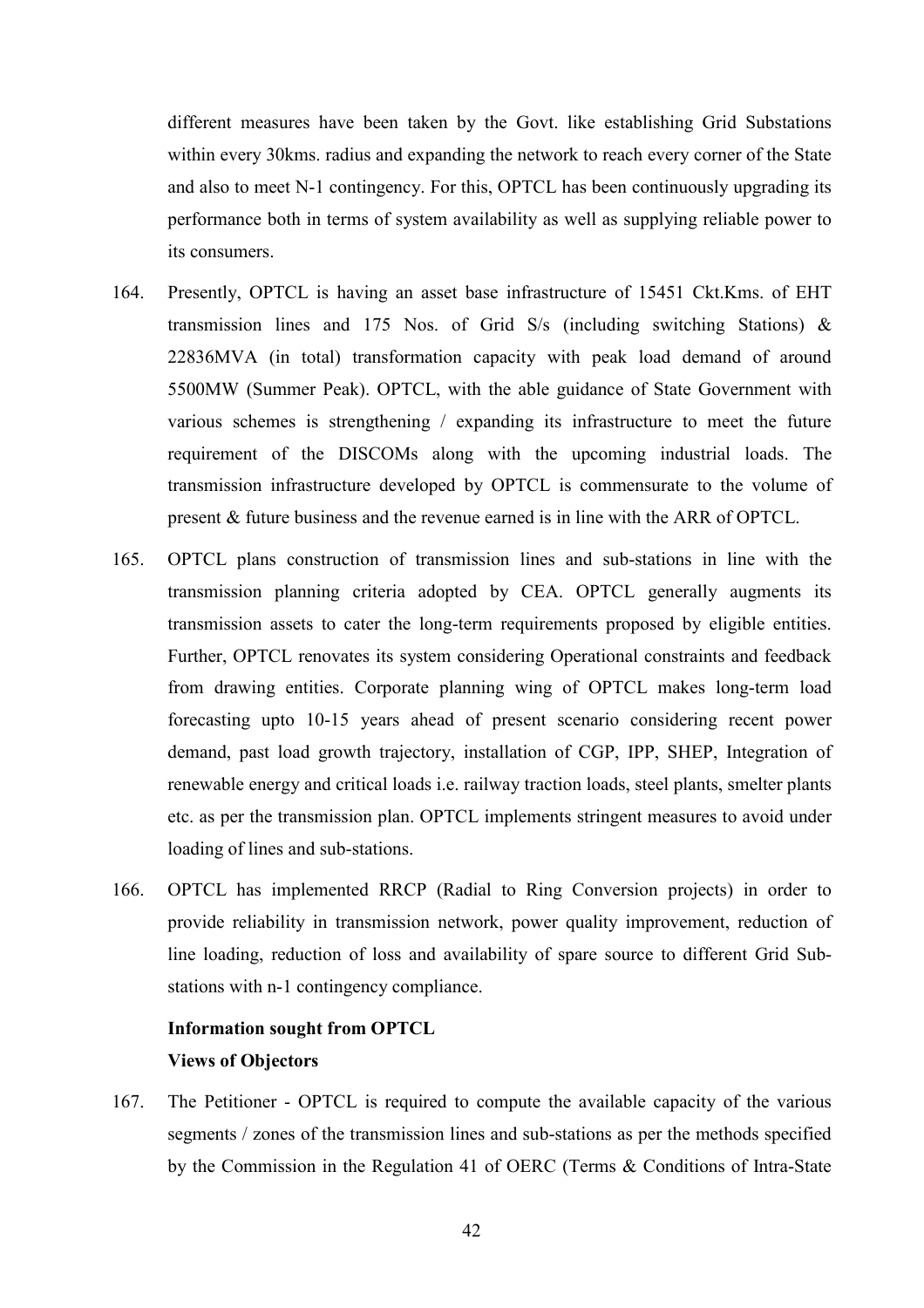different measures have been taken by the Govt. like establishing Grid Substations within every 30kms. radius and expanding the network to reach every corner of the State and also to meet N-1 contingency. For this, OPTCL has been continuously upgrading its performance both in terms of system availability as well as supplying reliable power to its consumers.

164. Presently, OPTCL is having an asset base infrastructure of 15451 Ckt.Kms. of EHT transmission lines and 175 Nos. of Grid S/s (including switching Stations) & 22836MVA (in total) transformation capacity with peak load demand of around 5500MW (Summer Peak). OPTCL, with the able guidance of State Government with various schemes is strengthening / expanding its infrastructure to meet the future requirement of the DISCOMs along with the upcoming industrial loads. The transmission infrastructure developed by OPTCL is commensurate to the volume of present & future business and the revenue earned is in line with the ARR of OPTCL.

165. OPTCL plans construction of transmission lines and sub-stations in line with the transmission planning criteria adopted by CEA. OPTCL generally augments its transmission assets to cater the long-term requirements proposed by eligible entities. Further, OPTCL renovates its system considering Operational constraints and feedback from drawing entities. Corporate planning wing of OPTCL makes long-term load forecasting upto 10-15 years ahead of present scenario considering recent power demand, past load growth trajectory, installation of CGP, IPP, SHEP, Integration of renewable energy and critical loads i.e. railway traction loads, steel plants, smelter plants etc. as per the transmission plan. OPTCL implements stringent measures to avoid under loading of lines and sub-stations.

166. OPTCL has implemented RRCP (Radial to Ring Conversion projects) in order to provide reliability in transmission network, power quality improvement, reduction of line loading, reduction of loss and availability of spare source to different Grid Sub-stations with n-1 contingency compliance.

**Information sought from OPTCL**

**Views of Objectors**

167. The Petitioner - OPTCL is required to compute the available capacity of the various segments / zones of the transmission lines and sub-stations as per the methods specified by the Commission in the Regulation 41 of OERC (Terms & Conditions of Intra-State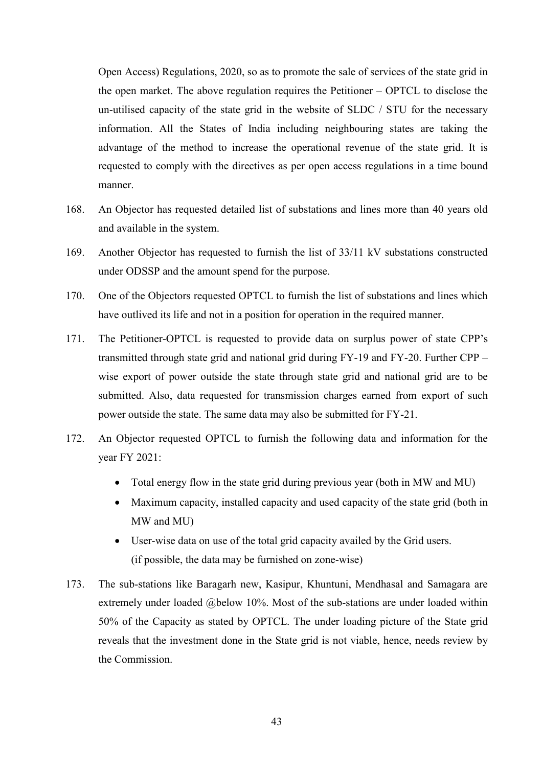Open Access) Regulations, 2020, so as to promote the sale of services of the state grid in the open market. The above regulation requires the Petitioner – OPTCL to disclose the un-utilised capacity of the state grid in the website of SLDC / STU for the necessary information. All the States of India including neighbouring states are taking the advantage of the method to increase the operational revenue of the state grid. It is requested to comply with the directives as per open access regulations in a time bound manner.

168. An Objector has requested detailed list of substations and lines more than 40 years old and available in the system.

169. Another Objector has requested to furnish the list of 33/11 kV substations constructed under ODSSP and the amount spend for the purpose.

170. One of the Objectors requested OPTCL to furnish the list of substations and lines which have outlived its life and not in a position for operation in the required manner.

171. The Petitioner-OPTCL is requested to provide data on surplus power of state CPP's transmitted through state grid and national grid during FY-19 and FY-20. Further CPP – wise export of power outside the state through state grid and national grid are to be submitted. Also, data requested for transmission charges earned from export of such power outside the state. The same data may also be submitted for FY-21.

172. An Objector requested OPTCL to furnish the following data and information for the year FY 2021:

    - Total energy flow in the state grid during previous year (both in MW and MU)
    - Maximum capacity, installed capacity and used capacity of the state grid (both in MW and MU)
    - User-wise data on use of the total grid capacity availed by the Grid users. (if possible, the data may be furnished on zone-wise)

173. The sub-stations like Baragarh new, Kasipur, Khuntuni, Mendhasal and Samagara are extremely under loaded @below 10%. Most of the sub-stations are under loaded within 50% of the Capacity as stated by OPTCL. The under loading picture of the State grid reveals that the investment done in the State grid is not viable, hence, needs review by the Commission.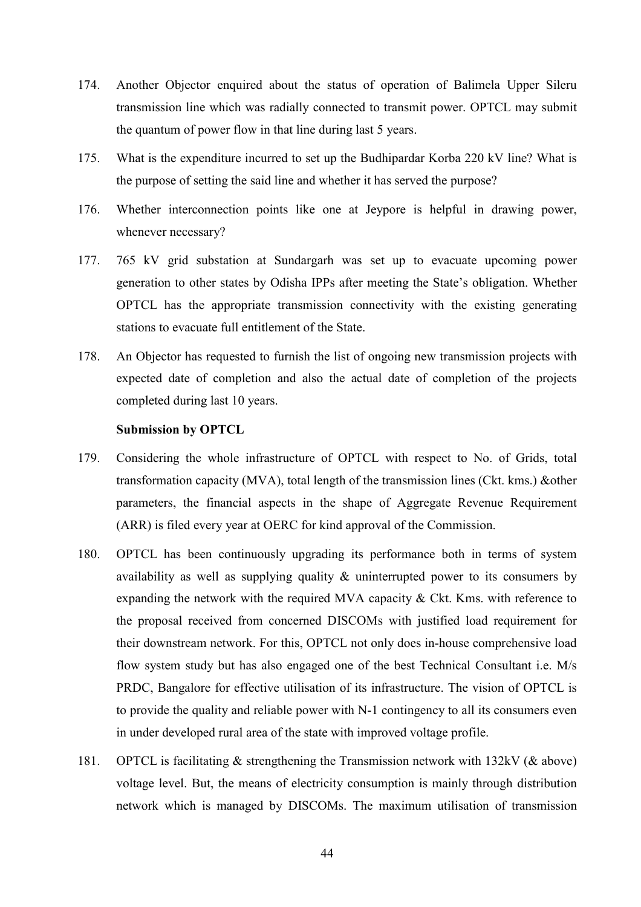174. Another Objector enquired about the status of operation of Balimela Upper Sileru transmission line which was radially connected to transmit power. OPTCL may submit the quantum of power flow in that line during last 5 years.

175. What is the expenditure incurred to set up the Budhipardar Korba 220 kV line? What is the purpose of setting the said line and whether it has served the purpose?

176. Whether interconnection points like one at Jeypore is helpful in drawing power, whenever necessary?

177. 765 kV grid substation at Sundargarh was set up to evacuate upcoming power generation to other states by Odisha IPPs after meeting the State's obligation. Whether OPTCL has the appropriate transmission connectivity with the existing generating stations to evacuate full entitlement of the State.

178. An Objector has requested to furnish the list of ongoing new transmission projects with expected date of completion and also the actual date of completion of the projects completed during last 10 years.

**Submission by OPTCL**

179. Considering the whole infrastructure of OPTCL with respect to No. of Grids, total transformation capacity (MVA), total length of the transmission lines (Ckt. kms.) &other parameters, the financial aspects in the shape of Aggregate Revenue Requirement (ARR) is filed every year at OERC for kind approval of the Commission.

180. OPTCL has been continuously upgrading its performance both in terms of system availability as well as supplying quality & uninterrupted power to its consumers by expanding the network with the required MVA capacity & Ckt. Kms. with reference to the proposal received from concerned DISCOMs with justified load requirement for their downstream network. For this, OPTCL not only does in-house comprehensive load flow system study but has also engaged one of the best Technical Consultant i.e. M/s PRDC, Bangalore for effective utilisation of its infrastructure. The vision of OPTCL is to provide the quality and reliable power with N-1 contingency to all its consumers even in under developed rural area of the state with improved voltage profile.

181. OPTCL is facilitating & strengthening the Transmission network with 132kV (& above) voltage level. But, the means of electricity consumption is mainly through distribution network which is managed by DISCOMs. The maximum utilisation of transmission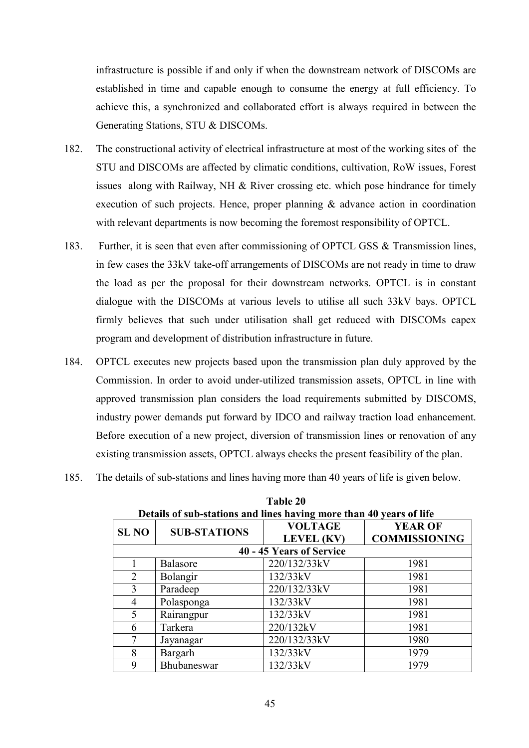infrastructure is possible if and only if when the downstream network of DISCOMs are established in time and capable enough to consume the energy at full efficiency. To achieve this, a synchronized and collaborated effort is always required in between the Generating Stations, STU & DISCOMs.

182. The constructional activity of electrical infrastructure at most of the working sites of the STU and DISCOMs are affected by climatic conditions, cultivation, RoW issues, Forest issues along with Railway, NH & River crossing etc. which pose hindrance for timely execution of such projects. Hence, proper planning & advance action in coordination with relevant departments is now becoming the foremost responsibility of OPTCL.

183. Further, it is seen that even after commissioning of OPTCL GSS & Transmission lines, in few cases the 33kV take-off arrangements of DISCOMs are not ready in time to draw the load as per the proposal for their downstream networks. OPTCL is in constant dialogue with the DISCOMs at various levels to utilise all such 33kV bays. OPTCL firmly believes that such under utilisation shall get reduced with DISCOMs capex program and development of distribution infrastructure in future.

184. OPTCL executes new projects based upon the transmission plan duly approved by the Commission. In order to avoid under-utilized transmission assets, OPTCL in line with approved transmission plan considers the load requirements submitted by DISCOMS, industry power demands put forward by IDCO and railway traction load enhancement. Before execution of a new project, diversion of transmission lines or renovation of any existing transmission assets, OPTCL always checks the present feasibility of the plan.

185. The details of sub-stations and lines having more than 40 years of life is given below.

**Table 20**
**Details of sub-stations and lines having more than 40 years of life**

| SL NO | SUB-STATIONS | VOLTAGE LEVEL (KV) | YEAR OF COMMISSIONING |
|---|---|---|---|
| **40 - 45 Years of Service** | | | |
| 1 | Balasore | 220/132/33kV | 1981 |
| 2 | Bolangir | 132/33kV | 1981 |
| 3 | Paradeep | 220/132/33kV | 1981 |
| 4 | Polasponga | 132/33kV | 1981 |
| 5 | Rairangpur | 132/33kV | 1981 |
| 6 | Tarkera | 220/132kV | 1981 |
| 7 | Jayanagar | 220/132/33kV | 1980 |
| 8 | Bargarh | 132/33kV | 1979 |
| 9 | Bhubaneswar | 132/33kV | 1979 |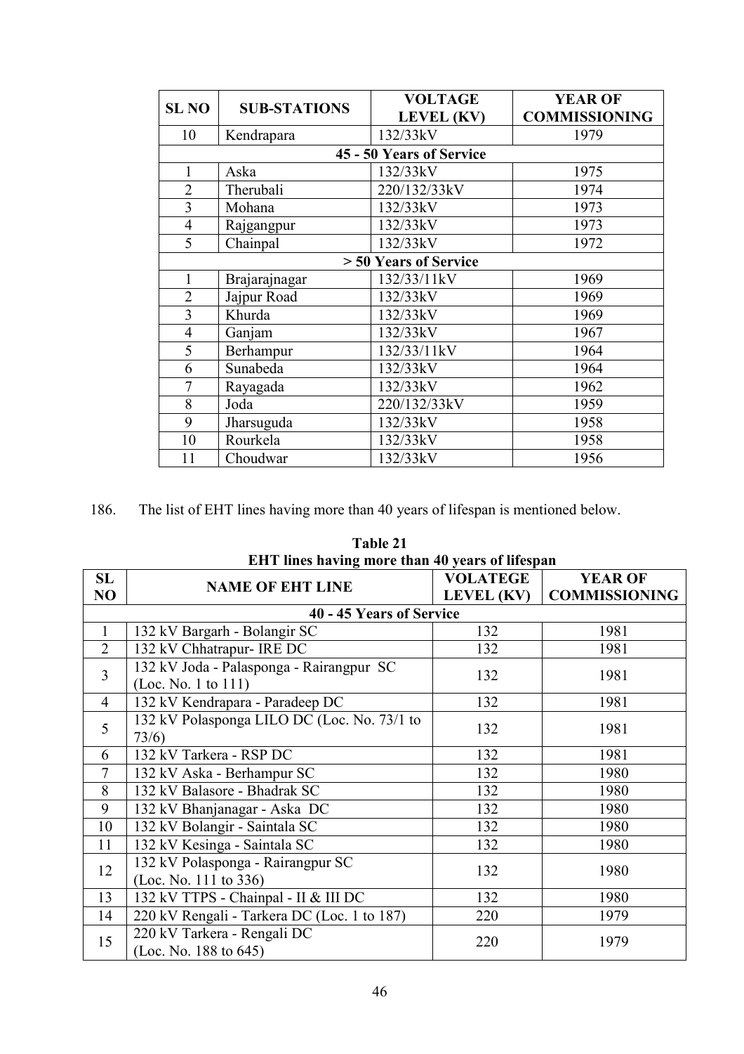| SL NO | SUB-STATIONS | VOLTAGE LEVEL (KV) | YEAR OF COMMISSIONING |
|---|---|---|---|
| 10 | Kendrapara | 132/33kV | 1979 |
| **45 - 50 Years of Service** | | | |
| 1 | Aska | 132/33kV | 1975 |
| 2 | Therubali | 220/132/33kV | 1974 |
| 3 | Mohana | 132/33kV | 1973 |
| 4 | Rajgangpur | 132/33kV | 1973 |
| 5 | Chainpal | 132/33kV | 1972 |
| **> 50 Years of Service** | | | |
| 1 | Brajarajnagar | 132/33/11kV | 1969 |
| 2 | Jajpur Road | 132/33kV | 1969 |
| 3 | Khurda | 132/33kV | 1969 |
| 4 | Ganjam | 132/33kV | 1967 |
| 5 | Berhampur | 132/33/11kV | 1964 |
| 6 | Sunabeda | 132/33kV | 1964 |
| 7 | Rayagada | 132/33kV | 1962 |
| 8 | Joda | 220/132/33kV | 1959 |
| 9 | Jharsuguda | 132/33kV | 1958 |
| 10 | Rourkela | 132/33kV | 1958 |
| 11 | Choudwar | 132/33kV | 1956 |

186. The list of EHT lines having more than 40 years of lifespan is mentioned below.

**Table 21**
**EHT lines having more than 40 years of lifespan**

| SL NO | NAME OF EHT LINE | VOLATEGE LEVEL (KV) | YEAR OF COMMISSIONING |
|---|---|---|---|
| **40 - 45 Years of Service** | | | |
| 1 | 132 kV Bargarh - Bolangir SC | 132 | 1981 |
| 2 | 132 kV Chhatrapur- IRE DC | 132 | 1981 |
| 3 | 132 kV Joda - Palasponga - Rairangpur SC (Loc. No. 1 to 111) | 132 | 1981 |
| 4 | 132 kV Kendrapara - Paradeep DC | 132 | 1981 |
| 5 | 132 kV Polasponga LILO DC (Loc. No. 73/1 to 73/6) | 132 | 1981 |
| 6 | 132 kV Tarkera - RSP DC | 132 | 1981 |
| 7 | 132 kV Aska - Berhampur SC | 132 | 1980 |
| 8 | 132 kV Balasore - Bhadrak SC | 132 | 1980 |
| 9 | 132 kV Bhanjanagar - Aska DC | 132 | 1980 |
| 10 | 132 kV Bolangir - Saintala SC | 132 | 1980 |
| 11 | 132 kV Kesinga - Saintala SC | 132 | 1980 |
| 12 | 132 kV Polasponga - Rairangpur SC (Loc. No. 111 to 336) | 132 | 1980 |
| 13 | 132 kV TTPS - Chainpal - II & III DC | 132 | 1980 |
| 14 | 220 kV Rengali - Tarkera DC (Loc. 1 to 187) | 220 | 1979 |
| 15 | 220 kV Tarkera - Rengali DC (Loc. No. 188 to 645) | 220 | 1979 |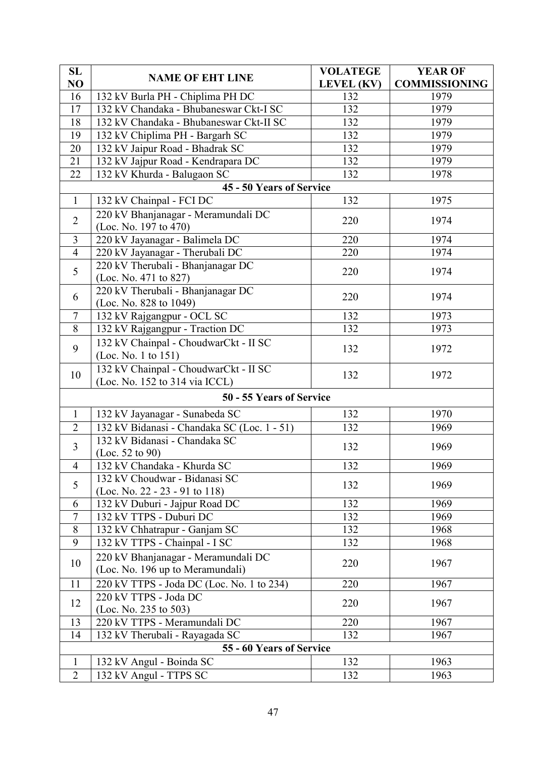| SL NO | NAME OF EHT LINE | VOLATEGE LEVEL (KV) | YEAR OF COMMISSIONING |
|---|---|---|---|
| 16 | 132 kV Burla PH - Chiplima PH DC | 132 | 1979 |
| 17 | 132 kV Chandaka - Bhubaneswar Ckt-I SC | 132 | 1979 |
| 18 | 132 kV Chandaka - Bhubaneswar Ckt-II SC | 132 | 1979 |
| 19 | 132 kV Chiplima PH - Bargarh SC | 132 | 1979 |
| 20 | 132 kV Jaipur Road - Bhadrak SC | 132 | 1979 |
| 21 | 132 kV Jajpur Road - Kendrapara DC | 132 | 1979 |
| 22 | 132 kV Khurda - Balugaon SC | 132 | 1978 |
| **45 - 50 Years of Service** | | | |
| 1 | 132 kV Chainpal - FCI DC | 132 | 1975 |
| 2 | 220 kV Bhanjanagar - Meramundali DC (Loc. No. 197 to 470) | 220 | 1974 |
| 3 | 220 kV Jayanagar - Balimela DC | 220 | 1974 |
| 4 | 220 kV Jayanagar - Therubali DC | 220 | 1974 |
| 5 | 220 kV Therubali - Bhanjanagar DC (Loc. No. 471 to 827) | 220 | 1974 |
| 6 | 220 kV Therubali - Bhanjanagar DC (Loc. No. 828 to 1049) | 220 | 1974 |
| 7 | 132 kV Rajgangpur - OCL SC | 132 | 1973 |
| 8 | 132 kV Rajgangpur - Traction DC | 132 | 1973 |
| 9 | 132 kV Chainpal - ChoudwarCkt - II SC (Loc. No. 1 to 151) | 132 | 1972 |
| 10 | 132 kV Chainpal - ChoudwarCkt - II SC (Loc. No. 152 to 314 via ICCL) | 132 | 1972 |
| **50 - 55 Years of Service** | | | |
| 1 | 132 kV Jayanagar - Sunabeda SC | 132 | 1970 |
| 2 | 132 kV Bidanasi - Chandaka SC (Loc. 1 - 51) | 132 | 1969 |
| 3 | 132 kV Bidanasi - Chandaka SC (Loc. 52 to 90) | 132 | 1969 |
| 4 | 132 kV Chandaka - Khurda SC | 132 | 1969 |
| 5 | 132 kV Choudwar - Bidanasi SC (Loc. No. 22 - 23 - 91 to 118) | 132 | 1969 |
| 6 | 132 kV Duburi - Jajpur Road DC | 132 | 1969 |
| 7 | 132 kV TTPS - Duburi DC | 132 | 1969 |
| 8 | 132 kV Chhatrapur - Ganjam SC | 132 | 1968 |
| 9 | 132 kV TTPS - Chainpal - I SC | 132 | 1968 |
| 10 | 220 kV Bhanjanagar - Meramundali DC (Loc. No. 196 up to Meramundali) | 220 | 1967 |
| 11 | 220 kV TTPS - Joda DC (Loc. No. 1 to 234) | 220 | 1967 |
| 12 | 220 kV TTPS - Joda DC (Loc. No. 235 to 503) | 220 | 1967 |
| 13 | 220 kV TTPS - Meramundali DC | 220 | 1967 |
| 14 | 132 kV Therubali - Rayagada SC | 132 | 1967 |
| **55 - 60 Years of Service** | | | |
| 1 | 132 kV Angul - Boinda SC | 132 | 1963 |
| 2 | 132 kV Angul - TTPS SC | 132 | 1963 |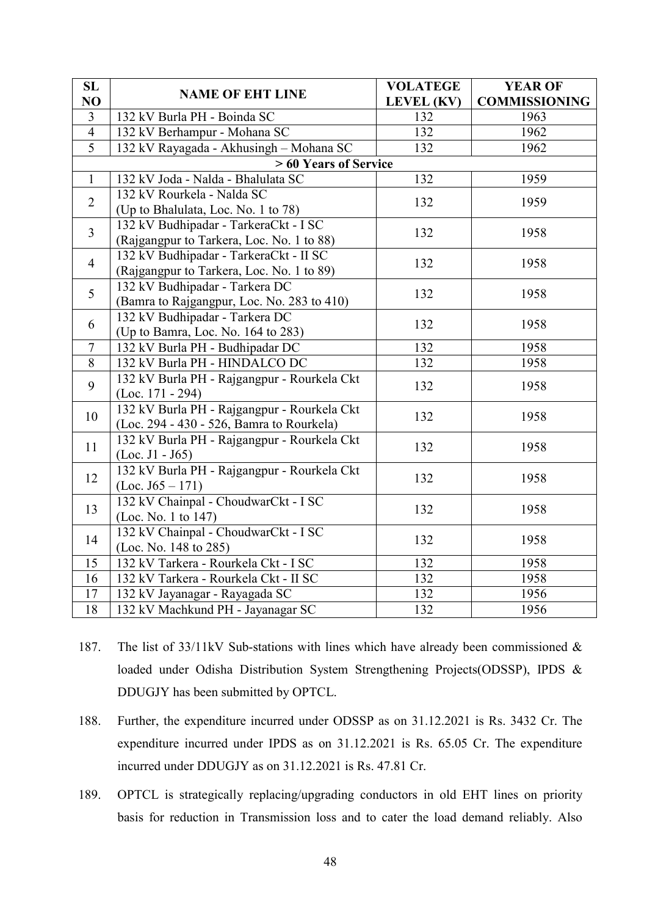| SL NO | NAME OF EHT LINE | VOLATEGE LEVEL (KV) | YEAR OF COMMISSIONING |
|---|---|---|---|
| 3 | 132 kV Burla PH - Boinda SC | 132 | 1963 |
| 4 | 132 kV Berhampur - Mohana SC | 132 | 1962 |
| 5 | 132 kV Rayagada - Akhusingh – Mohana SC | 132 | 1962 |
| **> 60 Years of Service** | | | |
| 1 | 132 kV Joda - Nalda - Bhalulata SC | 132 | 1959 |
| 2 | 132 kV Rourkela - Nalda SC (Up to Bhalulata, Loc. No. 1 to 78) | 132 | 1959 |
| 3 | 132 kV Budhipadar - TarkeraCkt - I SC (Rajgangpur to Tarkera, Loc. No. 1 to 88) | 132 | 1958 |
| 4 | 132 kV Budhipadar - TarkeraCkt - II SC (Rajgangpur to Tarkera, Loc. No. 1 to 89) | 132 | 1958 |
| 5 | 132 kV Budhipadar - Tarkera DC (Bamra to Rajgangpur, Loc. No. 283 to 410) | 132 | 1958 |
| 6 | 132 kV Budhipadar - Tarkera DC (Up to Bamra, Loc. No. 164 to 283) | 132 | 1958 |
| 7 | 132 kV Burla PH - Budhipadar DC | 132 | 1958 |
| 8 | 132 kV Burla PH - HINDALCO DC | 132 | 1958 |
| 9 | 132 kV Burla PH - Rajgangpur - Rourkela Ckt (Loc. 171 - 294) | 132 | 1958 |
| 10 | 132 kV Burla PH - Rajgangpur - Rourkela Ckt (Loc. 294 - 430 - 526, Bamra to Rourkela) | 132 | 1958 |
| 11 | 132 kV Burla PH - Rajgangpur - Rourkela Ckt (Loc. J1 - J65) | 132 | 1958 |
| 12 | 132 kV Burla PH - Rajgangpur - Rourkela Ckt (Loc. J65 – 171) | 132 | 1958 |
| 13 | 132 kV Chainpal - ChoudwarCkt - I SC (Loc. No. 1 to 147) | 132 | 1958 |
| 14 | 132 kV Chainpal - ChoudwarCkt - I SC (Loc. No. 148 to 285) | 132 | 1958 |
| 15 | 132 kV Tarkera - Rourkela Ckt - I SC | 132 | 1958 |
| 16 | 132 kV Tarkera - Rourkela Ckt - II SC | 132 | 1958 |
| 17 | 132 kV Jayanagar - Rayagada SC | 132 | 1956 |
| 18 | 132 kV Machkund PH - Jayanagar SC | 132 | 1956 |

187. The list of 33/11kV Sub-stations with lines which have already been commissioned & loaded under Odisha Distribution System Strengthening Projects(ODSSP), IPDS & DDUGJY has been submitted by OPTCL.

188. Further, the expenditure incurred under ODSSP as on 31.12.2021 is Rs. 3432 Cr. The expenditure incurred under IPDS as on 31.12.2021 is Rs. 65.05 Cr. The expenditure incurred under DDUGJY as on 31.12.2021 is Rs. 47.81 Cr.

189. OPTCL is strategically replacing/upgrading conductors in old EHT lines on priority basis for reduction in Transmission loss and to cater the load demand reliably. Also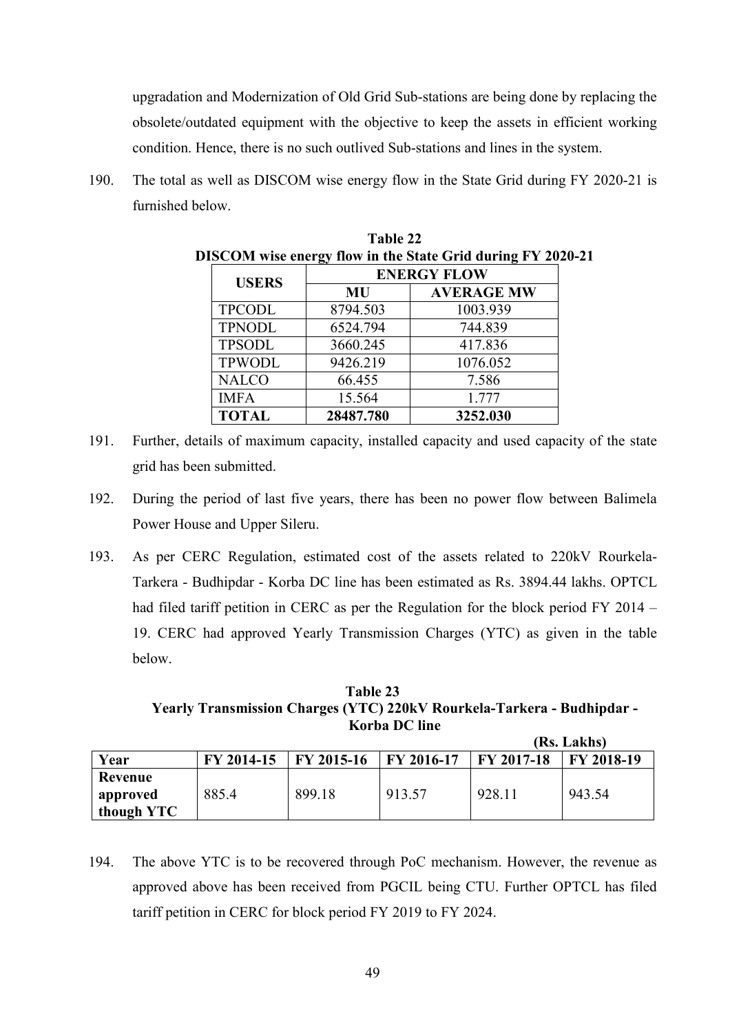upgradation and Modernization of Old Grid Sub-stations are being done by replacing the obsolete/outdated equipment with the objective to keep the assets in efficient working condition. Hence, there is no such outlived Sub-stations and lines in the system.

190. The total as well as DISCOM wise energy flow in the State Grid during FY 2020-21 is furnished below.

**Table 22**
**DISCOM wise energy flow in the State Grid during FY 2020-21**

| USERS | ENERGY FLOW | |
|---|---|---|
| | MU | AVERAGE MW |
| TPCODL | 8794.503 | 1003.939 |
| TPNODL | 6524.794 | 744.839 |
| TPSODL | 3660.245 | 417.836 |
| TPWODL | 9426.219 | 1076.052 |
| NALCO | 66.455 | 7.586 |
| IMFA | 15.564 | 1.777 |
| **TOTAL** | **28487.780** | **3252.030** |

191. Further, details of maximum capacity, installed capacity and used capacity of the state grid has been submitted.

192. During the period of last five years, there has been no power flow between Balimela Power House and Upper Sileru.

193. As per CERC Regulation, estimated cost of the assets related to 220kV Rourkela-Tarkera - Budhipdar - Korba DC line has been estimated as Rs. 3894.44 lakhs. OPTCL had filed tariff petition in CERC as per the Regulation for the block period FY 2014 – 19. CERC had approved Yearly Transmission Charges (YTC) as given in the table below.

**Table 23**
**Yearly Transmission Charges (YTC) 220kV Rourkela-Tarkera - Budhipdar - Korba DC line**

**(Rs. Lakhs)**

| Year | FY 2014-15 | FY 2015-16 | FY 2016-17 | FY 2017-18 | FY 2018-19 |
|---|---|---|---|---|---|
| **Revenue approved though YTC** | 885.4 | 899.18 | 913.57 | 928.11 | 943.54 |

194. The above YTC is to be recovered through PoC mechanism. However, the revenue as approved above has been received from PGCIL being CTU. Further OPTCL has filed tariff petition in CERC for block period FY 2019 to FY 2024.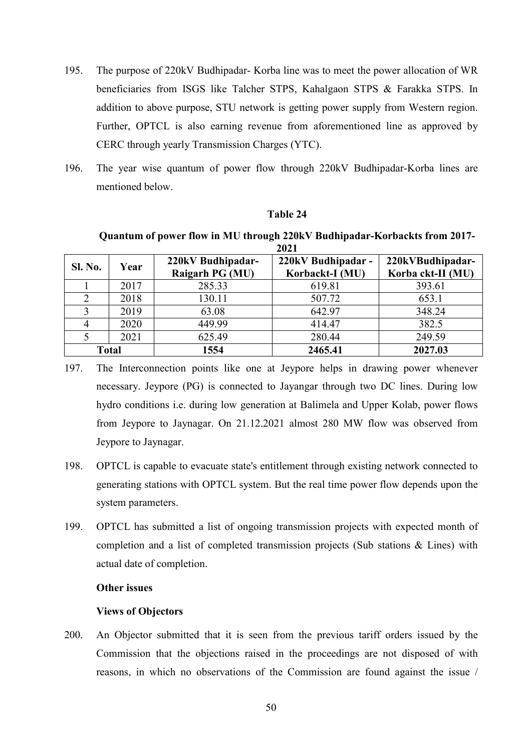195. The purpose of 220kV Budhipadar- Korba line was to meet the power allocation of WR beneficiaries from ISGS like Talcher STPS, Kahalgaon STPS & Farakka STPS. In addition to above purpose, STU network is getting power supply from Western region. Further, OPTCL is also earning revenue from aforementioned line as approved by CERC through yearly Transmission Charges (YTC).

196. The year wise quantum of power flow through 220kV Budhipadar-Korba lines are mentioned below.

**Table 24**

**Quantum of power flow in MU through 220kV Budhipadar-Korbackts from 2017-2021**

| Sl. No. | Year | 220kV Budhipadar-Raigarh PG (MU) | 220kV Budhipadar - Korbackt-I (MU) | 220kVBudhipadar-Korba ckt-II (MU) |
|---|---|---|---|---|
| 1 | 2017 | 285.33 | 619.81 | 393.61 |
| 2 | 2018 | 130.11 | 507.72 | 653.1 |
| 3 | 2019 | 63.08 | 642.97 | 348.24 |
| 4 | 2020 | 449.99 | 414.47 | 382.5 |
| 5 | 2021 | 625.49 | 280.44 | 249.59 |
| **Total** | | **1554** | **2465.41** | **2027.03** |

197. The Interconnection points like one at Jeypore helps in drawing power whenever necessary. Jeypore (PG) is connected to Jayangar through two DC lines. During low hydro conditions i.e. during low generation at Balimela and Upper Kolab, power flows from Jeypore to Jaynagar. On 21.12.2021 almost 280 MW flow was observed from Jeypore to Jaynagar.

198. OPTCL is capable to evacuate state's entitlement through existing network connected to generating stations with OPTCL system. But the real time power flow depends upon the system parameters.

199. OPTCL has submitted a list of ongoing transmission projects with expected month of completion and a list of completed transmission projects (Sub stations & Lines) with actual date of completion.

**Other issues**

**Views of Objectors**

200. An Objector submitted that it is seen from the previous tariff orders issued by the Commission that the objections raised in the proceedings are not disposed of with reasons, in which no observations of the Commission are found against the issue /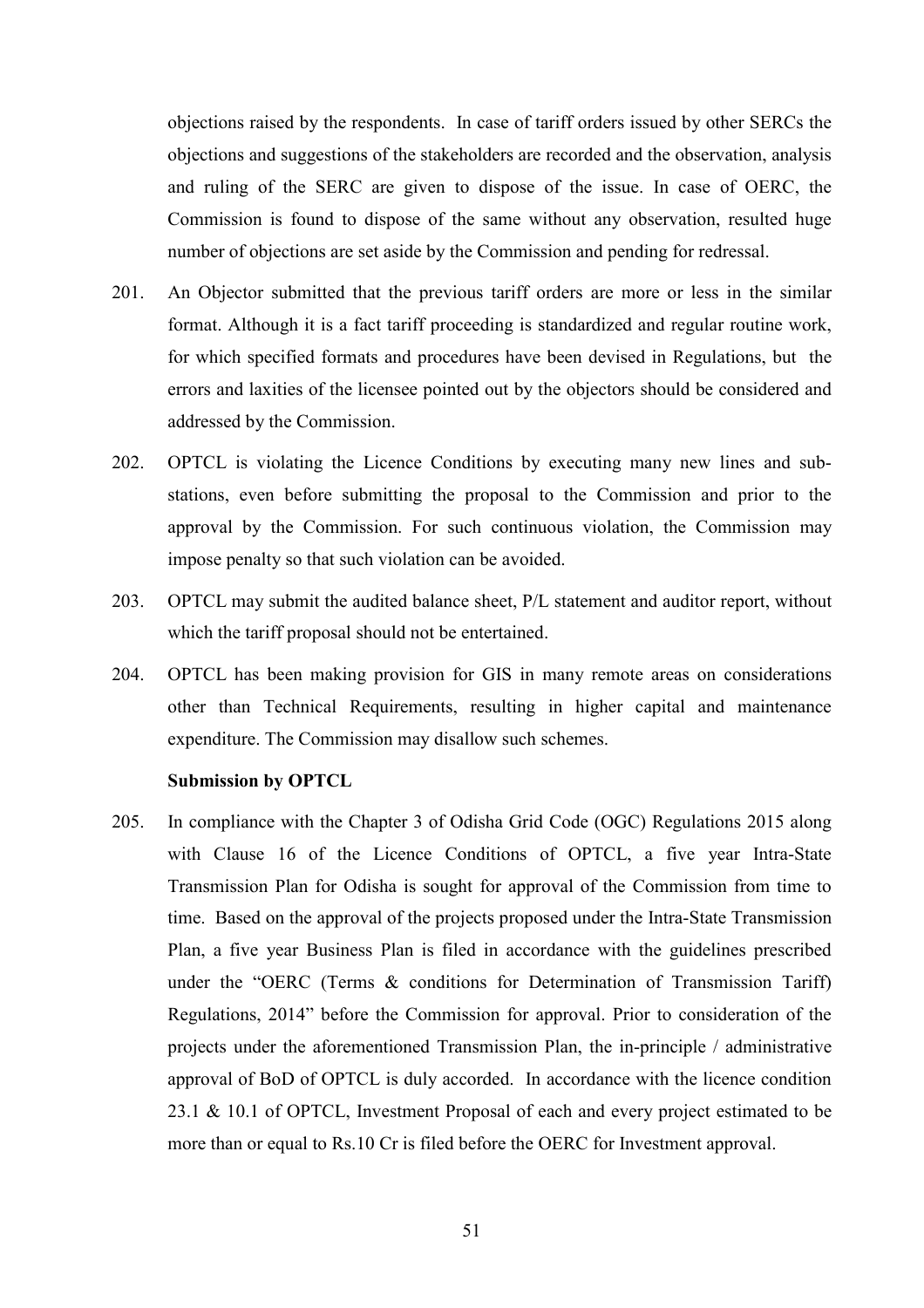objections raised by the respondents. In case of tariff orders issued by other SERCs the objections and suggestions of the stakeholders are recorded and the observation, analysis and ruling of the SERC are given to dispose of the issue. In case of OERC, the Commission is found to dispose of the same without any observation, resulted huge number of objections are set aside by the Commission and pending for redressal.

201. An Objector submitted that the previous tariff orders are more or less in the similar format. Although it is a fact tariff proceeding is standardized and regular routine work, for which specified formats and procedures have been devised in Regulations, but the errors and laxities of the licensee pointed out by the objectors should be considered and addressed by the Commission.

202. OPTCL is violating the Licence Conditions by executing many new lines and sub-stations, even before submitting the proposal to the Commission and prior to the approval by the Commission. For such continuous violation, the Commission may impose penalty so that such violation can be avoided.

203. OPTCL may submit the audited balance sheet, P/L statement and auditor report, without which the tariff proposal should not be entertained.

204. OPTCL has been making provision for GIS in many remote areas on considerations other than Technical Requirements, resulting in higher capital and maintenance expenditure. The Commission may disallow such schemes.

**Submission by OPTCL**

205. In compliance with the Chapter 3 of Odisha Grid Code (OGC) Regulations 2015 along with Clause 16 of the Licence Conditions of OPTCL, a five year Intra-State Transmission Plan for Odisha is sought for approval of the Commission from time to time. Based on the approval of the projects proposed under the Intra-State Transmission Plan, a five year Business Plan is filed in accordance with the guidelines prescribed under the "OERC (Terms & conditions for Determination of Transmission Tariff) Regulations, 2014" before the Commission for approval. Prior to consideration of the projects under the aforementioned Transmission Plan, the in-principle / administrative approval of BoD of OPTCL is duly accorded. In accordance with the licence condition 23.1 & 10.1 of OPTCL, Investment Proposal of each and every project estimated to be more than or equal to Rs.10 Cr is filed before the OERC for Investment approval.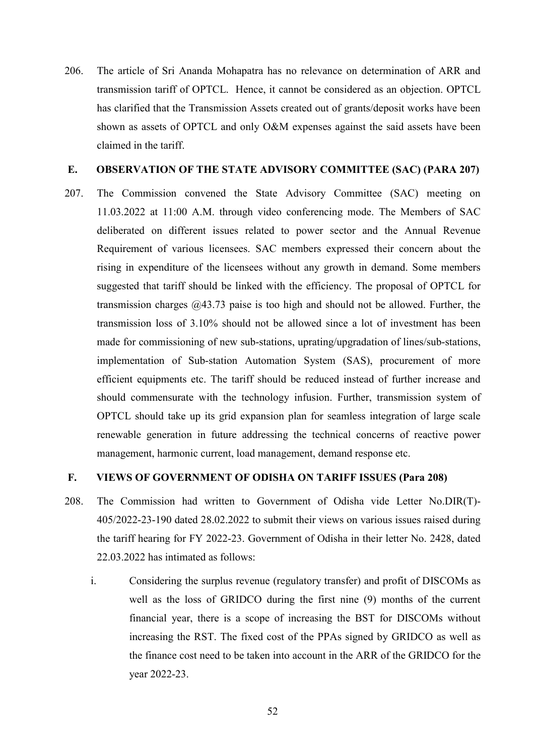206. The article of Sri Ananda Mohapatra has no relevance on determination of ARR and transmission tariff of OPTCL. Hence, it cannot be considered as an objection. OPTCL has clarified that the Transmission Assets created out of grants/deposit works have been shown as assets of OPTCL and only O&M expenses against the said assets have been claimed in the tariff.

## E. OBSERVATION OF THE STATE ADVISORY COMMITTEE (SAC) (PARA 207)

207. The Commission convened the State Advisory Committee (SAC) meeting on 11.03.2022 at 11:00 A.M. through video conferencing mode. The Members of SAC deliberated on different issues related to power sector and the Annual Revenue Requirement of various licensees. SAC members expressed their concern about the rising in expenditure of the licensees without any growth in demand. Some members suggested that tariff should be linked with the efficiency. The proposal of OPTCL for transmission charges @43.73 paise is too high and should not be allowed. Further, the transmission loss of 3.10% should not be allowed since a lot of investment has been made for commissioning of new sub-stations, uprating/upgradation of lines/sub-stations, implementation of Sub-station Automation System (SAS), procurement of more efficient equipments etc. The tariff should be reduced instead of further increase and should commensurate with the technology infusion. Further, transmission system of OPTCL should take up its grid expansion plan for seamless integration of large scale renewable generation in future addressing the technical concerns of reactive power management, harmonic current, load management, demand response etc.

## F. VIEWS OF GOVERNMENT OF ODISHA ON TARIFF ISSUES (Para 208)

208. The Commission had written to Government of Odisha vide Letter No.DIR(T)-405/2022-23-190 dated 28.02.2022 to submit their views on various issues raised during the tariff hearing for FY 2022-23. Government of Odisha in their letter No. 2428, dated 22.03.2022 has intimated as follows:

   i. Considering the surplus revenue (regulatory transfer) and profit of DISCOMs as well as the loss of GRIDCO during the first nine (9) months of the current financial year, there is a scope of increasing the BST for DISCOMs without increasing the RST. The fixed cost of the PPAs signed by GRIDCO as well as the finance cost need to be taken into account in the ARR of the GRIDCO for the year 2022-23.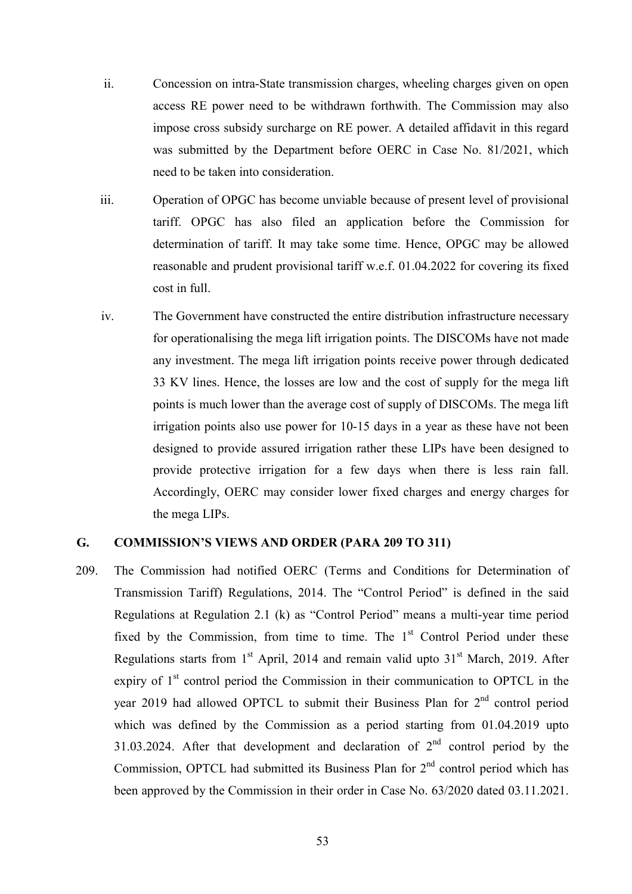ii. Concession on intra-State transmission charges, wheeling charges given on open access RE power need to be withdrawn forthwith. The Commission may also impose cross subsidy surcharge on RE power. A detailed affidavit in this regard was submitted by the Department before OERC in Case No. 81/2021, which need to be taken into consideration.

iii. Operation of OPGC has become unviable because of present level of provisional tariff. OPGC has also filed an application before the Commission for determination of tariff. It may take some time. Hence, OPGC may be allowed reasonable and prudent provisional tariff w.e.f. 01.04.2022 for covering its fixed cost in full.

iv. The Government have constructed the entire distribution infrastructure necessary for operationalising the mega lift irrigation points. The DISCOMs have not made any investment. The mega lift irrigation points receive power through dedicated 33 KV lines. Hence, the losses are low and the cost of supply for the mega lift points is much lower than the average cost of supply of DISCOMs. The mega lift irrigation points also use power for 10-15 days in a year as these have not been designed to provide assured irrigation rather these LIPs have been designed to provide protective irrigation for a few days when there is less rain fall. Accordingly, OERC may consider lower fixed charges and energy charges for the mega LIPs.

## G. COMMISSION'S VIEWS AND ORDER (PARA 209 TO 311)

209. The Commission had notified OERC (Terms and Conditions for Determination of Transmission Tariff) Regulations, 2014. The "Control Period" is defined in the said Regulations at Regulation 2.1 (k) as "Control Period" means a multi-year time period fixed by the Commission, from time to time. The 1st Control Period under these Regulations starts from 1st April, 2014 and remain valid upto 31st March, 2019. After expiry of 1st control period the Commission in their communication to OPTCL in the year 2019 had allowed OPTCL to submit their Business Plan for 2nd control period which was defined by the Commission as a period starting from 01.04.2019 upto 31.03.2024. After that development and declaration of 2nd control period by the Commission, OPTCL had submitted its Business Plan for 2nd control period which has been approved by the Commission in their order in Case No. 63/2020 dated 03.11.2021.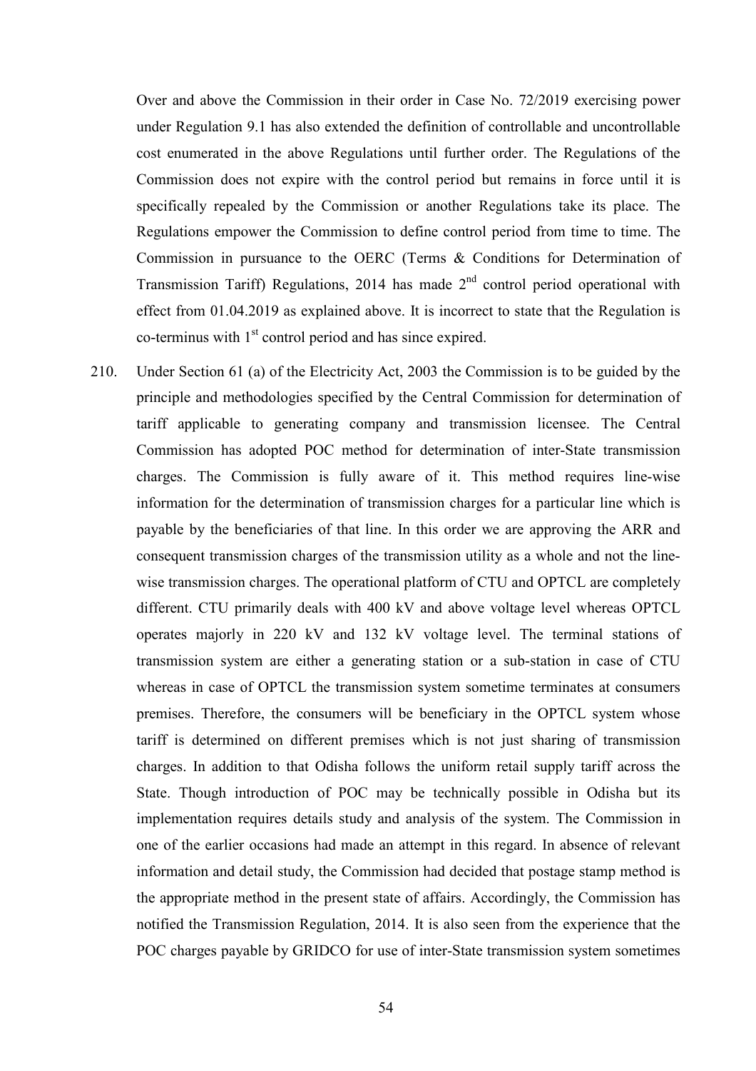Over and above the Commission in their order in Case No. 72/2019 exercising power under Regulation 9.1 has also extended the definition of controllable and uncontrollable cost enumerated in the above Regulations until further order. The Regulations of the Commission does not expire with the control period but remains in force until it is specifically repealed by the Commission or another Regulations take its place. The Regulations empower the Commission to define control period from time to time. The Commission in pursuance to the OERC (Terms & Conditions for Determination of Transmission Tariff) Regulations, 2014 has made 2nd control period operational with effect from 01.04.2019 as explained above. It is incorrect to state that the Regulation is co-terminus with 1st control period and has since expired.

210. Under Section 61 (a) of the Electricity Act, 2003 the Commission is to be guided by the principle and methodologies specified by the Central Commission for determination of tariff applicable to generating company and transmission licensee. The Central Commission has adopted POC method for determination of inter-State transmission charges. The Commission is fully aware of it. This method requires line-wise information for the determination of transmission charges for a particular line which is payable by the beneficiaries of that line. In this order we are approving the ARR and consequent transmission charges of the transmission utility as a whole and not the line-wise transmission charges. The operational platform of CTU and OPTCL are completely different. CTU primarily deals with 400 kV and above voltage level whereas OPTCL operates majorly in 220 kV and 132 kV voltage level. The terminal stations of transmission system are either a generating station or a sub-station in case of CTU whereas in case of OPTCL the transmission system sometime terminates at consumers premises. Therefore, the consumers will be beneficiary in the OPTCL system whose tariff is determined on different premises which is not just sharing of transmission charges. In addition to that Odisha follows the uniform retail supply tariff across the State. Though introduction of POC may be technically possible in Odisha but its implementation requires details study and analysis of the system. The Commission in one of the earlier occasions had made an attempt in this regard. In absence of relevant information and detail study, the Commission had decided that postage stamp method is the appropriate method in the present state of affairs. Accordingly, the Commission has notified the Transmission Regulation, 2014. It is also seen from the experience that the POC charges payable by GRIDCO for use of inter-State transmission system sometimes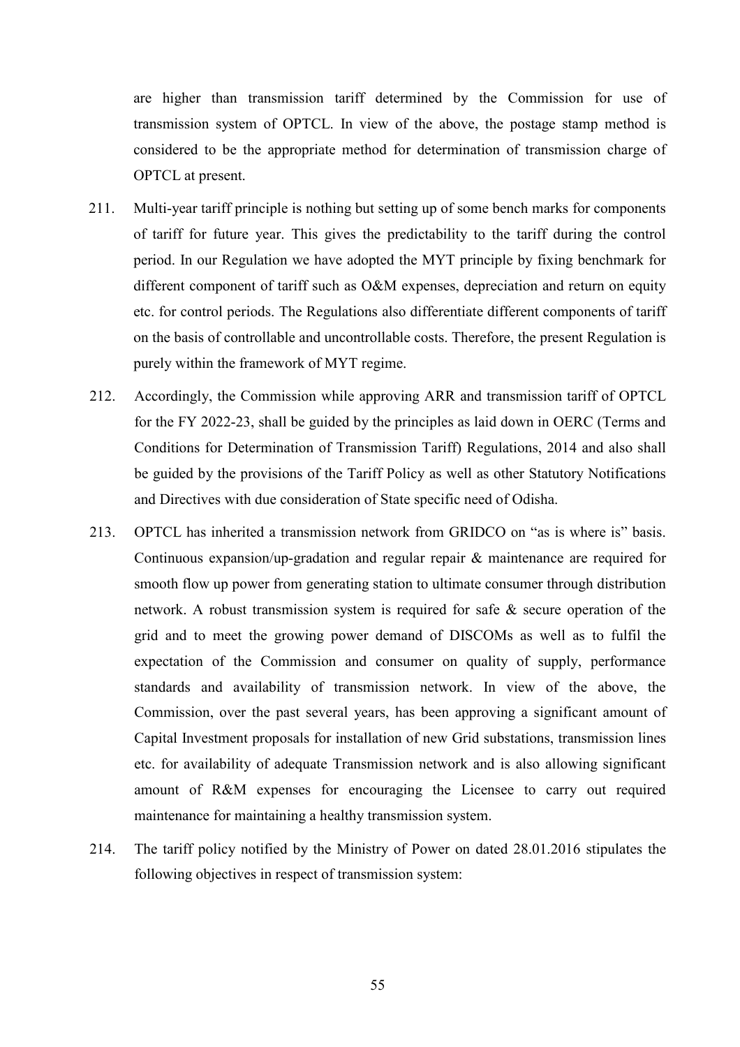are higher than transmission tariff determined by the Commission for use of transmission system of OPTCL. In view of the above, the postage stamp method is considered to be the appropriate method for determination of transmission charge of OPTCL at present.

211. Multi-year tariff principle is nothing but setting up of some bench marks for components of tariff for future year. This gives the predictability to the tariff during the control period. In our Regulation we have adopted the MYT principle by fixing benchmark for different component of tariff such as O&M expenses, depreciation and return on equity etc. for control periods. The Regulations also differentiate different components of tariff on the basis of controllable and uncontrollable costs. Therefore, the present Regulation is purely within the framework of MYT regime.

212. Accordingly, the Commission while approving ARR and transmission tariff of OPTCL for the FY 2022-23, shall be guided by the principles as laid down in OERC (Terms and Conditions for Determination of Transmission Tariff) Regulations, 2014 and also shall be guided by the provisions of the Tariff Policy as well as other Statutory Notifications and Directives with due consideration of State specific need of Odisha.

213. OPTCL has inherited a transmission network from GRIDCO on "as is where is" basis. Continuous expansion/up-gradation and regular repair & maintenance are required for smooth flow up power from generating station to ultimate consumer through distribution network. A robust transmission system is required for safe & secure operation of the grid and to meet the growing power demand of DISCOMs as well as to fulfil the expectation of the Commission and consumer on quality of supply, performance standards and availability of transmission network. In view of the above, the Commission, over the past several years, has been approving a significant amount of Capital Investment proposals for installation of new Grid substations, transmission lines etc. for availability of adequate Transmission network and is also allowing significant amount of R&M expenses for encouraging the Licensee to carry out required maintenance for maintaining a healthy transmission system.

214. The tariff policy notified by the Ministry of Power on dated 28.01.2016 stipulates the following objectives in respect of transmission system: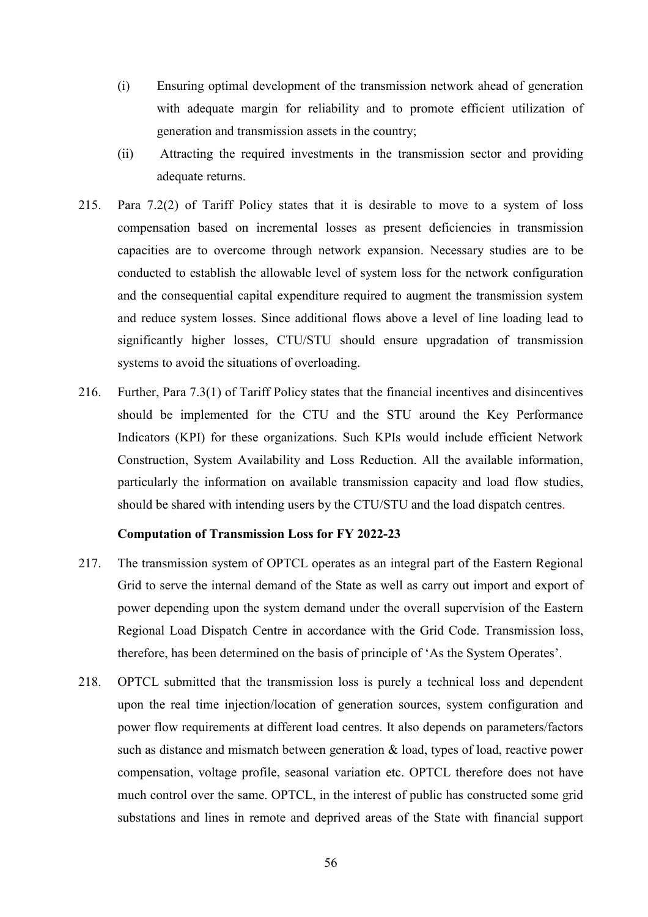(i) Ensuring optimal development of the transmission network ahead of generation with adequate margin for reliability and to promote efficient utilization of generation and transmission assets in the country;

(ii) Attracting the required investments in the transmission sector and providing adequate returns.

215. Para 7.2(2) of Tariff Policy states that it is desirable to move to a system of loss compensation based on incremental losses as present deficiencies in transmission capacities are to overcome through network expansion. Necessary studies are to be conducted to establish the allowable level of system loss for the network configuration and the consequential capital expenditure required to augment the transmission system and reduce system losses. Since additional flows above a level of line loading lead to significantly higher losses, CTU/STU should ensure upgradation of transmission systems to avoid the situations of overloading.

216. Further, Para 7.3(1) of Tariff Policy states that the financial incentives and disincentives should be implemented for the CTU and the STU around the Key Performance Indicators (KPI) for these organizations. Such KPIs would include efficient Network Construction, System Availability and Loss Reduction. All the available information, particularly the information on available transmission capacity and load flow studies, should be shared with intending users by the CTU/STU and the load dispatch centres.

**Computation of Transmission Loss for FY 2022-23**

217. The transmission system of OPTCL operates as an integral part of the Eastern Regional Grid to serve the internal demand of the State as well as carry out import and export of power depending upon the system demand under the overall supervision of the Eastern Regional Load Dispatch Centre in accordance with the Grid Code. Transmission loss, therefore, has been determined on the basis of principle of 'As the System Operates'.

218. OPTCL submitted that the transmission loss is purely a technical loss and dependent upon the real time injection/location of generation sources, system configuration and power flow requirements at different load centres. It also depends on parameters/factors such as distance and mismatch between generation & load, types of load, reactive power compensation, voltage profile, seasonal variation etc. OPTCL therefore does not have much control over the same. OPTCL, in the interest of public has constructed some grid substations and lines in remote and deprived areas of the State with financial support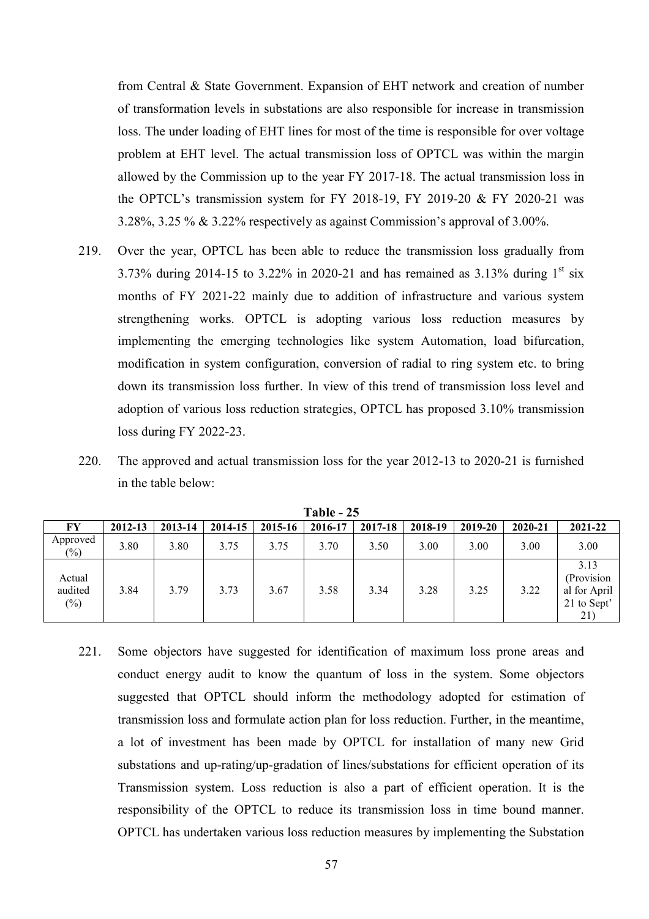from Central & State Government. Expansion of EHT network and creation of number of transformation levels in substations are also responsible for increase in transmission loss. The under loading of EHT lines for most of the time is responsible for over voltage problem at EHT level. The actual transmission loss of OPTCL was within the margin allowed by the Commission up to the year FY 2017-18. The actual transmission loss in the OPTCL's transmission system for FY 2018-19, FY 2019-20 & FY 2020-21 was 3.28%, 3.25 % & 3.22% respectively as against Commission's approval of 3.00%.

219. Over the year, OPTCL has been able to reduce the transmission loss gradually from 3.73% during 2014-15 to 3.22% in 2020-21 and has remained as 3.13% during 1st six months of FY 2021-22 mainly due to addition of infrastructure and various system strengthening works. OPTCL is adopting various loss reduction measures by implementing the emerging technologies like system Automation, load bifurcation, modification in system configuration, conversion of radial to ring system etc. to bring down its transmission loss further. In view of this trend of transmission loss level and adoption of various loss reduction strategies, OPTCL has proposed 3.10% transmission loss during FY 2022-23.

220. The approved and actual transmission loss for the year 2012-13 to 2020-21 is furnished in the table below:

**Table - 25**

| FY | 2012-13 | 2013-14 | 2014-15 | 2015-16 | 2016-17 | 2017-18 | 2018-19 | 2019-20 | 2020-21 | 2021-22 |
|---|---|---|---|---|---|---|---|---|---|---|
| Approved (%) | 3.80 | 3.80 | 3.75 | 3.75 | 3.70 | 3.50 | 3.00 | 3.00 | 3.00 | 3.00 |
| Actual audited (%) | 3.84 | 3.79 | 3.73 | 3.67 | 3.58 | 3.34 | 3.28 | 3.25 | 3.22 | 3.13 (Provisional for April 21 to Sept' 21) |

221. Some objectors have suggested for identification of maximum loss prone areas and conduct energy audit to know the quantum of loss in the system. Some objectors suggested that OPTCL should inform the methodology adopted for estimation of transmission loss and formulate action plan for loss reduction. Further, in the meantime, a lot of investment has been made by OPTCL for installation of many new Grid substations and up-rating/up-gradation of lines/substations for efficient operation of its Transmission system. Loss reduction is also a part of efficient operation. It is the responsibility of the OPTCL to reduce its transmission loss in time bound manner. OPTCL has undertaken various loss reduction measures by implementing the Substation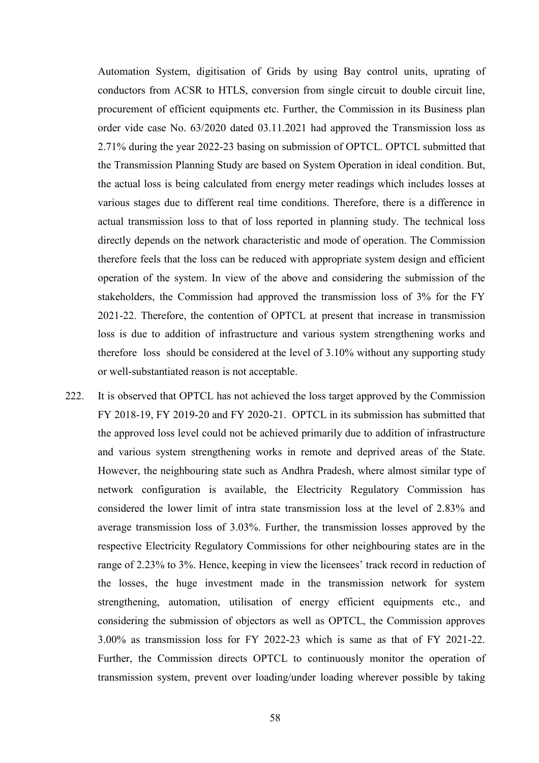Automation System, digitisation of Grids by using Bay control units, uprating of conductors from ACSR to HTLS, conversion from single circuit to double circuit line, procurement of efficient equipments etc. Further, the Commission in its Business plan order vide case No. 63/2020 dated 03.11.2021 had approved the Transmission loss as 2.71% during the year 2022-23 basing on submission of OPTCL. OPTCL submitted that the Transmission Planning Study are based on System Operation in ideal condition. But, the actual loss is being calculated from energy meter readings which includes losses at various stages due to different real time conditions. Therefore, there is a difference in actual transmission loss to that of loss reported in planning study. The technical loss directly depends on the network characteristic and mode of operation. The Commission therefore feels that the loss can be reduced with appropriate system design and efficient operation of the system. In view of the above and considering the submission of the stakeholders, the Commission had approved the transmission loss of 3% for the FY 2021-22. Therefore, the contention of OPTCL at present that increase in transmission loss is due to addition of infrastructure and various system strengthening works and therefore loss should be considered at the level of 3.10% without any supporting study or well-substantiated reason is not acceptable.

222. It is observed that OPTCL has not achieved the loss target approved by the Commission FY 2018-19, FY 2019-20 and FY 2020-21. OPTCL in its submission has submitted that the approved loss level could not be achieved primarily due to addition of infrastructure and various system strengthening works in remote and deprived areas of the State. However, the neighbouring state such as Andhra Pradesh, where almost similar type of network configuration is available, the Electricity Regulatory Commission has considered the lower limit of intra state transmission loss at the level of 2.83% and average transmission loss of 3.03%. Further, the transmission losses approved by the respective Electricity Regulatory Commissions for other neighbouring states are in the range of 2.23% to 3%. Hence, keeping in view the licensees' track record in reduction of the losses, the huge investment made in the transmission network for system strengthening, automation, utilisation of energy efficient equipments etc., and considering the submission of objectors as well as OPTCL, the Commission approves 3.00% as transmission loss for FY 2022-23 which is same as that of FY 2021-22. Further, the Commission directs OPTCL to continuously monitor the operation of transmission system, prevent over loading/under loading wherever possible by taking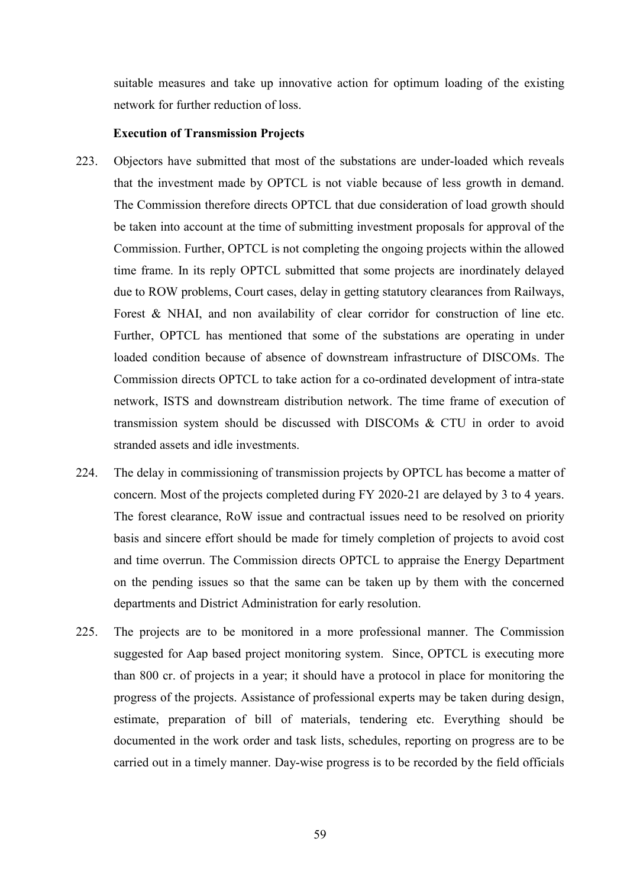suitable measures and take up innovative action for optimum loading of the existing network for further reduction of loss.

**Execution of Transmission Projects**

223. Objectors have submitted that most of the substations are under-loaded which reveals that the investment made by OPTCL is not viable because of less growth in demand. The Commission therefore directs OPTCL that due consideration of load growth should be taken into account at the time of submitting investment proposals for approval of the Commission. Further, OPTCL is not completing the ongoing projects within the allowed time frame. In its reply OPTCL submitted that some projects are inordinately delayed due to ROW problems, Court cases, delay in getting statutory clearances from Railways, Forest & NHAI, and non availability of clear corridor for construction of line etc. Further, OPTCL has mentioned that some of the substations are operating in under loaded condition because of absence of downstream infrastructure of DISCOMs. The Commission directs OPTCL to take action for a co-ordinated development of intra-state network, ISTS and downstream distribution network. The time frame of execution of transmission system should be discussed with DISCOMs & CTU in order to avoid stranded assets and idle investments.

224. The delay in commissioning of transmission projects by OPTCL has become a matter of concern. Most of the projects completed during FY 2020-21 are delayed by 3 to 4 years. The forest clearance, RoW issue and contractual issues need to be resolved on priority basis and sincere effort should be made for timely completion of projects to avoid cost and time overrun. The Commission directs OPTCL to appraise the Energy Department on the pending issues so that the same can be taken up by them with the concerned departments and District Administration for early resolution.

225. The projects are to be monitored in a more professional manner. The Commission suggested for Aap based project monitoring system. Since, OPTCL is executing more than 800 cr. of projects in a year; it should have a protocol in place for monitoring the progress of the projects. Assistance of professional experts may be taken during design, estimate, preparation of bill of materials, tendering etc. Everything should be documented in the work order and task lists, schedules, reporting on progress are to be carried out in a timely manner. Day-wise progress is to be recorded by the field officials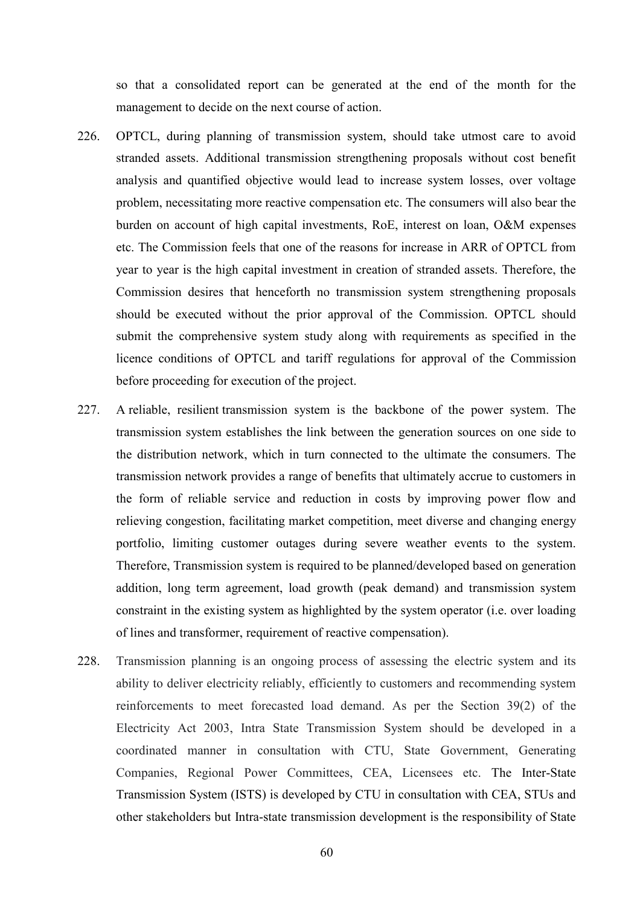so that a consolidated report can be generated at the end of the month for the management to decide on the next course of action.

226. OPTCL, during planning of transmission system, should take utmost care to avoid stranded assets. Additional transmission strengthening proposals without cost benefit analysis and quantified objective would lead to increase system losses, over voltage problem, necessitating more reactive compensation etc. The consumers will also bear the burden on account of high capital investments, RoE, interest on loan, O&M expenses etc. The Commission feels that one of the reasons for increase in ARR of OPTCL from year to year is the high capital investment in creation of stranded assets. Therefore, the Commission desires that henceforth no transmission system strengthening proposals should be executed without the prior approval of the Commission. OPTCL should submit the comprehensive system study along with requirements as specified in the licence conditions of OPTCL and tariff regulations for approval of the Commission before proceeding for execution of the project.

227. A reliable, resilient transmission system is the backbone of the power system. The transmission system establishes the link between the generation sources on one side to the distribution network, which in turn connected to the ultimate the consumers. The transmission network provides a range of benefits that ultimately accrue to customers in the form of reliable service and reduction in costs by improving power flow and relieving congestion, facilitating market competition, meet diverse and changing energy portfolio, limiting customer outages during severe weather events to the system. Therefore, Transmission system is required to be planned/developed based on generation addition, long term agreement, load growth (peak demand) and transmission system constraint in the existing system as highlighted by the system operator (i.e. over loading of lines and transformer, requirement of reactive compensation).

228. Transmission planning is an ongoing process of assessing the electric system and its ability to deliver electricity reliably, efficiently to customers and recommending system reinforcements to meet forecasted load demand. As per the Section 39(2) of the Electricity Act 2003, Intra State Transmission System should be developed in a coordinated manner in consultation with CTU, State Government, Generating Companies, Regional Power Committees, CEA, Licensees etc. The Inter-State Transmission System (ISTS) is developed by CTU in consultation with CEA, STUs and other stakeholders but Intra-state transmission development is the responsibility of State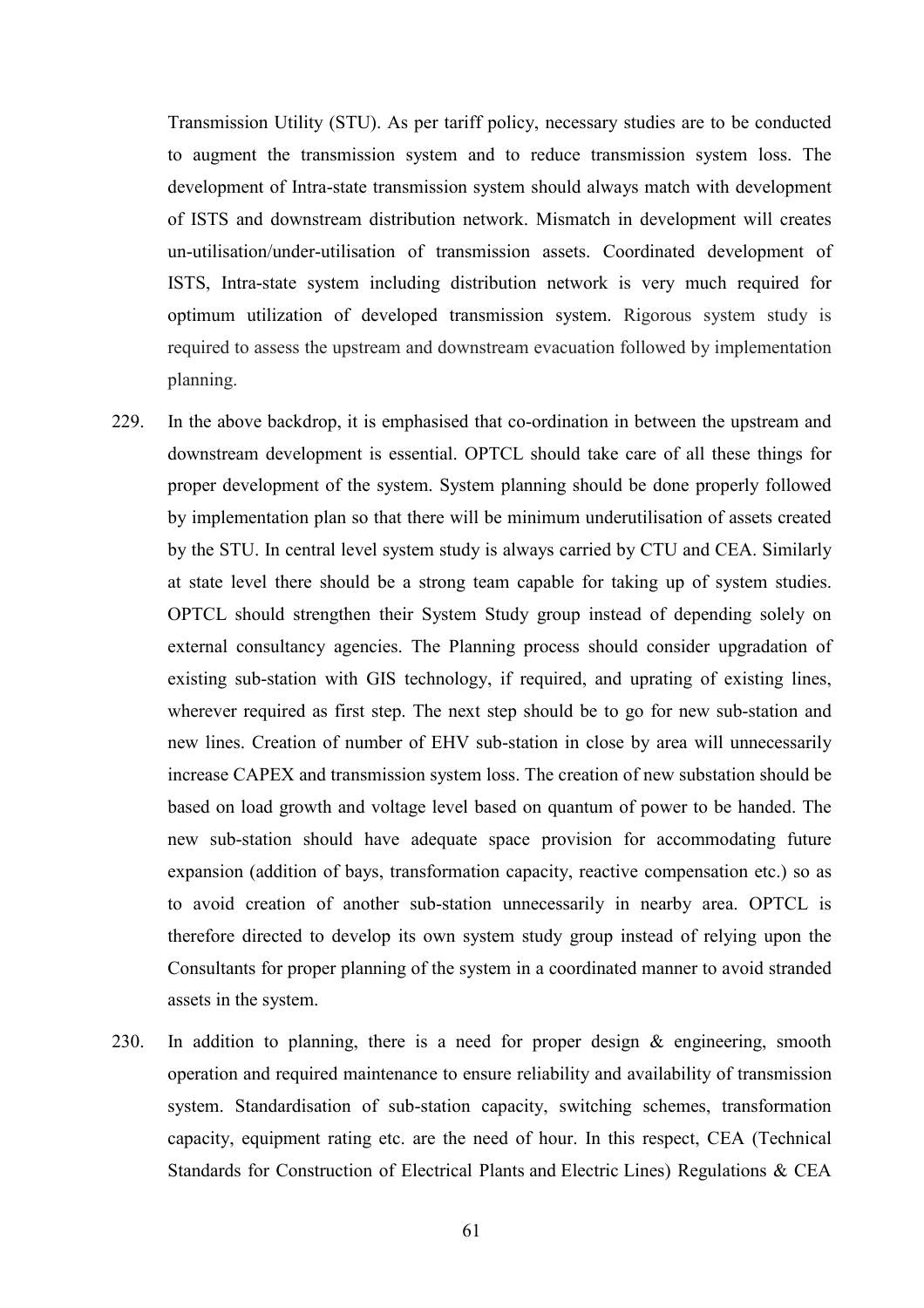Transmission Utility (STU). As per tariff policy, necessary studies are to be conducted to augment the transmission system and to reduce transmission system loss. The development of Intra-state transmission system should always match with development of ISTS and downstream distribution network. Mismatch in development will creates un-utilisation/under-utilisation of transmission assets. Coordinated development of ISTS, Intra-state system including distribution network is very much required for optimum utilization of developed transmission system. Rigorous system study is required to assess the upstream and downstream evacuation followed by implementation planning.

229. In the above backdrop, it is emphasised that co-ordination in between the upstream and downstream development is essential. OPTCL should take care of all these things for proper development of the system. System planning should be done properly followed by implementation plan so that there will be minimum underutilisation of assets created by the STU. In central level system study is always carried by CTU and CEA. Similarly at state level there should be a strong team capable for taking up of system studies. OPTCL should strengthen their System Study group instead of depending solely on external consultancy agencies. The Planning process should consider upgradation of existing sub-station with GIS technology, if required, and uprating of existing lines, wherever required as first step. The next step should be to go for new sub-station and new lines. Creation of number of EHV sub-station in close by area will unnecessarily increase CAPEX and transmission system loss. The creation of new substation should be based on load growth and voltage level based on quantum of power to be handed. The new sub-station should have adequate space provision for accommodating future expansion (addition of bays, transformation capacity, reactive compensation etc.) so as to avoid creation of another sub-station unnecessarily in nearby area. OPTCL is therefore directed to develop its own system study group instead of relying upon the Consultants for proper planning of the system in a coordinated manner to avoid stranded assets in the system.

230. In addition to planning, there is a need for proper design & engineering, smooth operation and required maintenance to ensure reliability and availability of transmission system. Standardisation of sub-station capacity, switching schemes, transformation capacity, equipment rating etc. are the need of hour. In this respect, CEA (Technical Standards for Construction of Electrical Plants and Electric Lines) Regulations & CEA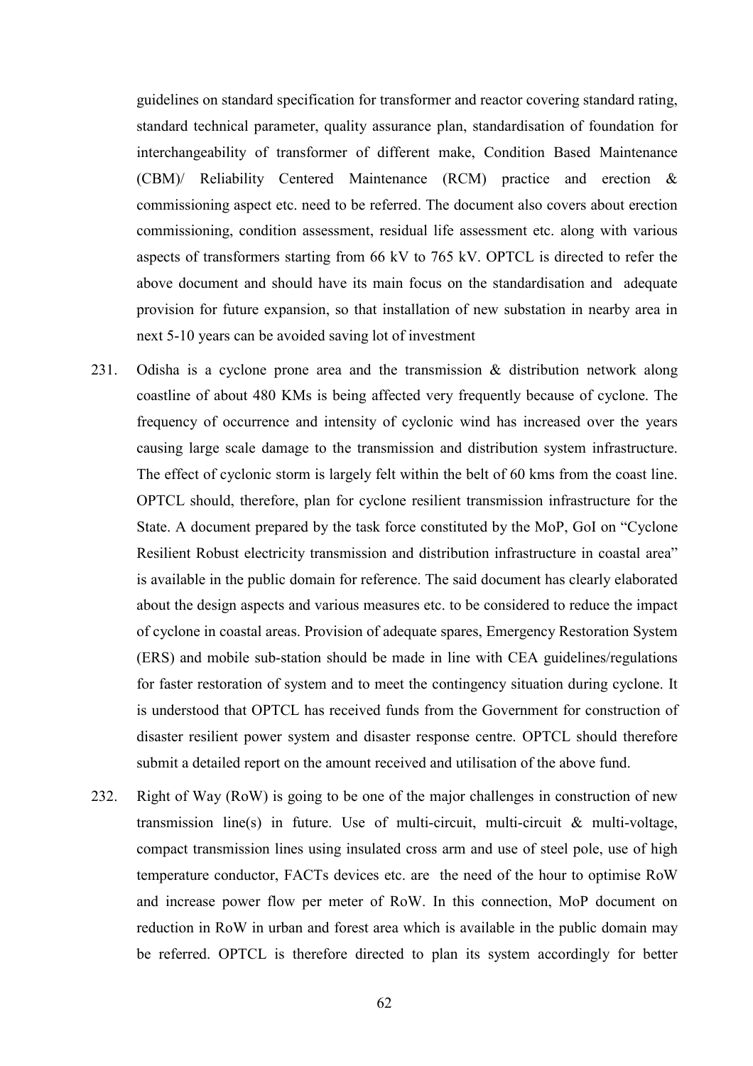guidelines on standard specification for transformer and reactor covering standard rating, standard technical parameter, quality assurance plan, standardisation of foundation for interchangeability of transformer of different make, Condition Based Maintenance (CBM)/ Reliability Centered Maintenance (RCM) practice and erection & commissioning aspect etc. need to be referred. The document also covers about erection commissioning, condition assessment, residual life assessment etc. along with various aspects of transformers starting from 66 kV to 765 kV. OPTCL is directed to refer the above document and should have its main focus on the standardisation and adequate provision for future expansion, so that installation of new substation in nearby area in next 5-10 years can be avoided saving lot of investment

231. Odisha is a cyclone prone area and the transmission & distribution network along coastline of about 480 KMs is being affected very frequently because of cyclone. The frequency of occurrence and intensity of cyclonic wind has increased over the years causing large scale damage to the transmission and distribution system infrastructure. The effect of cyclonic storm is largely felt within the belt of 60 kms from the coast line. OPTCL should, therefore, plan for cyclone resilient transmission infrastructure for the State. A document prepared by the task force constituted by the MoP, GoI on "Cyclone Resilient Robust electricity transmission and distribution infrastructure in coastal area" is available in the public domain for reference. The said document has clearly elaborated about the design aspects and various measures etc. to be considered to reduce the impact of cyclone in coastal areas. Provision of adequate spares, Emergency Restoration System (ERS) and mobile sub-station should be made in line with CEA guidelines/regulations for faster restoration of system and to meet the contingency situation during cyclone. It is understood that OPTCL has received funds from the Government for construction of disaster resilient power system and disaster response centre. OPTCL should therefore submit a detailed report on the amount received and utilisation of the above fund.

232. Right of Way (RoW) is going to be one of the major challenges in construction of new transmission line(s) in future. Use of multi-circuit, multi-circuit & multi-voltage, compact transmission lines using insulated cross arm and use of steel pole, use of high temperature conductor, FACTs devices etc. are the need of the hour to optimise RoW and increase power flow per meter of RoW. In this connection, MoP document on reduction in RoW in urban and forest area which is available in the public domain may be referred. OPTCL is therefore directed to plan its system accordingly for better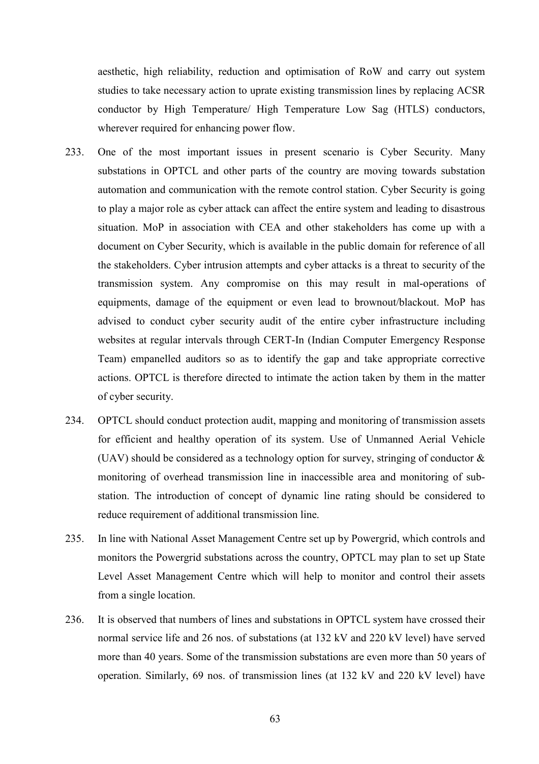aesthetic, high reliability, reduction and optimisation of RoW and carry out system studies to take necessary action to uprate existing transmission lines by replacing ACSR conductor by High Temperature/ High Temperature Low Sag (HTLS) conductors, wherever required for enhancing power flow.

233. One of the most important issues in present scenario is Cyber Security. Many substations in OPTCL and other parts of the country are moving towards substation automation and communication with the remote control station. Cyber Security is going to play a major role as cyber attack can affect the entire system and leading to disastrous situation. MoP in association with CEA and other stakeholders has come up with a document on Cyber Security, which is available in the public domain for reference of all the stakeholders. Cyber intrusion attempts and cyber attacks is a threat to security of the transmission system. Any compromise on this may result in mal-operations of equipments, damage of the equipment or even lead to brownout/blackout. MoP has advised to conduct cyber security audit of the entire cyber infrastructure including websites at regular intervals through CERT-In (Indian Computer Emergency Response Team) empanelled auditors so as to identify the gap and take appropriate corrective actions. OPTCL is therefore directed to intimate the action taken by them in the matter of cyber security.

234. OPTCL should conduct protection audit, mapping and monitoring of transmission assets for efficient and healthy operation of its system. Use of Unmanned Aerial Vehicle (UAV) should be considered as a technology option for survey, stringing of conductor & monitoring of overhead transmission line in inaccessible area and monitoring of sub-station. The introduction of concept of dynamic line rating should be considered to reduce requirement of additional transmission line.

235. In line with National Asset Management Centre set up by Powergrid, which controls and monitors the Powergrid substations across the country, OPTCL may plan to set up State Level Asset Management Centre which will help to monitor and control their assets from a single location.

236. It is observed that numbers of lines and substations in OPTCL system have crossed their normal service life and 26 nos. of substations (at 132 kV and 220 kV level) have served more than 40 years. Some of the transmission substations are even more than 50 years of operation. Similarly, 69 nos. of transmission lines (at 132 kV and 220 kV level) have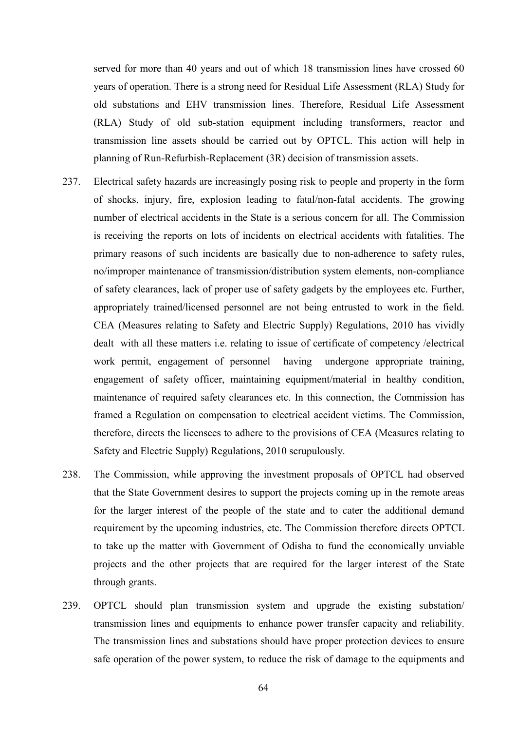served for more than 40 years and out of which 18 transmission lines have crossed 60 years of operation. There is a strong need for Residual Life Assessment (RLA) Study for old substations and EHV transmission lines. Therefore, Residual Life Assessment (RLA) Study of old sub-station equipment including transformers, reactor and transmission line assets should be carried out by OPTCL. This action will help in planning of Run-Refurbish-Replacement (3R) decision of transmission assets.

237. Electrical safety hazards are increasingly posing risk to people and property in the form of shocks, injury, fire, explosion leading to fatal/non-fatal accidents. The growing number of electrical accidents in the State is a serious concern for all. The Commission is receiving the reports on lots of incidents on electrical accidents with fatalities. The primary reasons of such incidents are basically due to non-adherence to safety rules, no/improper maintenance of transmission/distribution system elements, non-compliance of safety clearances, lack of proper use of safety gadgets by the employees etc. Further, appropriately trained/licensed personnel are not being entrusted to work in the field. CEA (Measures relating to Safety and Electric Supply) Regulations, 2010 has vividly dealt with all these matters i.e. relating to issue of certificate of competency /electrical work permit, engagement of personnel having undergone appropriate training, engagement of safety officer, maintaining equipment/material in healthy condition, maintenance of required safety clearances etc. In this connection, the Commission has framed a Regulation on compensation to electrical accident victims. The Commission, therefore, directs the licensees to adhere to the provisions of CEA (Measures relating to Safety and Electric Supply) Regulations, 2010 scrupulously.

238. The Commission, while approving the investment proposals of OPTCL had observed that the State Government desires to support the projects coming up in the remote areas for the larger interest of the people of the state and to cater the additional demand requirement by the upcoming industries, etc. The Commission therefore directs OPTCL to take up the matter with Government of Odisha to fund the economically unviable projects and the other projects that are required for the larger interest of the State through grants.

239. OPTCL should plan transmission system and upgrade the existing substation/ transmission lines and equipments to enhance power transfer capacity and reliability. The transmission lines and substations should have proper protection devices to ensure safe operation of the power system, to reduce the risk of damage to the equipments and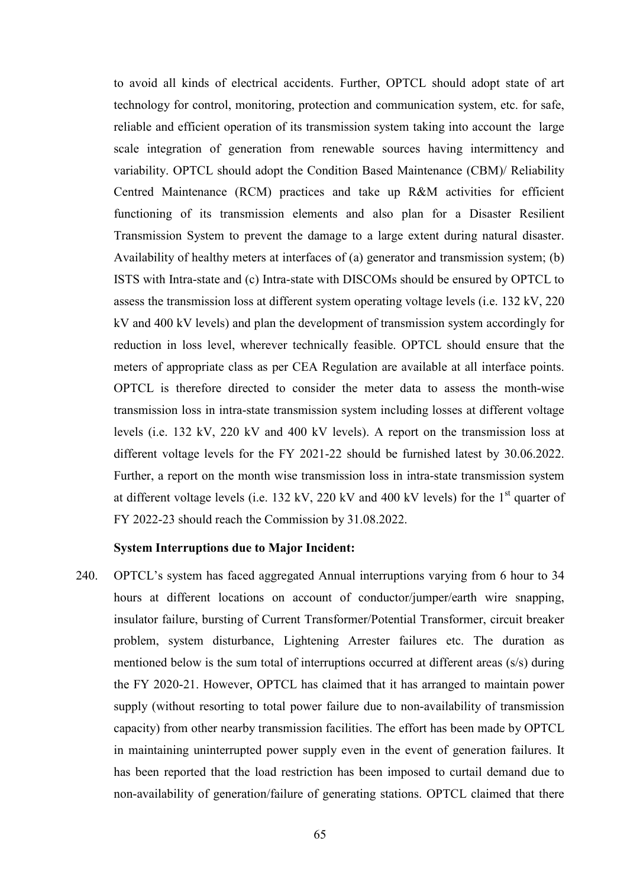to avoid all kinds of electrical accidents. Further, OPTCL should adopt state of art technology for control, monitoring, protection and communication system, etc. for safe, reliable and efficient operation of its transmission system taking into account the large scale integration of generation from renewable sources having intermittency and variability. OPTCL should adopt the Condition Based Maintenance (CBM)/ Reliability Centred Maintenance (RCM) practices and take up R&M activities for efficient functioning of its transmission elements and also plan for a Disaster Resilient Transmission System to prevent the damage to a large extent during natural disaster. Availability of healthy meters at interfaces of (a) generator and transmission system; (b) ISTS with Intra-state and (c) Intra-state with DISCOMs should be ensured by OPTCL to assess the transmission loss at different system operating voltage levels (i.e. 132 kV, 220 kV and 400 kV levels) and plan the development of transmission system accordingly for reduction in loss level, wherever technically feasible. OPTCL should ensure that the meters of appropriate class as per CEA Regulation are available at all interface points. OPTCL is therefore directed to consider the meter data to assess the month-wise transmission loss in intra-state transmission system including losses at different voltage levels (i.e. 132 kV, 220 kV and 400 kV levels). A report on the transmission loss at different voltage levels for the FY 2021-22 should be furnished latest by 30.06.2022. Further, a report on the month wise transmission loss in intra-state transmission system at different voltage levels (i.e. 132 kV, 220 kV and 400 kV levels) for the 1st quarter of FY 2022-23 should reach the Commission by 31.08.2022.

**System Interruptions due to Major Incident:**

240. OPTCL's system has faced aggregated Annual interruptions varying from 6 hour to 34 hours at different locations on account of conductor/jumper/earth wire snapping, insulator failure, bursting of Current Transformer/Potential Transformer, circuit breaker problem, system disturbance, Lightening Arrester failures etc. The duration as mentioned below is the sum total of interruptions occurred at different areas (s/s) during the FY 2020-21. However, OPTCL has claimed that it has arranged to maintain power supply (without resorting to total power failure due to non-availability of transmission capacity) from other nearby transmission facilities. The effort has been made by OPTCL in maintaining uninterrupted power supply even in the event of generation failures. It has been reported that the load restriction has been imposed to curtail demand due to non-availability of generation/failure of generating stations. OPTCL claimed that there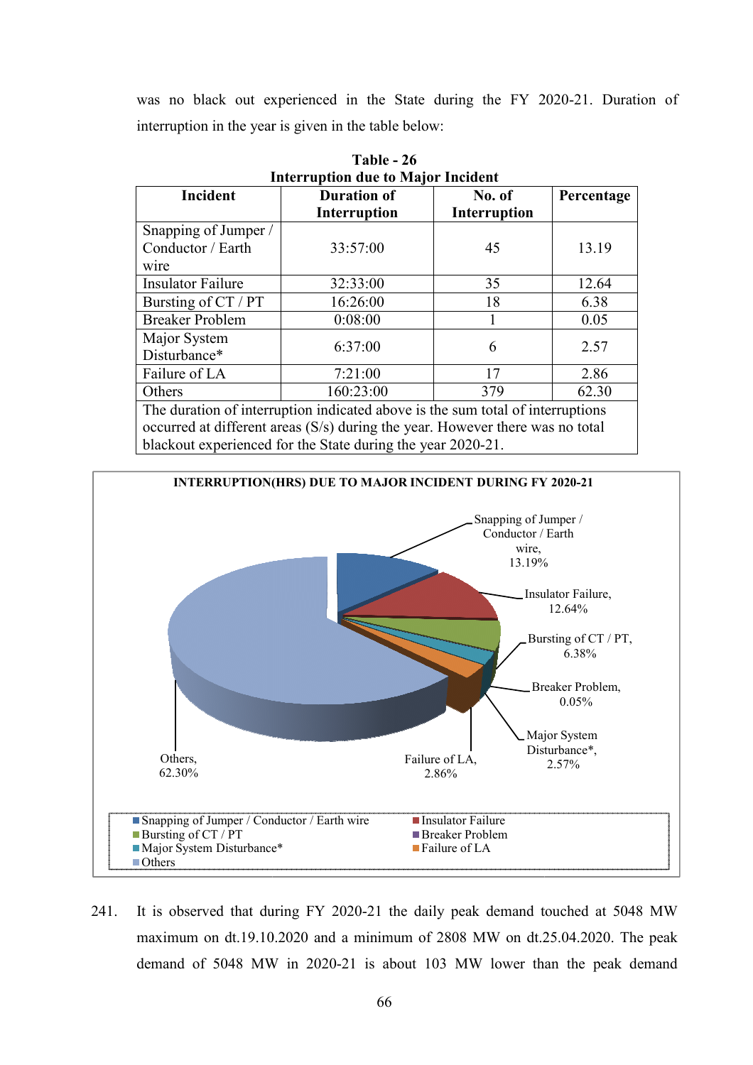was no black out experienced in the State during the FY 2020-21. Duration of interruption in the year is given in the table below:

**Table - 26**
**Interruption due to Major Incident**

| Incident | Duration of Interruption | No. of Interruption | Percentage |
|---|---|---|---|
| Snapping of Jumper / Conductor / Earth wire | 33:57:00 | 45 | 13.19 |
| Insulator Failure | 32:33:00 | 35 | 12.64 |
| Bursting of CT / PT | 16:26:00 | 18 | 6.38 |
| Breaker Problem | 0:08:00 | 1 | 0.05 |
| Major System Disturbance* | 6:37:00 | 6 | 2.57 |
| Failure of LA | 7:21:00 | 17 | 2.86 |
| Others | 160:23:00 | 379 | 62.30 |
| The duration of interruption indicated above is the sum total of interruptions occurred at different areas (S/s) during the year. However there was no total blackout experienced for the State during the year 2020-21. | | | |

**INTERRUPTION(HRS) DUE TO MAJOR INCIDENT DURING FY 2020-21**

- Snapping of Jumper / Conductor / Earth wire, 13.19%
- Insulator Failure, 12.64%
- Bursting of CT / PT, 6.38%
- Breaker Problem, 0.05%
- Major System Disturbance*, 2.57%
- Failure of LA, 2.86%
- Others, 62.30%

241. It is observed that during FY 2020-21 the daily peak demand touched at 5048 MW maximum on dt.19.10.2020 and a minimum of 2808 MW on dt.25.04.2020. The peak demand of 5048 MW in 2020-21 is about 103 MW lower than the peak demand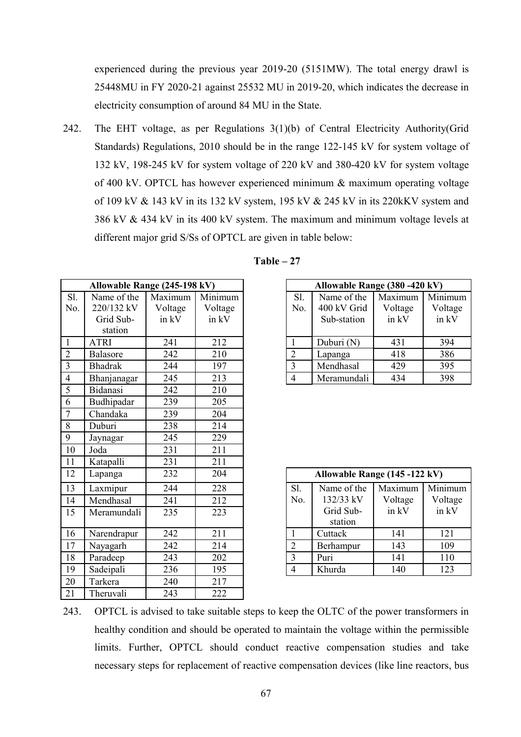experienced during the previous year 2019-20 (5151MW). The total energy drawl is 25448MU in FY 2020-21 against 25532 MU in 2019-20, which indicates the decrease in electricity consumption of around 84 MU in the State.

242. The EHT voltage, as per Regulations 3(1)(b) of Central Electricity Authority(Grid Standards) Regulations, 2010 should be in the range 122-145 kV for system voltage of 132 kV, 198-245 kV for system voltage of 220 kV and 380-420 kV for system voltage of 400 kV. OPTCL has however experienced minimum & maximum operating voltage of 109 kV & 143 kV in its 132 kV system, 195 kV & 245 kV in its 220kKV system and 386 kV & 434 kV in its 400 kV system. The maximum and minimum voltage levels at different major grid S/Ss of OPTCL are given in table below:

**Table – 27**

| **Allowable Range (245-198 kV)** | | | |
|---|---|---|---|
| Sl. No. | Name of the 220/132 kV Grid Sub-station | Maximum Voltage in kV | Minimum Voltage in kV |
| 1 | ATRI | 241 | 212 |
| 2 | Balasore | 242 | 210 |
| 3 | Bhadrak | 244 | 197 |
| 4 | Bhanjanagar | 245 | 213 |
| 5 | Bidanasi | 242 | 210 |
| 6 | Budhipadar | 239 | 205 |
| 7 | Chandaka | 239 | 204 |
| 8 | Duburi | 238 | 214 |
| 9 | Jaynagar | 245 | 229 |
| 10 | Joda | 231 | 211 |
| 11 | Katapalli | 231 | 211 |
| 12 | Lapanga | 232 | 204 |
| 13 | Laxmipur | 244 | 228 |
| 14 | Mendhasal | 241 | 212 |
| 15 | Meramundali | 235 | 223 |
| 16 | Narendrapur | 242 | 211 |
| 17 | Nayagarh | 242 | 214 |
| 18 | Paradeep | 243 | 202 |
| 19 | Sadeipali | 236 | 195 |
| 20 | Tarkera | 240 | 217 |
| 21 | Theruvali | 243 | 222 |

| **Allowable Range (380 -420 kV)** | | | |
|---|---|---|---|
| Sl. No. | Name of the 400 kV Grid Sub-station | Maximum Voltage in kV | Minimum Voltage in kV |
| 1 | Duburi (N) | 431 | 394 |
| 2 | Lapanga | 418 | 386 |
| 3 | Mendhasal | 429 | 395 |
| 4 | Meramundali | 434 | 398 |

| **Allowable Range (145 -122 kV)** | | | |
|---|---|---|---|
| Sl. No. | Name of the 132/33 kV Grid Sub-station | Maximum Voltage in kV | Minimum Voltage in kV |
| 1 | Cuttack | 141 | 121 |
| 2 | Berhampur | 143 | 109 |
| 3 | Puri | 141 | 110 |
| 4 | Khurda | 140 | 123 |

243. OPTCL is advised to take suitable steps to keep the OLTC of the power transformers in healthy condition and should be operated to maintain the voltage within the permissible limits. Further, OPTCL should conduct reactive compensation studies and take necessary steps for replacement of reactive compensation devices (like line reactors, bus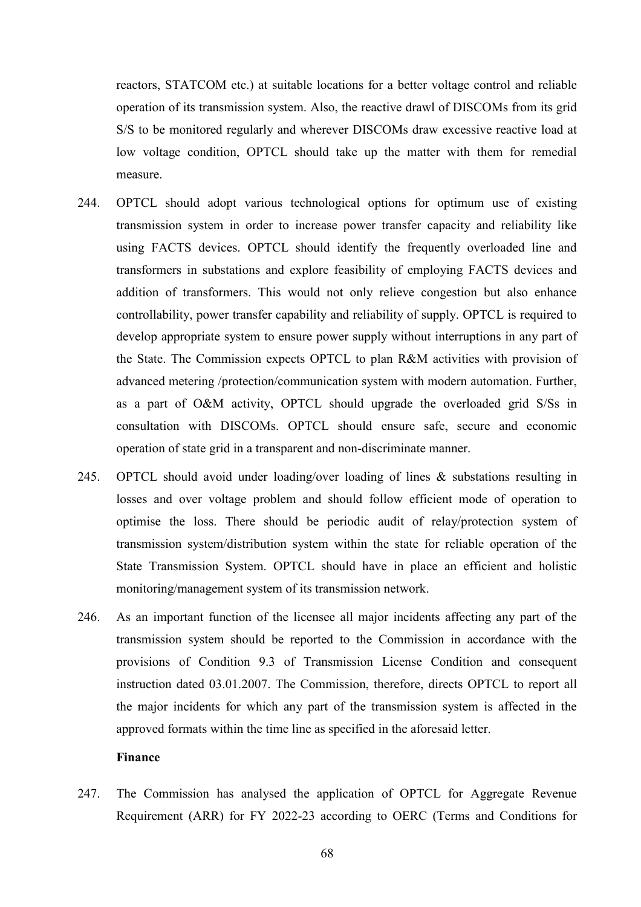reactors, STATCOM etc.) at suitable locations for a better voltage control and reliable operation of its transmission system. Also, the reactive drawl of DISCOMs from its grid S/S to be monitored regularly and wherever DISCOMs draw excessive reactive load at low voltage condition, OPTCL should take up the matter with them for remedial measure.

244. OPTCL should adopt various technological options for optimum use of existing transmission system in order to increase power transfer capacity and reliability like using FACTS devices. OPTCL should identify the frequently overloaded line and transformers in substations and explore feasibility of employing FACTS devices and addition of transformers. This would not only relieve congestion but also enhance controllability, power transfer capability and reliability of supply. OPTCL is required to develop appropriate system to ensure power supply without interruptions in any part of the State. The Commission expects OPTCL to plan R&M activities with provision of advanced metering /protection/communication system with modern automation. Further, as a part of O&M activity, OPTCL should upgrade the overloaded grid S/Ss in consultation with DISCOMs. OPTCL should ensure safe, secure and economic operation of state grid in a transparent and non-discriminate manner.

245. OPTCL should avoid under loading/over loading of lines & substations resulting in losses and over voltage problem and should follow efficient mode of operation to optimise the loss. There should be periodic audit of relay/protection system of transmission system/distribution system within the state for reliable operation of the State Transmission System. OPTCL should have in place an efficient and holistic monitoring/management system of its transmission network.

246. As an important function of the licensee all major incidents affecting any part of the transmission system should be reported to the Commission in accordance with the provisions of Condition 9.3 of Transmission License Condition and consequent instruction dated 03.01.2007. The Commission, therefore, directs OPTCL to report all the major incidents for which any part of the transmission system is affected in the approved formats within the time line as specified in the aforesaid letter.

**Finance**

247. The Commission has analysed the application of OPTCL for Aggregate Revenue Requirement (ARR) for FY 2022-23 according to OERC (Terms and Conditions for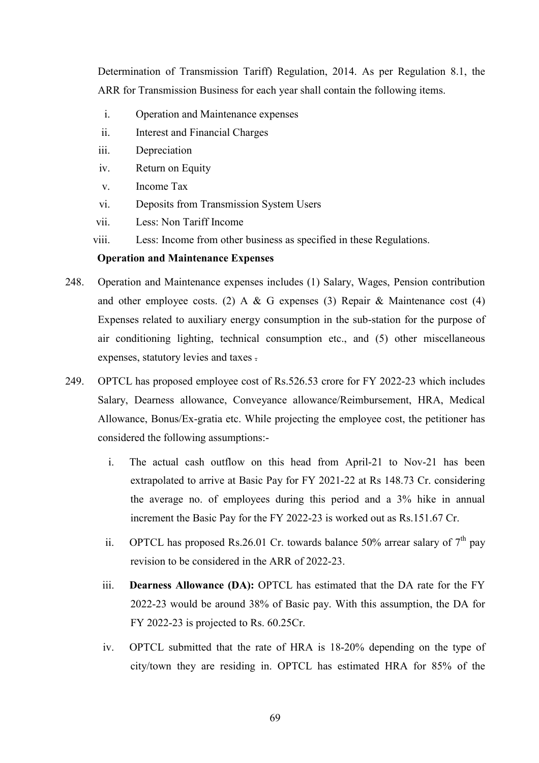Determination of Transmission Tariff) Regulation, 2014. As per Regulation 8.1, the ARR for Transmission Business for each year shall contain the following items.

i. Operation and Maintenance expenses
ii. Interest and Financial Charges
iii. Depreciation
iv. Return on Equity
v. Income Tax
vi. Deposits from Transmission System Users
vii. Less: Non Tariff Income
viii. Less: Income from other business as specified in these Regulations.

**Operation and Maintenance Expenses**

248. Operation and Maintenance expenses includes (1) Salary, Wages, Pension contribution and other employee costs. (2) A & G expenses (3) Repair & Maintenance cost (4) Expenses related to auxiliary energy consumption in the sub-station for the purpose of air conditioning lighting, technical consumption etc., and (5) other miscellaneous expenses, statutory levies and taxes .

249. OPTCL has proposed employee cost of Rs.526.53 crore for FY 2022-23 which includes Salary, Dearness allowance, Conveyance allowance/Reimbursement, HRA, Medical Allowance, Bonus/Ex-gratia etc. While projecting the employee cost, the petitioner has considered the following assumptions:-

   i. The actual cash outflow on this head from April-21 to Nov-21 has been extrapolated to arrive at Basic Pay for FY 2021-22 at Rs 148.73 Cr. considering the average no. of employees during this period and a 3% hike in annual increment the Basic Pay for the FY 2022-23 is worked out as Rs.151.67 Cr.

   ii. OPTCL has proposed Rs.26.01 Cr. towards balance 50% arrear salary of 7th pay revision to be considered in the ARR of 2022-23.

   iii. **Dearness Allowance (DA):** OPTCL has estimated that the DA rate for the FY 2022-23 would be around 38% of Basic pay. With this assumption, the DA for FY 2022-23 is projected to Rs. 60.25Cr.

   iv. OPTCL submitted that the rate of HRA is 18-20% depending on the type of city/town they are residing in. OPTCL has estimated HRA for 85% of the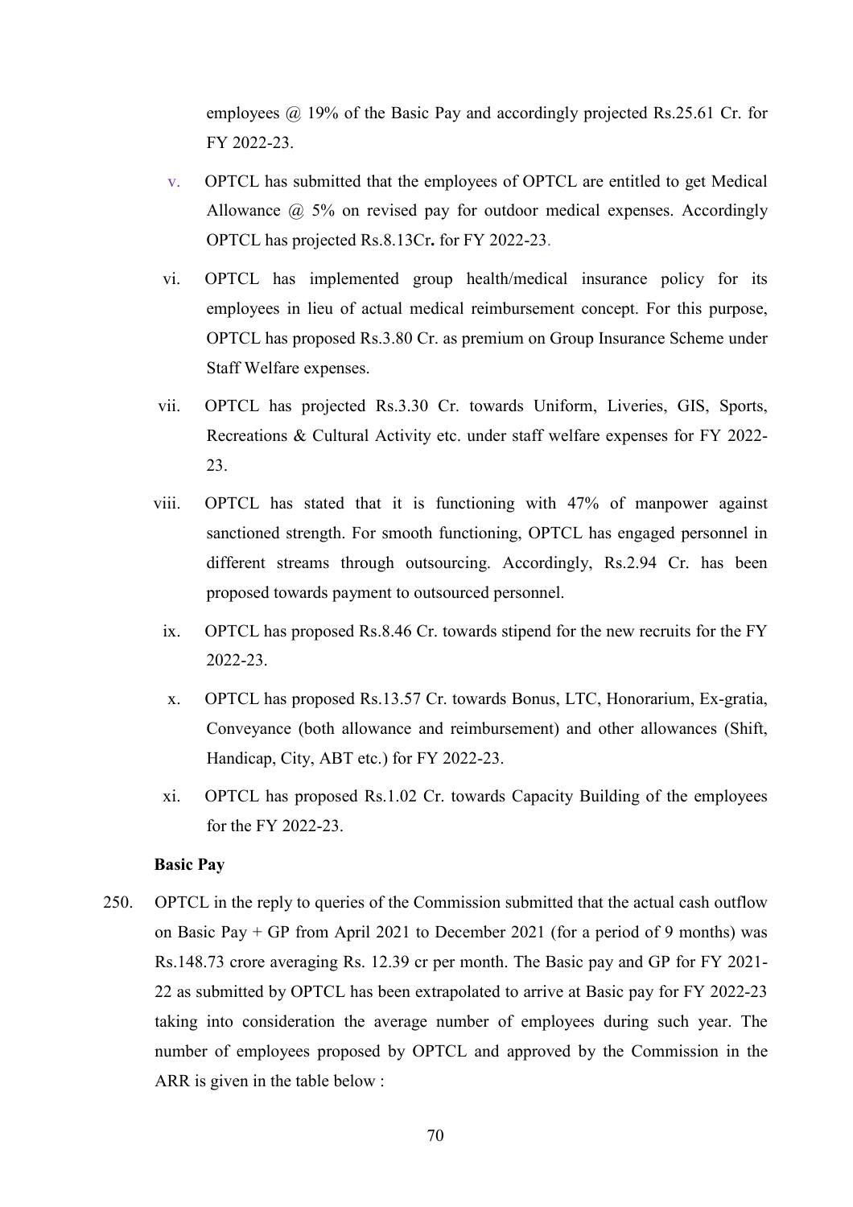employees @ 19% of the Basic Pay and accordingly projected Rs.25.61 Cr. for FY 2022-23.

v. OPTCL has submitted that the employees of OPTCL are entitled to get Medical Allowance @ 5% on revised pay for outdoor medical expenses. Accordingly OPTCL has projected Rs.8.13Cr**.** for FY 2022-23.

vi. OPTCL has implemented group health/medical insurance policy for its employees in lieu of actual medical reimbursement concept. For this purpose, OPTCL has proposed Rs.3.80 Cr. as premium on Group Insurance Scheme under Staff Welfare expenses.

vii. OPTCL has projected Rs.3.30 Cr. towards Uniform, Liveries, GIS, Sports, Recreations & Cultural Activity etc. under staff welfare expenses for FY 2022-23.

viii. OPTCL has stated that it is functioning with 47% of manpower against sanctioned strength. For smooth functioning, OPTCL has engaged personnel in different streams through outsourcing. Accordingly, Rs.2.94 Cr. has been proposed towards payment to outsourced personnel.

ix. OPTCL has proposed Rs.8.46 Cr. towards stipend for the new recruits for the FY 2022-23.

x. OPTCL has proposed Rs.13.57 Cr. towards Bonus, LTC, Honorarium, Ex-gratia, Conveyance (both allowance and reimbursement) and other allowances (Shift, Handicap, City, ABT etc.) for FY 2022-23.

xi. OPTCL has proposed Rs.1.02 Cr. towards Capacity Building of the employees for the FY 2022-23.

**Basic Pay**

250. OPTCL in the reply to queries of the Commission submitted that the actual cash outflow on Basic Pay + GP from April 2021 to December 2021 (for a period of 9 months) was Rs.148.73 crore averaging Rs. 12.39 cr per month. The Basic pay and GP for FY 2021-22 as submitted by OPTCL has been extrapolated to arrive at Basic pay for FY 2022-23 taking into consideration the average number of employees during such year. The number of employees proposed by OPTCL and approved by the Commission in the ARR is given in the table below :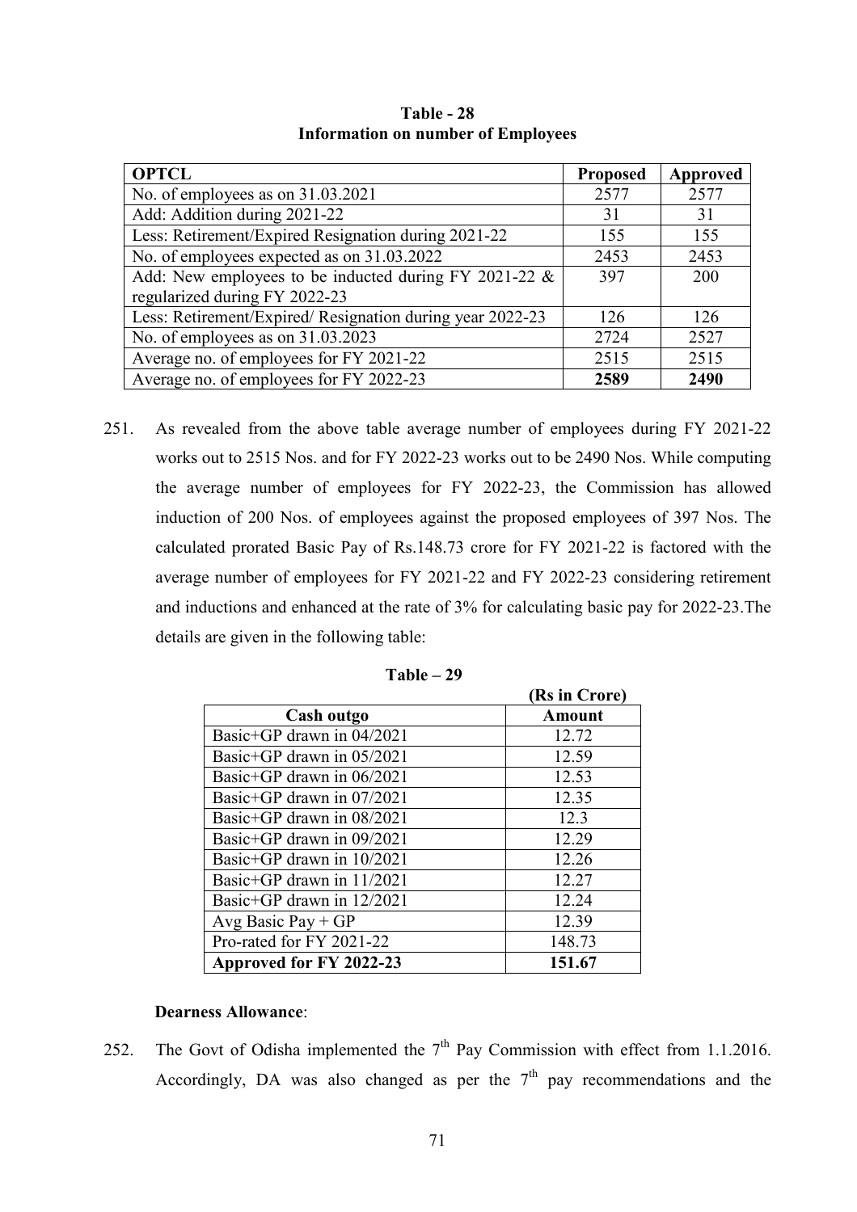**Table - 28**
**Information on number of Employees**

| OPTCL | Proposed | Approved |
|---|---|---|
| No. of employees as on 31.03.2021 | 2577 | 2577 |
| Add: Addition during 2021-22 | 31 | 31 |
| Less: Retirement/Expired Resignation during 2021-22 | 155 | 155 |
| No. of employees expected as on 31.03.2022 | 2453 | 2453 |
| Add: New employees to be inducted during FY 2021-22 & regularized during FY 2022-23 | 397 | 200 |
| Less: Retirement/Expired/ Resignation during year 2022-23 | 126 | 126 |
| No. of employees as on 31.03.2023 | 2724 | 2527 |
| Average no. of employees for FY 2021-22 | 2515 | 2515 |
| Average no. of employees for FY 2022-23 | **2589** | **2490** |

251. As revealed from the above table average number of employees during FY 2021-22 works out to 2515 Nos. and for FY 2022-23 works out to be 2490 Nos. While computing the average number of employees for FY 2022-23, the Commission has allowed induction of 200 Nos. of employees against the proposed employees of 397 Nos. The calculated prorated Basic Pay of Rs.148.73 crore for FY 2021-22 is factored with the average number of employees for FY 2021-22 and FY 2022-23 considering retirement and inductions and enhanced at the rate of 3% for calculating basic pay for 2022-23.The details are given in the following table:

**Table – 29**

(Rs in Crore)

| Cash outgo | Amount |
|---|---|
| Basic+GP drawn in 04/2021 | 12.72 |
| Basic+GP drawn in 05/2021 | 12.59 |
| Basic+GP drawn in 06/2021 | 12.53 |
| Basic+GP drawn in 07/2021 | 12.35 |
| Basic+GP drawn in 08/2021 | 12.3 |
| Basic+GP drawn in 09/2021 | 12.29 |
| Basic+GP drawn in 10/2021 | 12.26 |
| Basic+GP drawn in 11/2021 | 12.27 |
| Basic+GP drawn in 12/2021 | 12.24 |
| Avg Basic Pay + GP | 12.39 |
| Pro-rated for FY 2021-22 | 148.73 |
| **Approved for FY 2022-23** | **151.67** |

**Dearness Allowance**:

252. The Govt of Odisha implemented the 7th Pay Commission with effect from 1.1.2016. Accordingly, DA was also changed as per the 7th pay recommendations and the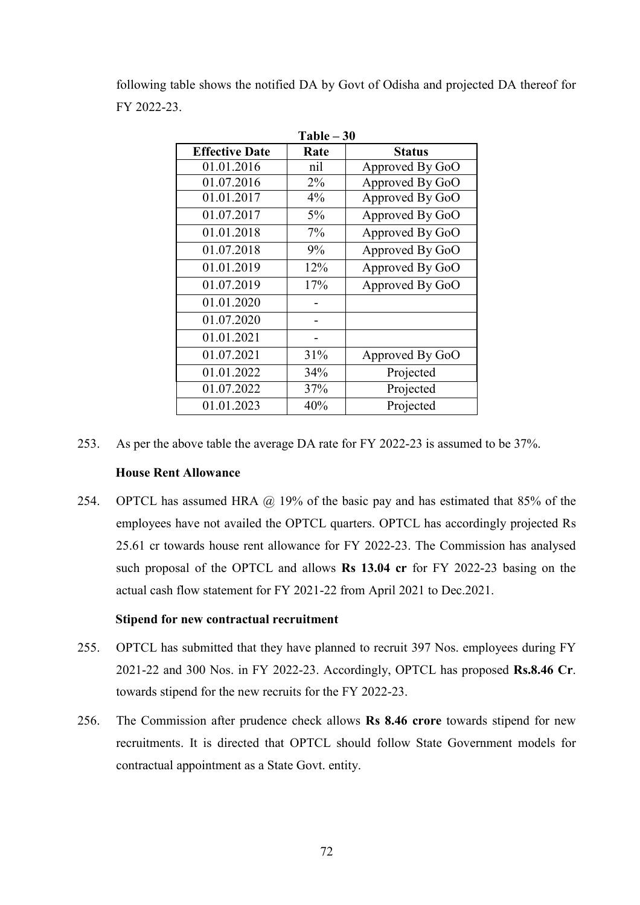following table shows the notified DA by Govt of Odisha and projected DA thereof for FY 2022-23.

**Table – 30**

| Effective Date | Rate | Status |
|---|---|---|
| 01.01.2016 | nil | Approved By GoO |
| 01.07.2016 | 2% | Approved By GoO |
| 01.01.2017 | 4% | Approved By GoO |
| 01.07.2017 | 5% | Approved By GoO |
| 01.01.2018 | 7% | Approved By GoO |
| 01.07.2018 | 9% | Approved By GoO |
| 01.01.2019 | 12% | Approved By GoO |
| 01.07.2019 | 17% | Approved By GoO |
| 01.01.2020 | - | |
| 01.07.2020 | - | |
| 01.01.2021 | - | |
| 01.07.2021 | 31% | Approved By GoO |
| 01.01.2022 | 34% | Projected |
| 01.07.2022 | 37% | Projected |
| 01.01.2023 | 40% | Projected |

253. As per the above table the average DA rate for FY 2022-23 is assumed to be 37%.

**House Rent Allowance**

254. OPTCL has assumed HRA @ 19% of the basic pay and has estimated that 85% of the employees have not availed the OPTCL quarters. OPTCL has accordingly projected Rs 25.61 cr towards house rent allowance for FY 2022-23. The Commission has analysed such proposal of the OPTCL and allows **Rs 13.04 cr** for FY 2022-23 basing on the actual cash flow statement for FY 2021-22 from April 2021 to Dec.2021.

**Stipend for new contractual recruitment**

255. OPTCL has submitted that they have planned to recruit 397 Nos. employees during FY 2021-22 and 300 Nos. in FY 2022-23. Accordingly, OPTCL has proposed **Rs.8.46 Cr**. towards stipend for the new recruits for the FY 2022-23.

256. The Commission after prudence check allows **Rs 8.46 crore** towards stipend for new recruitments. It is directed that OPTCL should follow State Government models for contractual appointment as a State Govt. entity.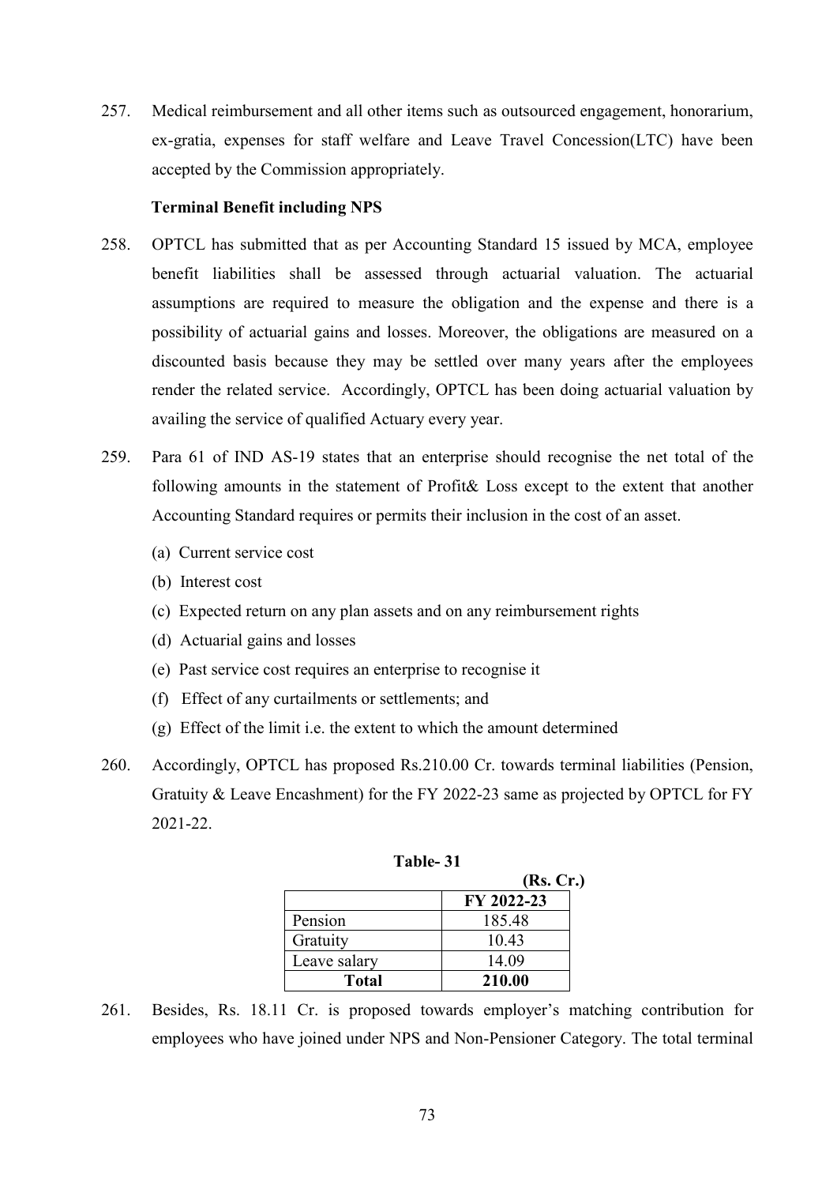257. Medical reimbursement and all other items such as outsourced engagement, honorarium, ex-gratia, expenses for staff welfare and Leave Travel Concession(LTC) have been accepted by the Commission appropriately.

**Terminal Benefit including NPS**

258. OPTCL has submitted that as per Accounting Standard 15 issued by MCA, employee benefit liabilities shall be assessed through actuarial valuation. The actuarial assumptions are required to measure the obligation and the expense and there is a possibility of actuarial gains and losses. Moreover, the obligations are measured on a discounted basis because they may be settled over many years after the employees render the related service. Accordingly, OPTCL has been doing actuarial valuation by availing the service of qualified Actuary every year.

259. Para 61 of IND AS-19 states that an enterprise should recognise the net total of the following amounts in the statement of Profit& Loss except to the extent that another Accounting Standard requires or permits their inclusion in the cost of an asset.

   (a) Current service cost
   (b) Interest cost
   (c) Expected return on any plan assets and on any reimbursement rights
   (d) Actuarial gains and losses
   (e) Past service cost requires an enterprise to recognise it
   (f) Effect of any curtailments or settlements; and
   (g) Effect of the limit i.e. the extent to which the amount determined

260. Accordingly, OPTCL has proposed Rs.210.00 Cr. towards terminal liabilities (Pension, Gratuity & Leave Encashment) for the FY 2022-23 same as projected by OPTCL for FY 2021-22.

**Table- 31**

**(Rs. Cr.)**

| | FY 2022-23 |
|---|---|
| Pension | 185.48 |
| Gratuity | 10.43 |
| Leave salary | 14.09 |
| **Total** | **210.00** |

261. Besides, Rs. 18.11 Cr. is proposed towards employer's matching contribution for employees who have joined under NPS and Non-Pensioner Category. The total terminal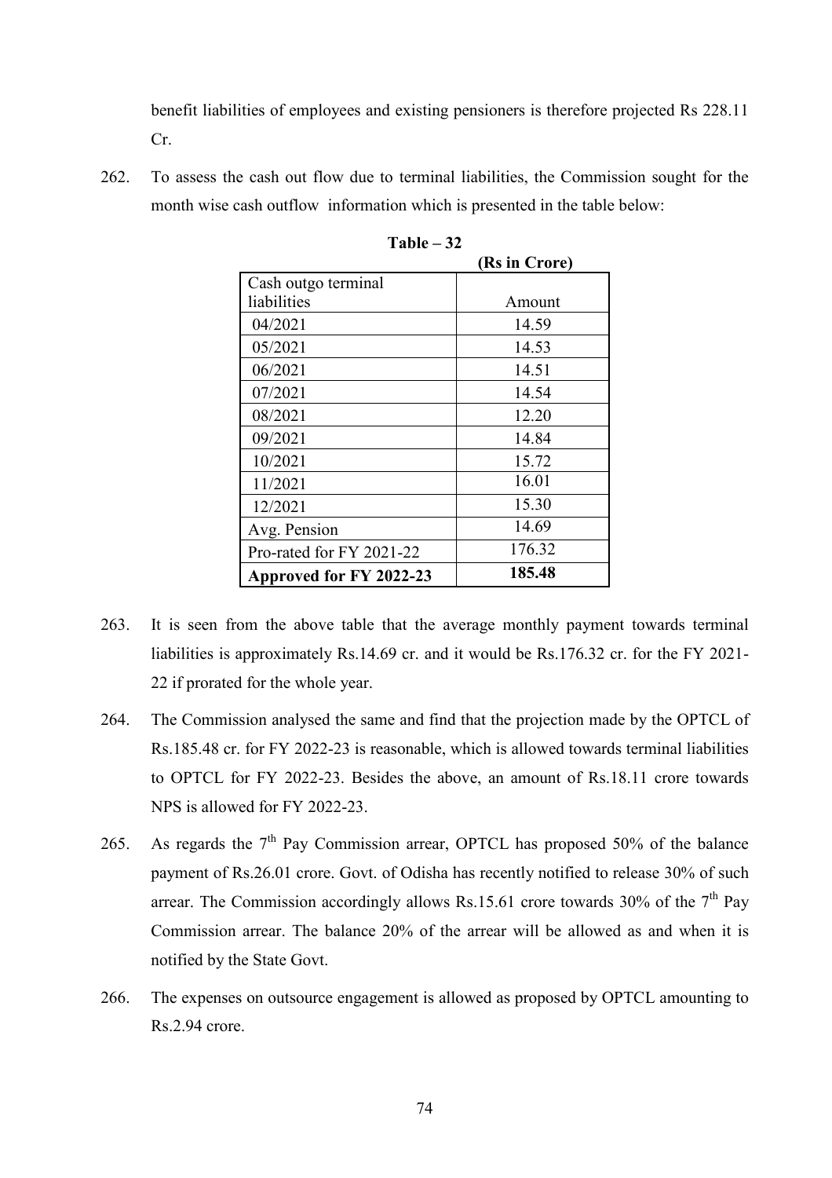benefit liabilities of employees and existing pensioners is therefore projected Rs 228.11 Cr.

262. To assess the cash out flow due to terminal liabilities, the Commission sought for the month wise cash outflow information which is presented in the table below:

**Table – 32**

**(Rs in Crore)**

| Cash outgo terminal liabilities | Amount |
|---|---|
| 04/2021 | 14.59 |
| 05/2021 | 14.53 |
| 06/2021 | 14.51 |
| 07/2021 | 14.54 |
| 08/2021 | 12.20 |
| 09/2021 | 14.84 |
| 10/2021 | 15.72 |
| 11/2021 | 16.01 |
| 12/2021 | 15.30 |
| Avg. Pension | 14.69 |
| Pro-rated for FY 2021-22 | 176.32 |
| **Approved for FY 2022-23** | **185.48** |

263. It is seen from the above table that the average monthly payment towards terminal liabilities is approximately Rs.14.69 cr. and it would be Rs.176.32 cr. for the FY 2021-22 if prorated for the whole year.

264. The Commission analysed the same and find that the projection made by the OPTCL of Rs.185.48 cr. for FY 2022-23 is reasonable, which is allowed towards terminal liabilities to OPTCL for FY 2022-23. Besides the above, an amount of Rs.18.11 crore towards NPS is allowed for FY 2022-23.

265. As regards the 7th Pay Commission arrear, OPTCL has proposed 50% of the balance payment of Rs.26.01 crore. Govt. of Odisha has recently notified to release 30% of such arrear. The Commission accordingly allows Rs.15.61 crore towards 30% of the 7th Pay Commission arrear. The balance 20% of the arrear will be allowed as and when it is notified by the State Govt.

266. The expenses on outsource engagement is allowed as proposed by OPTCL amounting to Rs.2.94 crore.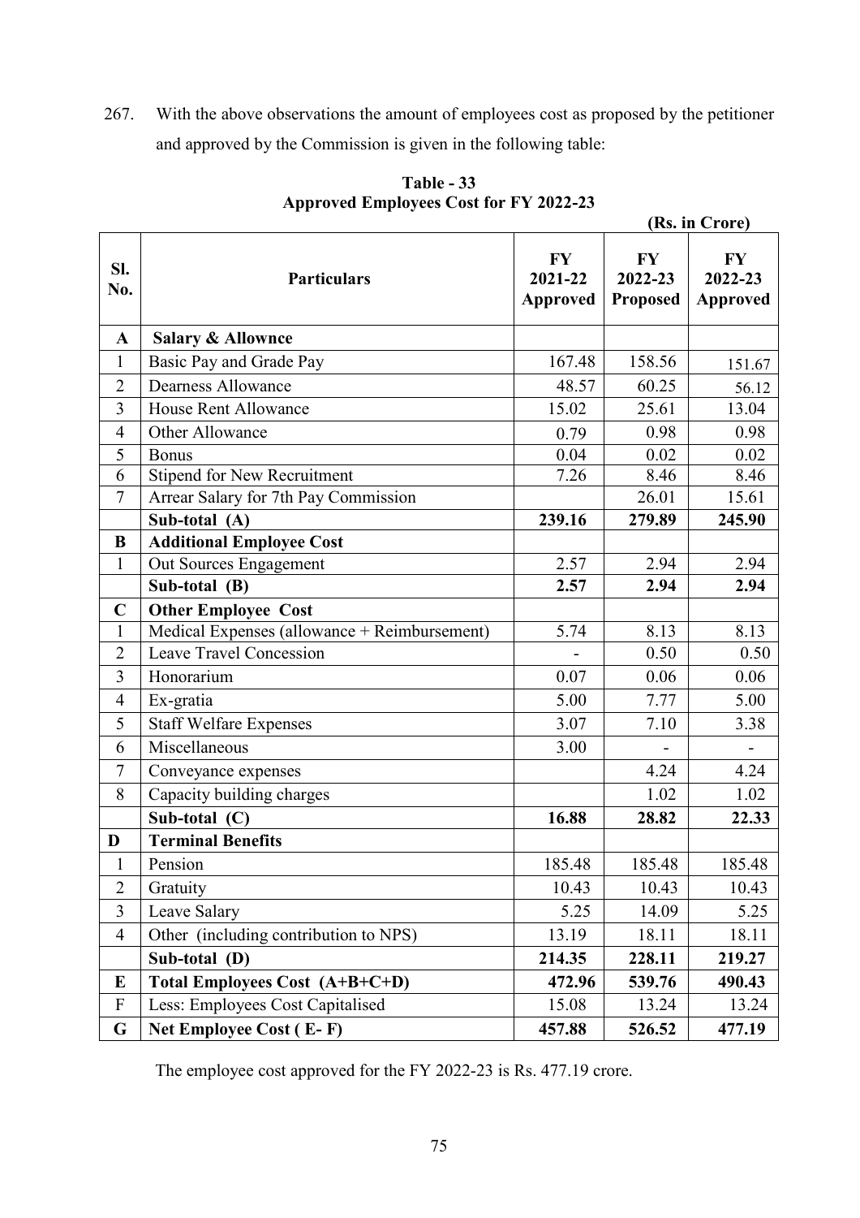267. With the above observations the amount of employees cost as proposed by the petitioner and approved by the Commission is given in the following table:

**Table - 33**
**Approved Employees Cost for FY 2022-23**

**(Rs. in Crore)**

| Sl. No. | Particulars | FY 2021-22 Approved | FY 2022-23 Proposed | FY 2022-23 Approved |
|---|---|---|---|---|
| **A** | **Salary & Allownce** | | | |
| 1 | Basic Pay and Grade Pay | 167.48 | 158.56 | 151.67 |
| 2 | Dearness Allowance | 48.57 | 60.25 | 56.12 |
| 3 | House Rent Allowance | 15.02 | 25.61 | 13.04 |
| 4 | Other Allowance | 0.79 | 0.98 | 0.98 |
| 5 | Bonus | 0.04 | 0.02 | 0.02 |
| 6 | Stipend for New Recruitment | 7.26 | 8.46 | 8.46 |
| 7 | Arrear Salary for 7th Pay Commission | | 26.01 | 15.61 |
| | **Sub-total (A)** | **239.16** | **279.89** | **245.90** |
| **B** | **Additional Employee Cost** | | | |
| 1 | Out Sources Engagement | 2.57 | 2.94 | 2.94 |
| | **Sub-total (B)** | **2.57** | **2.94** | **2.94** |
| **C** | **Other Employee Cost** | | | |
| 1 | Medical Expenses (allowance + Reimbursement) | 5.74 | 8.13 | 8.13 |
| 2 | Leave Travel Concession | - | 0.50 | 0.50 |
| 3 | Honorarium | 0.07 | 0.06 | 0.06 |
| 4 | Ex-gratia | 5.00 | 7.77 | 5.00 |
| 5 | Staff Welfare Expenses | 3.07 | 7.10 | 3.38 |
| 6 | Miscellaneous | 3.00 | - | - |
| 7 | Conveyance expenses | | 4.24 | 4.24 |
| 8 | Capacity building charges | | 1.02 | 1.02 |
| | **Sub-total (C)** | **16.88** | **28.82** | **22.33** |
| **D** | **Terminal Benefits** | | | |
| 1 | Pension | 185.48 | 185.48 | 185.48 |
| 2 | Gratuity | 10.43 | 10.43 | 10.43 |
| 3 | Leave Salary | 5.25 | 14.09 | 5.25 |
| 4 | Other (including contribution to NPS) | 13.19 | 18.11 | 18.11 |
| | **Sub-total (D)** | **214.35** | **228.11** | **219.27** |
| **E** | **Total Employees Cost (A+B+C+D)** | **472.96** | **539.76** | **490.43** |
| F | Less: Employees Cost Capitalised | 15.08 | 13.24 | 13.24 |
| **G** | **Net Employee Cost ( E- F)** | **457.88** | **526.52** | **477.19** |

The employee cost approved for the FY 2022-23 is Rs. 477.19 crore.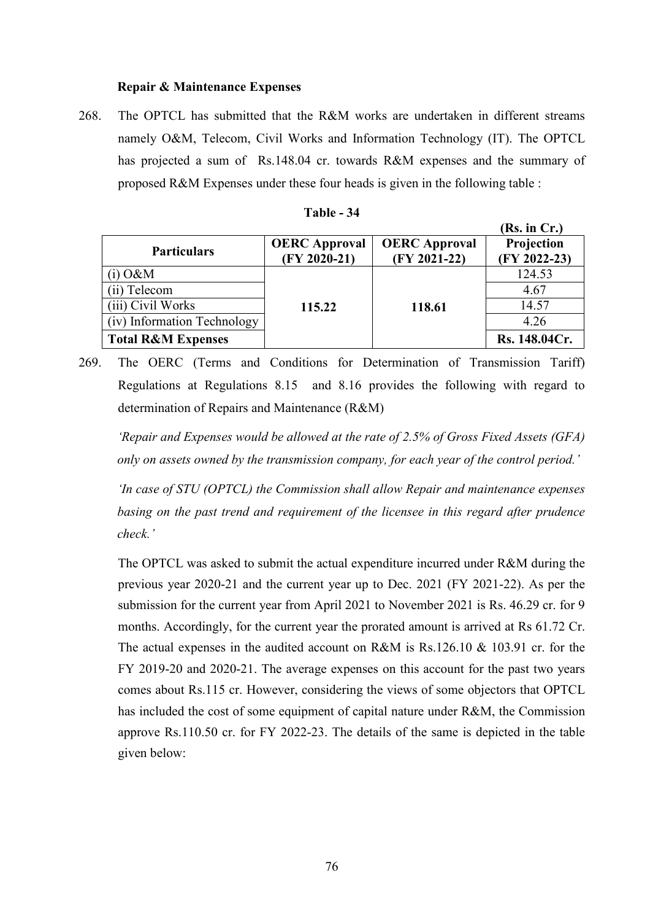**Repair & Maintenance Expenses**

268. The OPTCL has submitted that the R&M works are undertaken in different streams namely O&M, Telecom, Civil Works and Information Technology (IT). The OPTCL has projected a sum of Rs.148.04 cr. towards R&M expenses and the summary of proposed R&M Expenses under these four heads is given in the following table :

**Table - 34**

**(Rs. in Cr.)**

| Particulars | OERC Approval (FY 2020-21) | OERC Approval (FY 2021-22) | Projection (FY 2022-23) |
|---|---|---|---|
| (i) O&M | **115.22** | **118.61** | 124.53 |
| (ii) Telecom | | | 4.67 |
| (iii) Civil Works | | | 14.57 |
| (iv) Information Technology | | | 4.26 |
| **Total R&M Expenses** | | | **Rs. 148.04Cr.** |

269. The OERC (Terms and Conditions for Determination of Transmission Tariff) Regulations at Regulations 8.15 and 8.16 provides the following with regard to determination of Repairs and Maintenance (R&M)

*'Repair and Expenses would be allowed at the rate of 2.5% of Gross Fixed Assets (GFA) only on assets owned by the transmission company, for each year of the control period.'*

*'In case of STU (OPTCL) the Commission shall allow Repair and maintenance expenses basing on the past trend and requirement of the licensee in this regard after prudence check.'*

The OPTCL was asked to submit the actual expenditure incurred under R&M during the previous year 2020-21 and the current year up to Dec. 2021 (FY 2021-22). As per the submission for the current year from April 2021 to November 2021 is Rs. 46.29 cr. for 9 months. Accordingly, for the current year the prorated amount is arrived at Rs 61.72 Cr. The actual expenses in the audited account on R&M is Rs.126.10 & 103.91 cr. for the FY 2019-20 and 2020-21. The average expenses on this account for the past two years comes about Rs.115 cr. However, considering the views of some objectors that OPTCL has included the cost of some equipment of capital nature under R&M, the Commission approve Rs.110.50 cr. for FY 2022-23. The details of the same is depicted in the table given below: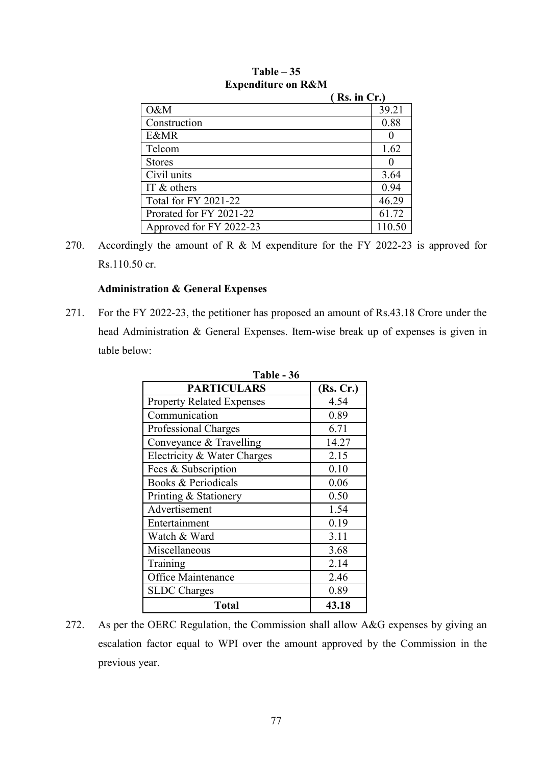**Table – 35**
**Expenditure on R&M**

( Rs. in Cr.)

| | |
|---|---|
| O&M | 39.21 |
| Construction | 0.88 |
| E&MR | 0 |
| Telcom | 1.62 |
| Stores | 0 |
| Civil units | 3.64 |
| IT & others | 0.94 |
| Total for FY 2021-22 | 46.29 |
| Prorated for FY 2021-22 | 61.72 |
| Approved for FY 2022-23 | 110.50 |

270. Accordingly the amount of R & M expenditure for the FY 2022-23 is approved for Rs.110.50 cr.

**Administration & General Expenses**

271. For the FY 2022-23, the petitioner has proposed an amount of Rs.43.18 Crore under the head Administration & General Expenses. Item-wise break up of expenses is given in table below:

**Table - 36**

| PARTICULARS | (Rs. Cr.) |
|---|---|
| Property Related Expenses | 4.54 |
| Communication | 0.89 |
| Professional Charges | 6.71 |
| Conveyance & Travelling | 14.27 |
| Electricity & Water Charges | 2.15 |
| Fees & Subscription | 0.10 |
| Books & Periodicals | 0.06 |
| Printing & Stationery | 0.50 |
| Advertisement | 1.54 |
| Entertainment | 0.19 |
| Watch & Ward | 3.11 |
| Miscellaneous | 3.68 |
| Training | 2.14 |
| Office Maintenance | 2.46 |
| SLDC Charges | 0.89 |
| **Total** | **43.18** |

272. As per the OERC Regulation, the Commission shall allow A&G expenses by giving an escalation factor equal to WPI over the amount approved by the Commission in the previous year.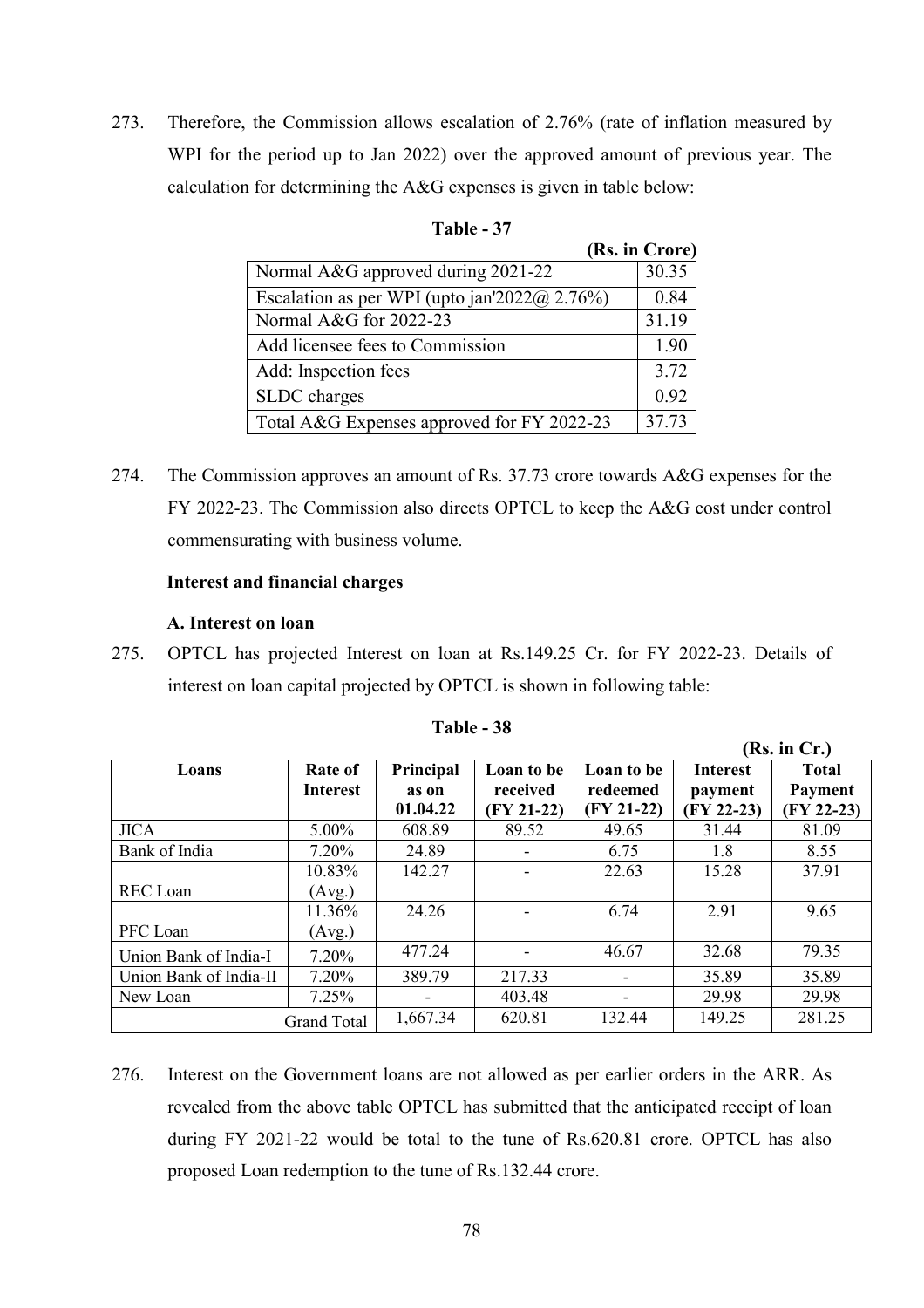273. Therefore, the Commission allows escalation of 2.76% (rate of inflation measured by WPI for the period up to Jan 2022) over the approved amount of previous year. The calculation for determining the A&G expenses is given in table below:

**Table - 37**

(Rs. in Crore)

| | |
|---|---|
| Normal A&G approved during 2021-22 | 30.35 |
| Escalation as per WPI (upto jan'2022@ 2.76%) | 0.84 |
| Normal A&G for 2022-23 | 31.19 |
| Add licensee fees to Commission | 1.90 |
| Add: Inspection fees | 3.72 |
| SLDC charges | 0.92 |
| Total A&G Expenses approved for FY 2022-23 | 37.73 |

274. The Commission approves an amount of Rs. 37.73 crore towards A&G expenses for the FY 2022-23. The Commission also directs OPTCL to keep the A&G cost under control commensurating with business volume.

**Interest and financial charges**

**A. Interest on loan**

275. OPTCL has projected Interest on loan at Rs.149.25 Cr. for FY 2022-23. Details of interest on loan capital projected by OPTCL is shown in following table:

**Table - 38**

(Rs. in Cr.)

| Loans | Rate of Interest | Principal as on 01.04.22 | Loan to be received (FY 21-22) | Loan to be redeemed (FY 21-22) | Interest payment (FY 22-23) | Total Payment (FY 22-23) |
|---|---|---|---|---|---|---|
| JICA | 5.00% | 608.89 | 89.52 | 49.65 | 31.44 | 81.09 |
| Bank of India | 7.20% | 24.89 | - | 6.75 | 1.8 | 8.55 |
| REC Loan | 10.83% (Avg.) | 142.27 | - | 22.63 | 15.28 | 37.91 |
| PFC Loan | 11.36% (Avg.) | 24.26 | - | 6.74 | 2.91 | 9.65 |
| Union Bank of India-I | 7.20% | 477.24 | - | 46.67 | 32.68 | 79.35 |
| Union Bank of India-II | 7.20% | 389.79 | 217.33 | - | 35.89 | 35.89 |
| New Loan | 7.25% | - | 403.48 | - | 29.98 | 29.98 |
| | Grand Total | 1,667.34 | 620.81 | 132.44 | 149.25 | 281.25 |

276. Interest on the Government loans are not allowed as per earlier orders in the ARR. As revealed from the above table OPTCL has submitted that the anticipated receipt of loan during FY 2021-22 would be total to the tune of Rs.620.81 crore. OPTCL has also proposed Loan redemption to the tune of Rs.132.44 crore.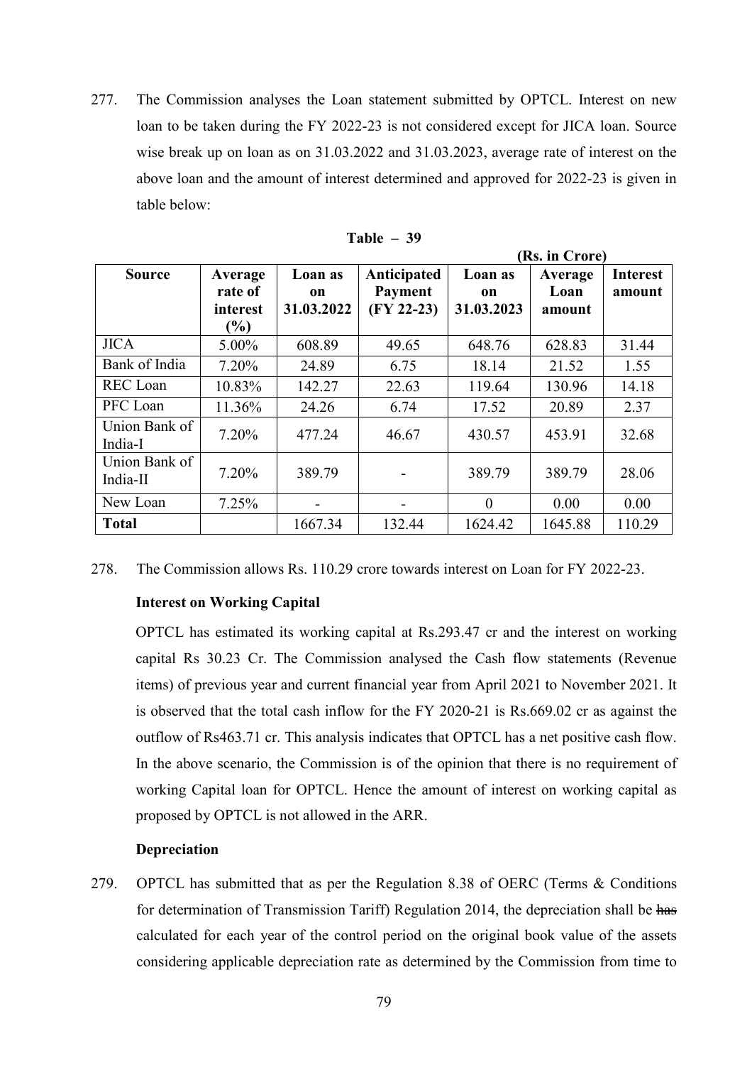277. The Commission analyses the Loan statement submitted by OPTCL. Interest on new loan to be taken during the FY 2022-23 is not considered except for JICA loan. Source wise break up on loan as on 31.03.2022 and 31.03.2023, average rate of interest on the above loan and the amount of interest determined and approved for 2022-23 is given in table below:

**Table – 39**

**(Rs. in Crore)**

| Source | Average rate of interest (%) | Loan as on 31.03.2022 | Anticipated Payment (FY 22-23) | Loan as on 31.03.2023 | Average Loan amount | Interest amount |
|---|---|---|---|---|---|---|
| JICA | 5.00% | 608.89 | 49.65 | 648.76 | 628.83 | 31.44 |
| Bank of India | 7.20% | 24.89 | 6.75 | 18.14 | 21.52 | 1.55 |
| REC Loan | 10.83% | 142.27 | 22.63 | 119.64 | 130.96 | 14.18 |
| PFC Loan | 11.36% | 24.26 | 6.74 | 17.52 | 20.89 | 2.37 |
| Union Bank of India-I | 7.20% | 477.24 | 46.67 | 430.57 | 453.91 | 32.68 |
| Union Bank of India-II | 7.20% | 389.79 | - | 389.79 | 389.79 | 28.06 |
| New Loan | 7.25% | - | - | 0 | 0.00 | 0.00 |
| **Total** | | 1667.34 | 132.44 | 1624.42 | 1645.88 | 110.29 |

278. The Commission allows Rs. 110.29 crore towards interest on Loan for FY 2022-23.

**Interest on Working Capital**

OPTCL has estimated its working capital at Rs.293.47 cr and the interest on working capital Rs 30.23 Cr. The Commission analysed the Cash flow statements (Revenue items) of previous year and current financial year from April 2021 to November 2021. It is observed that the total cash inflow for the FY 2020-21 is Rs.669.02 cr as against the outflow of Rs463.71 cr. This analysis indicates that OPTCL has a net positive cash flow. In the above scenario, the Commission is of the opinion that there is no requirement of working Capital loan for OPTCL. Hence the amount of interest on working capital as proposed by OPTCL is not allowed in the ARR.

**Depreciation**

279. OPTCL has submitted that as per the Regulation 8.38 of OERC (Terms & Conditions for determination of Transmission Tariff) Regulation 2014, the depreciation shall be ~~has~~ calculated for each year of the control period on the original book value of the assets considering applicable depreciation rate as determined by the Commission from time to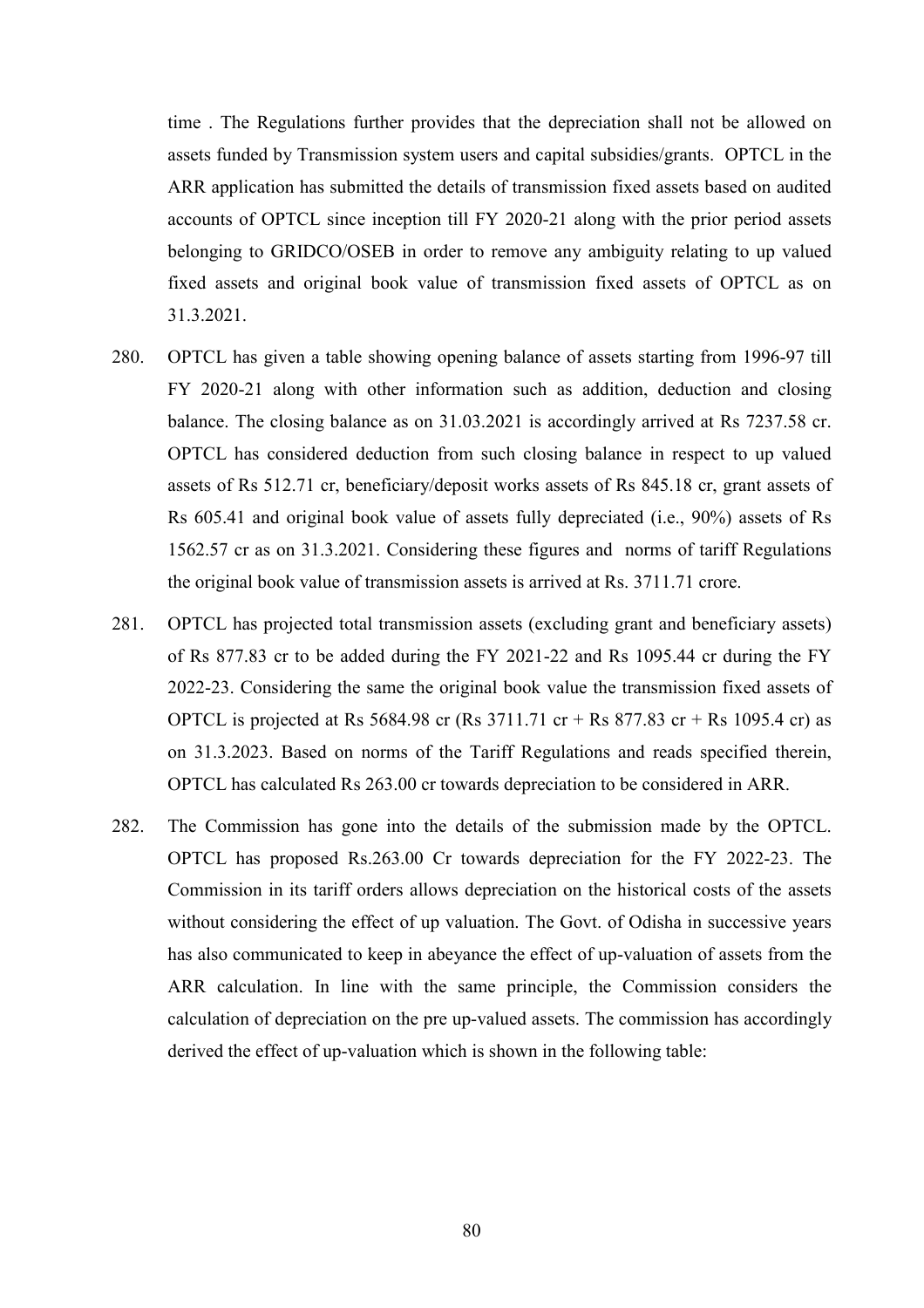time . The Regulations further provides that the depreciation shall not be allowed on assets funded by Transmission system users and capital subsidies/grants. OPTCL in the ARR application has submitted the details of transmission fixed assets based on audited accounts of OPTCL since inception till FY 2020-21 along with the prior period assets belonging to GRIDCO/OSEB in order to remove any ambiguity relating to up valued fixed assets and original book value of transmission fixed assets of OPTCL as on 31.3.2021.

280. OPTCL has given a table showing opening balance of assets starting from 1996-97 till FY 2020-21 along with other information such as addition, deduction and closing balance. The closing balance as on 31.03.2021 is accordingly arrived at Rs 7237.58 cr. OPTCL has considered deduction from such closing balance in respect to up valued assets of Rs 512.71 cr, beneficiary/deposit works assets of Rs 845.18 cr, grant assets of Rs 605.41 and original book value of assets fully depreciated (i.e., 90%) assets of Rs 1562.57 cr as on 31.3.2021. Considering these figures and norms of tariff Regulations the original book value of transmission assets is arrived at Rs. 3711.71 crore.

281. OPTCL has projected total transmission assets (excluding grant and beneficiary assets) of Rs 877.83 cr to be added during the FY 2021-22 and Rs 1095.44 cr during the FY 2022-23. Considering the same the original book value the transmission fixed assets of OPTCL is projected at Rs 5684.98 cr (Rs 3711.71 cr + Rs 877.83 cr + Rs 1095.4 cr) as on 31.3.2023. Based on norms of the Tariff Regulations and reads specified therein, OPTCL has calculated Rs 263.00 cr towards depreciation to be considered in ARR.

282. The Commission has gone into the details of the submission made by the OPTCL. OPTCL has proposed Rs.263.00 Cr towards depreciation for the FY 2022-23. The Commission in its tariff orders allows depreciation on the historical costs of the assets without considering the effect of up valuation. The Govt. of Odisha in successive years has also communicated to keep in abeyance the effect of up-valuation of assets from the ARR calculation. In line with the same principle, the Commission considers the calculation of depreciation on the pre up-valued assets. The commission has accordingly derived the effect of up-valuation which is shown in the following table: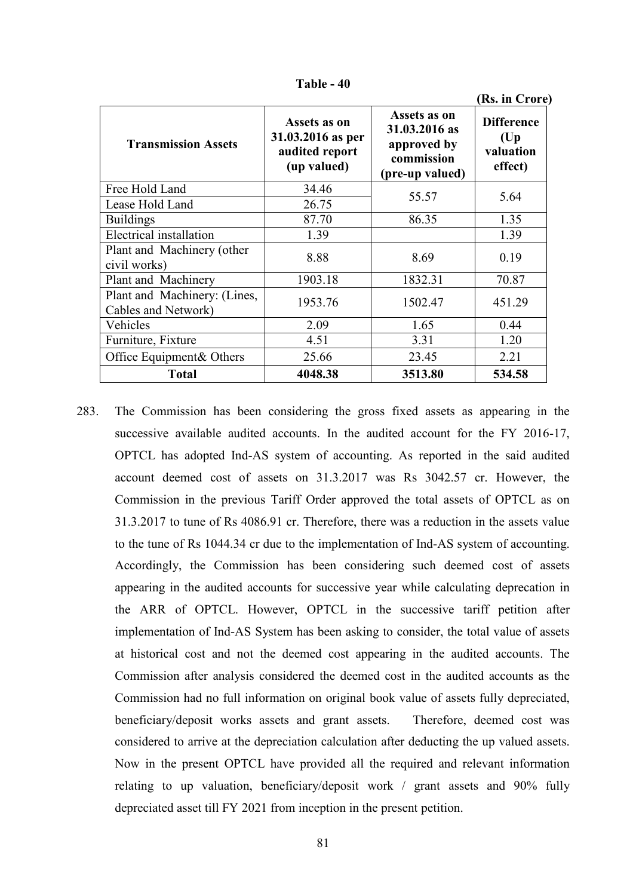**Table - 40**

(Rs. in Crore)

| Transmission Assets | Assets as on 31.03.2016 as per audited report (up valued) | Assets as on 31.03.2016 as approved by commission (pre-up valued) | Difference (Up valuation effect) |
|---|---|---|---|
| Free Hold Land | 34.46 | 55.57 | 5.64 |
| Lease Hold Land | 26.75 | | |
| Buildings | 87.70 | 86.35 | 1.35 |
| Electrical installation | 1.39 | | 1.39 |
| Plant and Machinery (other civil works) | 8.88 | 8.69 | 0.19 |
| Plant and Machinery | 1903.18 | 1832.31 | 70.87 |
| Plant and Machinery: (Lines, Cables and Network) | 1953.76 | 1502.47 | 451.29 |
| Vehicles | 2.09 | 1.65 | 0.44 |
| Furniture, Fixture | 4.51 | 3.31 | 1.20 |
| Office Equipment& Others | 25.66 | 23.45 | 2.21 |
| **Total** | **4048.38** | **3513.80** | **534.58** |

283. The Commission has been considering the gross fixed assets as appearing in the successive available audited accounts. In the audited account for the FY 2016-17, OPTCL has adopted Ind-AS system of accounting. As reported in the said audited account deemed cost of assets on 31.3.2017 was Rs 3042.57 cr. However, the Commission in the previous Tariff Order approved the total assets of OPTCL as on 31.3.2017 to tune of Rs 4086.91 cr. Therefore, there was a reduction in the assets value to the tune of Rs 1044.34 cr due to the implementation of Ind-AS system of accounting. Accordingly, the Commission has been considering such deemed cost of assets appearing in the audited accounts for successive year while calculating deprecation in the ARR of OPTCL. However, OPTCL in the successive tariff petition after implementation of Ind-AS System has been asking to consider, the total value of assets at historical cost and not the deemed cost appearing in the audited accounts. The Commission after analysis considered the deemed cost in the audited accounts as the Commission had no full information on original book value of assets fully depreciated, beneficiary/deposit works assets and grant assets. Therefore, deemed cost was considered to arrive at the depreciation calculation after deducting the up valued assets. Now in the present OPTCL have provided all the required and relevant information relating to up valuation, beneficiary/deposit work / grant assets and 90% fully depreciated asset till FY 2021 from inception in the present petition.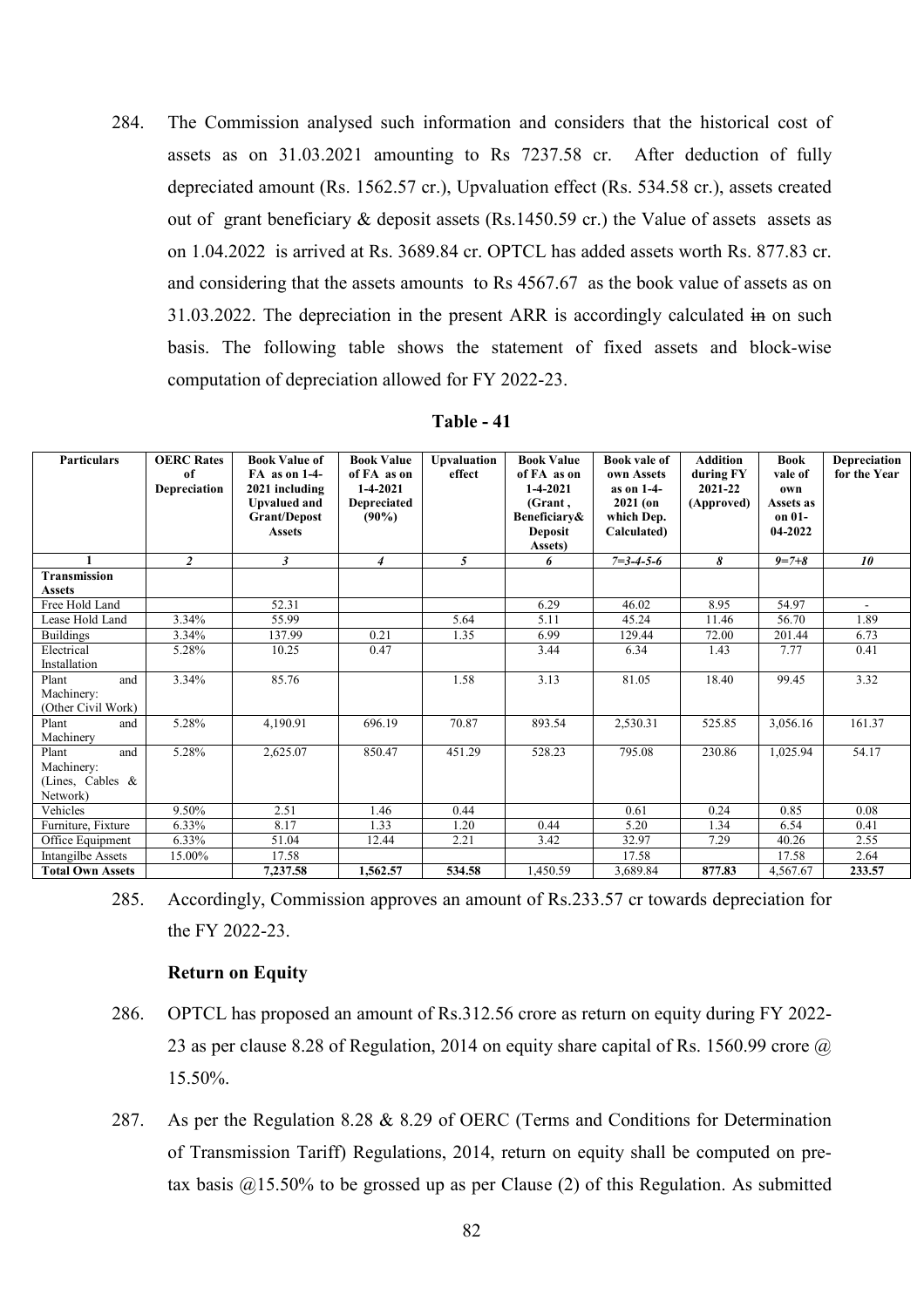284. The Commission analysed such information and considers that the historical cost of assets as on 31.03.2021 amounting to Rs 7237.58 cr. After deduction of fully depreciated amount (Rs. 1562.57 cr.), Upvaluation effect (Rs. 534.58 cr.), assets created out of grant beneficiary & deposit assets (Rs.1450.59 cr.) the Value of assets assets as on 1.04.2022 is arrived at Rs. 3689.84 cr. OPTCL has added assets worth Rs. 877.83 cr. and considering that the assets amounts to Rs 4567.67 as the book value of assets as on 31.03.2022. The depreciation in the present ARR is accordingly calculated ~~in~~ on such basis. The following table shows the statement of fixed assets and block-wise computation of depreciation allowed for FY 2022-23.

**Table - 41**

| Particulars | OERC Rates of Depreciation | Book Value of FA as on 1-4-2021 including Upvalued and Grant/Depost Assets | Book Value of FA as on 1-4-2021 Depreciated (90%) | Upvaluation effect | Book Value of FA as on 1-4-2021 (Grant , Beneficiary& Deposit Assets) | Book vale of own Assets as on 1-4-2021 (on which Dep. Calculated) | Addition during FY 2021-22 (Approved) | Book vale of own Assets as on 01-04-2022 | Depreciation for the Year |
|---|---|---|---|---|---|---|---|---|---|
| 1 | 2 | 3 | 4 | 5 | 6 | 7=3-4-5-6 | 8 | 9=7+8 | 10 |
| **Transmission Assets** | | | | | | | | | |
| Free Hold Land | | 52.31 | | | 6.29 | 46.02 | 8.95 | 54.97 | - |
| Lease Hold Land | 3.34% | 55.99 | | 5.64 | 5.11 | 45.24 | 11.46 | 56.70 | 1.89 |
| Buildings | 3.34% | 137.99 | 0.21 | 1.35 | 6.99 | 129.44 | 72.00 | 201.44 | 6.73 |
| Electrical Installation | 5.28% | 10.25 | 0.47 | | 3.44 | 6.34 | 1.43 | 7.77 | 0.41 |
| Plant and Machinery: (Other Civil Work) | 3.34% | 85.76 | | 1.58 | 3.13 | 81.05 | 18.40 | 99.45 | 3.32 |
| Plant and Machinery | 5.28% | 4,190.91 | 696.19 | 70.87 | 893.54 | 2,530.31 | 525.85 | 3,056.16 | 161.37 |
| Plant and Machinery: (Lines, Cables & Network) | 5.28% | 2,625.07 | 850.47 | 451.29 | 528.23 | 795.08 | 230.86 | 1,025.94 | 54.17 |
| Vehicles | 9.50% | 2.51 | 1.46 | 0.44 | | 0.61 | 0.24 | 0.85 | 0.08 |
| Furniture, Fixture | 6.33% | 8.17 | 1.33 | 1.20 | 0.44 | 5.20 | 1.34 | 6.54 | 0.41 |
| Office Equipment | 6.33% | 51.04 | 12.44 | 2.21 | 3.42 | 32.97 | 7.29 | 40.26 | 2.55 |
| Intangilbe Assets | 15.00% | 17.58 | | | | 17.58 | | 17.58 | 2.64 |
| **Total Own Assets** | | **7,237.58** | **1,562.57** | **534.58** | 1,450.59 | 3,689.84 | **877.83** | 4,567.67 | **233.57** |

285. Accordingly, Commission approves an amount of Rs.233.57 cr towards depreciation for the FY 2022-23.

**Return on Equity**

286. OPTCL has proposed an amount of Rs.312.56 crore as return on equity during FY 2022-23 as per clause 8.28 of Regulation, 2014 on equity share capital of Rs. 1560.99 crore @ 15.50%.

287. As per the Regulation 8.28 & 8.29 of OERC (Terms and Conditions for Determination of Transmission Tariff) Regulations, 2014, return on equity shall be computed on pre-tax basis @15.50% to be grossed up as per Clause (2) of this Regulation. As submitted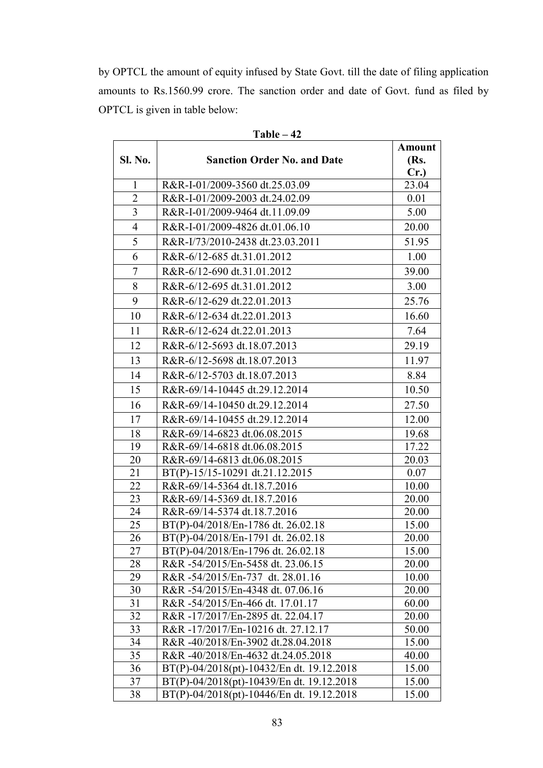by OPTCL the amount of equity infused by State Govt. till the date of filing application amounts to Rs.1560.99 crore. The sanction order and date of Govt. fund as filed by OPTCL is given in table below:

**Table – 42**

| Sl. No. | Sanction Order No. and Date | Amount (Rs. Cr.) |
|---|---|---|
| 1 | R&R-I-01/2009-3560 dt.25.03.09 | 23.04 |
| 2 | R&R-I-01/2009-2003 dt.24.02.09 | 0.01 |
| 3 | R&R-I-01/2009-9464 dt.11.09.09 | 5.00 |
| 4 | R&R-I-01/2009-4826 dt.01.06.10 | 20.00 |
| 5 | R&R-I/73/2010-2438 dt.23.03.2011 | 51.95 |
| 6 | R&R-6/12-685 dt.31.01.2012 | 1.00 |
| 7 | R&R-6/12-690 dt.31.01.2012 | 39.00 |
| 8 | R&R-6/12-695 dt.31.01.2012 | 3.00 |
| 9 | R&R-6/12-629 dt.22.01.2013 | 25.76 |
| 10 | R&R-6/12-634 dt.22.01.2013 | 16.60 |
| 11 | R&R-6/12-624 dt.22.01.2013 | 7.64 |
| 12 | R&R-6/12-5693 dt.18.07.2013 | 29.19 |
| 13 | R&R-6/12-5698 dt.18.07.2013 | 11.97 |
| 14 | R&R-6/12-5703 dt.18.07.2013 | 8.84 |
| 15 | R&R-69/14-10445 dt.29.12.2014 | 10.50 |
| 16 | R&R-69/14-10450 dt.29.12.2014 | 27.50 |
| 17 | R&R-69/14-10455 dt.29.12.2014 | 12.00 |
| 18 | R&R-69/14-6823 dt.06.08.2015 | 19.68 |
| 19 | R&R-69/14-6818 dt.06.08.2015 | 17.22 |
| 20 | R&R-69/14-6813 dt.06.08.2015 | 20.03 |
| 21 | BT(P)-15/15-10291 dt.21.12.2015 | 0.07 |
| 22 | R&R-69/14-5364 dt.18.7.2016 | 10.00 |
| 23 | R&R-69/14-5369 dt.18.7.2016 | 20.00 |
| 24 | R&R-69/14-5374 dt.18.7.2016 | 20.00 |
| 25 | BT(P)-04/2018/En-1786 dt. 26.02.18 | 15.00 |
| 26 | BT(P)-04/2018/En-1791 dt. 26.02.18 | 20.00 |
| 27 | BT(P)-04/2018/En-1796 dt. 26.02.18 | 15.00 |
| 28 | R&R -54/2015/En-5458 dt. 23.06.15 | 20.00 |
| 29 | R&R -54/2015/En-737 dt. 28.01.16 | 10.00 |
| 30 | R&R -54/2015/En-4348 dt. 07.06.16 | 20.00 |
| 31 | R&R -54/2015/En-466 dt. 17.01.17 | 60.00 |
| 32 | R&R -17/2017/En-2895 dt. 22.04.17 | 20.00 |
| 33 | R&R -17/2017/En-10216 dt. 27.12.17 | 50.00 |
| 34 | R&R -40/2018/En-3902 dt.28.04.2018 | 15.00 |
| 35 | R&R -40/2018/En-4632 dt.24.05.2018 | 40.00 |
| 36 | BT(P)-04/2018(pt)-10432/En dt. 19.12.2018 | 15.00 |
| 37 | BT(P)-04/2018(pt)-10439/En dt. 19.12.2018 | 15.00 |
| 38 | BT(P)-04/2018(pt)-10446/En dt. 19.12.2018 | 15.00 |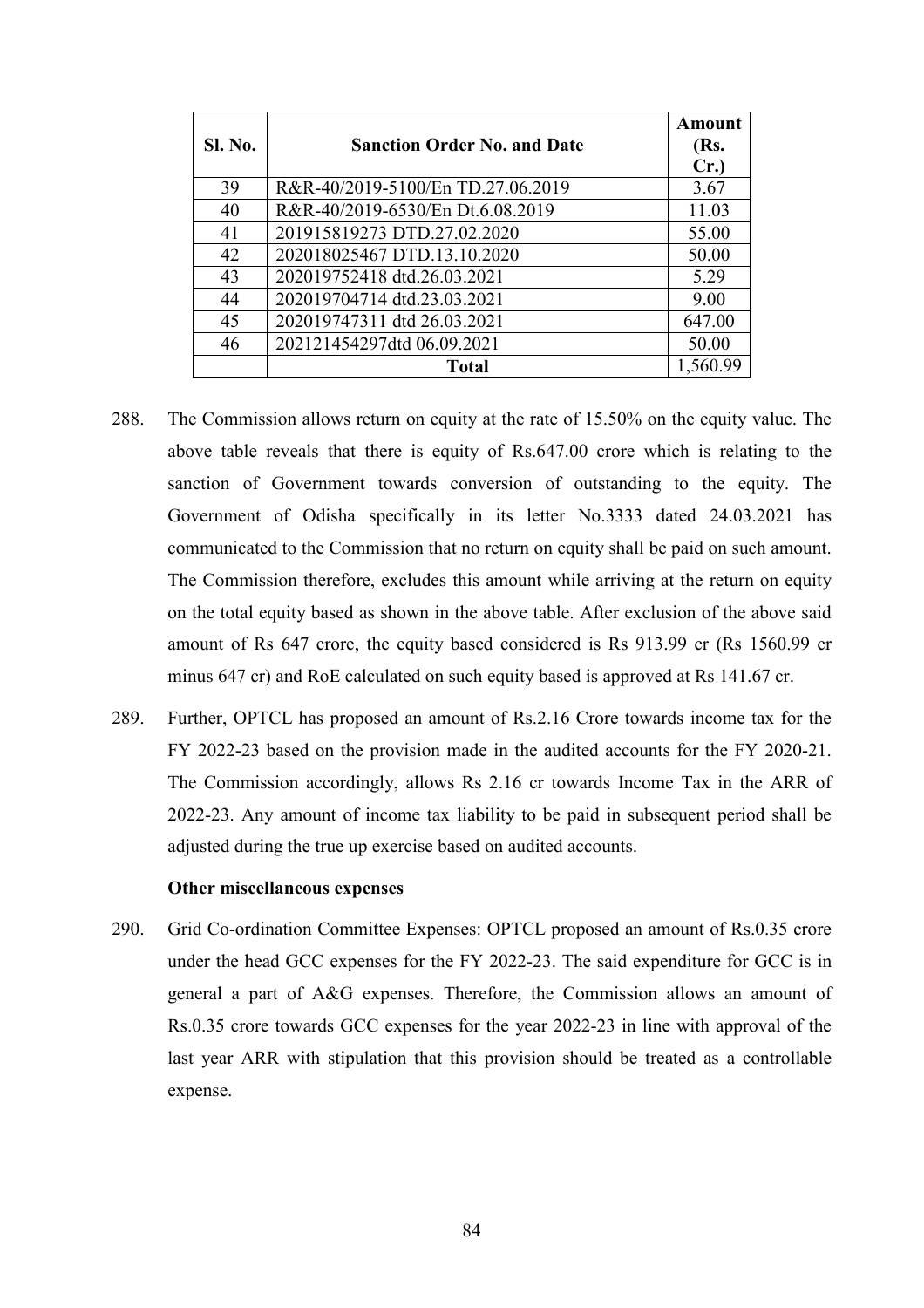| Sl. No. | Sanction Order No. and Date | Amount (Rs. Cr.) |
|---|---|---|
| 39 | R&R-40/2019-5100/En TD.27.06.2019 | 3.67 |
| 40 | R&R-40/2019-6530/En Dt.6.08.2019 | 11.03 |
| 41 | 201915819273 DTD.27.02.2020 | 55.00 |
| 42 | 202018025467 DTD.13.10.2020 | 50.00 |
| 43 | 202019752418 dtd.26.03.2021 | 5.29 |
| 44 | 202019704714 dtd.23.03.2021 | 9.00 |
| 45 | 202019747311 dtd 26.03.2021 | 647.00 |
| 46 | 202121454297dtd 06.09.2021 | 50.00 |
| | **Total** | 1,560.99 |

288. The Commission allows return on equity at the rate of 15.50% on the equity value. The above table reveals that there is equity of Rs.647.00 crore which is relating to the sanction of Government towards conversion of outstanding to the equity. The Government of Odisha specifically in its letter No.3333 dated 24.03.2021 has communicated to the Commission that no return on equity shall be paid on such amount. The Commission therefore, excludes this amount while arriving at the return on equity on the total equity based as shown in the above table. After exclusion of the above said amount of Rs 647 crore, the equity based considered is Rs 913.99 cr (Rs 1560.99 cr minus 647 cr) and RoE calculated on such equity based is approved at Rs 141.67 cr.

289. Further, OPTCL has proposed an amount of Rs.2.16 Crore towards income tax for the FY 2022-23 based on the provision made in the audited accounts for the FY 2020-21. The Commission accordingly, allows Rs 2.16 cr towards Income Tax in the ARR of 2022-23. Any amount of income tax liability to be paid in subsequent period shall be adjusted during the true up exercise based on audited accounts.

**Other miscellaneous expenses**

290. Grid Co-ordination Committee Expenses: OPTCL proposed an amount of Rs.0.35 crore under the head GCC expenses for the FY 2022-23. The said expenditure for GCC is in general a part of A&G expenses. Therefore, the Commission allows an amount of Rs.0.35 crore towards GCC expenses for the year 2022-23 in line with approval of the last year ARR with stipulation that this provision should be treated as a controllable expense.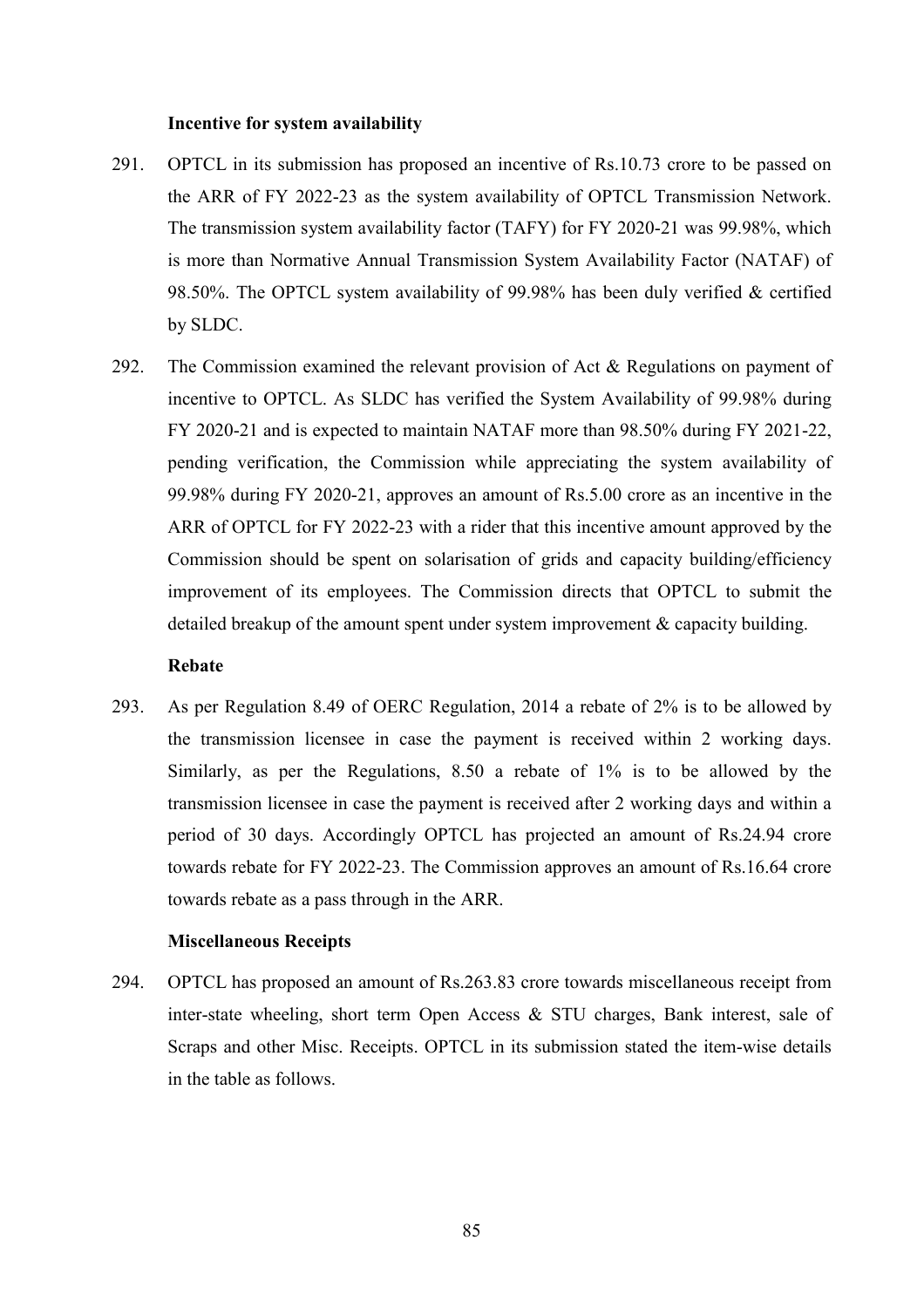**Incentive for system availability**

291. OPTCL in its submission has proposed an incentive of Rs.10.73 crore to be passed on the ARR of FY 2022-23 as the system availability of OPTCL Transmission Network. The transmission system availability factor (TAFY) for FY 2020-21 was 99.98%, which is more than Normative Annual Transmission System Availability Factor (NATAF) of 98.50%. The OPTCL system availability of 99.98% has been duly verified & certified by SLDC.

292. The Commission examined the relevant provision of Act & Regulations on payment of incentive to OPTCL. As SLDC has verified the System Availability of 99.98% during FY 2020-21 and is expected to maintain NATAF more than 98.50% during FY 2021-22, pending verification, the Commission while appreciating the system availability of 99.98% during FY 2020-21, approves an amount of Rs.5.00 crore as an incentive in the ARR of OPTCL for FY 2022-23 with a rider that this incentive amount approved by the Commission should be spent on solarisation of grids and capacity building/efficiency improvement of its employees. The Commission directs that OPTCL to submit the detailed breakup of the amount spent under system improvement & capacity building.

**Rebate**

293. As per Regulation 8.49 of OERC Regulation, 2014 a rebate of 2% is to be allowed by the transmission licensee in case the payment is received within 2 working days. Similarly, as per the Regulations, 8.50 a rebate of 1% is to be allowed by the transmission licensee in case the payment is received after 2 working days and within a period of 30 days. Accordingly OPTCL has projected an amount of Rs.24.94 crore towards rebate for FY 2022-23. The Commission approves an amount of Rs.16.64 crore towards rebate as a pass through in the ARR.

**Miscellaneous Receipts**

294. OPTCL has proposed an amount of Rs.263.83 crore towards miscellaneous receipt from inter-state wheeling, short term Open Access & STU charges, Bank interest, sale of Scraps and other Misc. Receipts. OPTCL in its submission stated the item-wise details in the table as follows.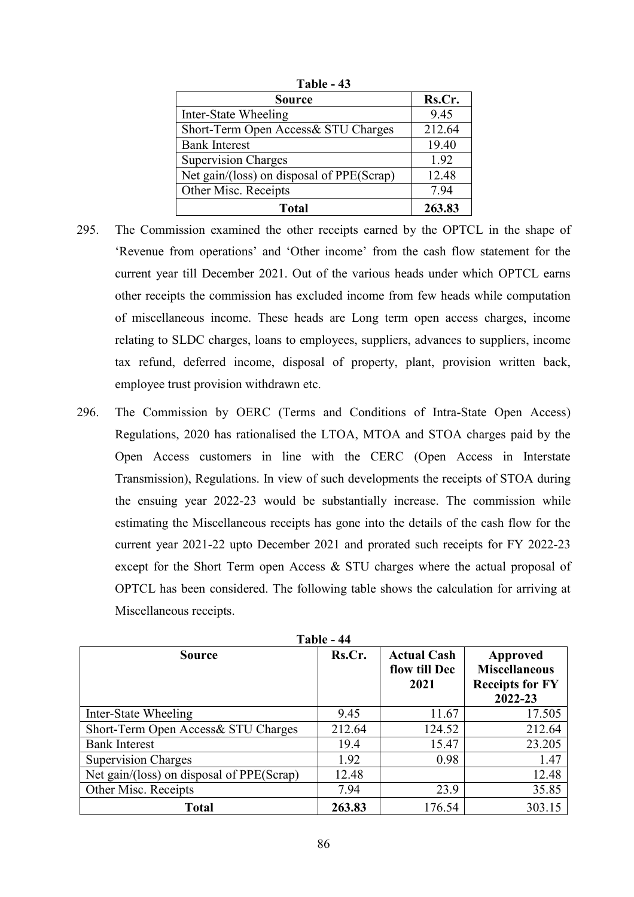**Table - 43**

| Source | Rs.Cr. |
|---|---|
| Inter-State Wheeling | 9.45 |
| Short-Term Open Access& STU Charges | 212.64 |
| Bank Interest | 19.40 |
| Supervision Charges | 1.92 |
| Net gain/(loss) on disposal of PPE(Scrap) | 12.48 |
| Other Misc. Receipts | 7.94 |
| **Total** | **263.83** |

295. The Commission examined the other receipts earned by the OPTCL in the shape of 'Revenue from operations' and 'Other income' from the cash flow statement for the current year till December 2021. Out of the various heads under which OPTCL earns other receipts the commission has excluded income from few heads while computation of miscellaneous income. These heads are Long term open access charges, income relating to SLDC charges, loans to employees, suppliers, advances to suppliers, income tax refund, deferred income, disposal of property, plant, provision written back, employee trust provision withdrawn etc.

296. The Commission by OERC (Terms and Conditions of Intra-State Open Access) Regulations, 2020 has rationalised the LTOA, MTOA and STOA charges paid by the Open Access customers in line with the CERC (Open Access in Interstate Transmission), Regulations. In view of such developments the receipts of STOA during the ensuing year 2022-23 would be substantially increase. The commission while estimating the Miscellaneous receipts has gone into the details of the cash flow for the current year 2021-22 upto December 2021 and prorated such receipts for FY 2022-23 except for the Short Term open Access & STU charges where the actual proposal of OPTCL has been considered. The following table shows the calculation for arriving at Miscellaneous receipts.

**Table - 44**

| Source | Rs.Cr. | Actual Cash flow till Dec 2021 | Approved Miscellaneous Receipts for FY 2022-23 |
|---|---|---|---|
| Inter-State Wheeling | 9.45 | 11.67 | 17.505 |
| Short-Term Open Access& STU Charges | 212.64 | 124.52 | 212.64 |
| Bank Interest | 19.4 | 15.47 | 23.205 |
| Supervision Charges | 1.92 | 0.98 | 1.47 |
| Net gain/(loss) on disposal of PPE(Scrap) | 12.48 | | 12.48 |
| Other Misc. Receipts | 7.94 | 23.9 | 35.85 |
| **Total** | **263.83** | 176.54 | 303.15 |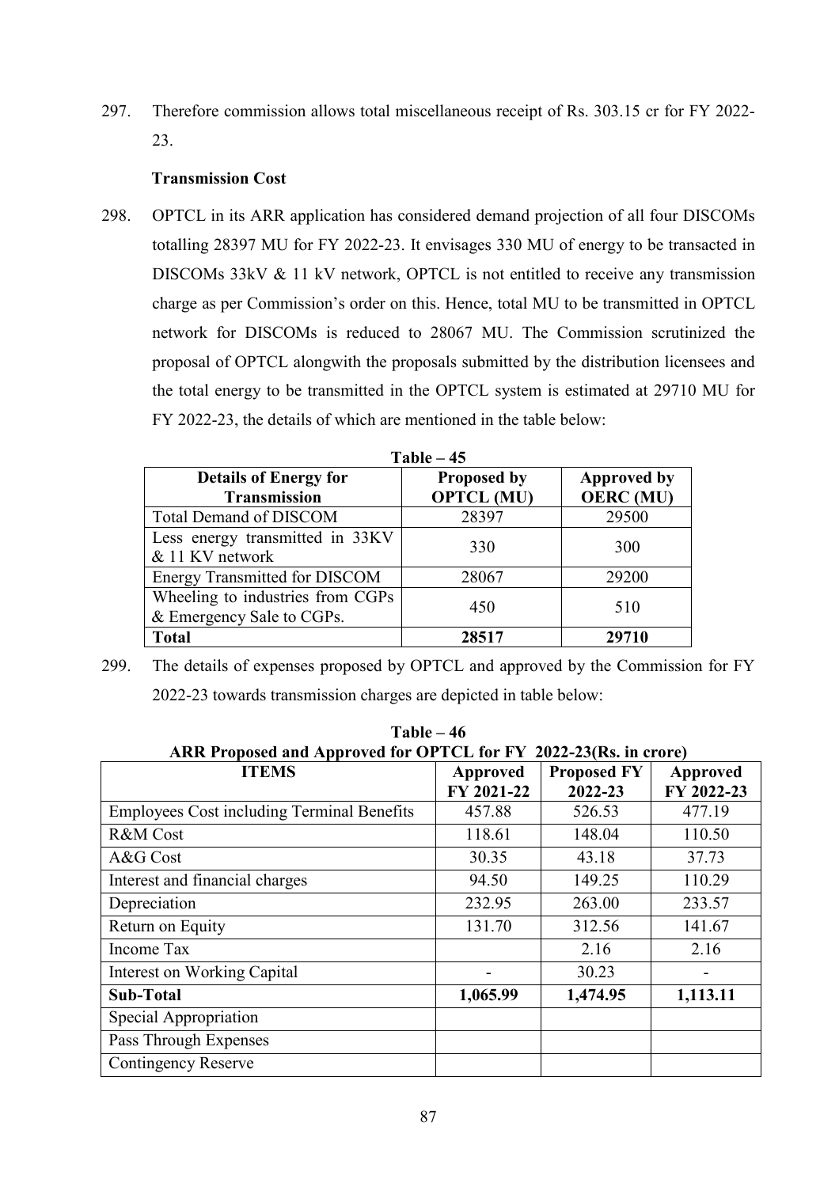297. Therefore commission allows total miscellaneous receipt of Rs. 303.15 cr for FY 2022-23.

**Transmission Cost**

298. OPTCL in its ARR application has considered demand projection of all four DISCOMs totalling 28397 MU for FY 2022-23. It envisages 330 MU of energy to be transacted in DISCOMs 33kV & 11 kV network, OPTCL is not entitled to receive any transmission charge as per Commission's order on this. Hence, total MU to be transmitted in OPTCL network for DISCOMs is reduced to 28067 MU. The Commission scrutinized the proposal of OPTCL alongwith the proposals submitted by the distribution licensees and the total energy to be transmitted in the OPTCL system is estimated at 29710 MU for FY 2022-23, the details of which are mentioned in the table below:

**Table – 45**

| Details of Energy for Transmission | Proposed by OPTCL (MU) | Approved by OERC (MU) |
|---|---|---|
| Total Demand of DISCOM | 28397 | 29500 |
| Less energy transmitted in 33KV & 11 KV network | 330 | 300 |
| Energy Transmitted for DISCOM | 28067 | 29200 |
| Wheeling to industries from CGPs & Emergency Sale to CGPs. | 450 | 510 |
| **Total** | **28517** | **29710** |

299. The details of expenses proposed by OPTCL and approved by the Commission for FY 2022-23 towards transmission charges are depicted in table below:

**Table – 46**
**ARR Proposed and Approved for OPTCL for FY 2022-23(Rs. in crore)**

| ITEMS | Approved FY 2021-22 | Proposed FY 2022-23 | Approved FY 2022-23 |
|---|---|---|---|
| Employees Cost including Terminal Benefits | 457.88 | 526.53 | 477.19 |
| R&M Cost | 118.61 | 148.04 | 110.50 |
| A&G Cost | 30.35 | 43.18 | 37.73 |
| Interest and financial charges | 94.50 | 149.25 | 110.29 |
| Depreciation | 232.95 | 263.00 | 233.57 |
| Return on Equity | 131.70 | 312.56 | 141.67 |
| Income Tax | | 2.16 | 2.16 |
| Interest on Working Capital | - | 30.23 | - |
| **Sub-Total** | **1,065.99** | **1,474.95** | **1,113.11** |
| Special Appropriation | | | |
| Pass Through Expenses | | | |
| Contingency Reserve | | | |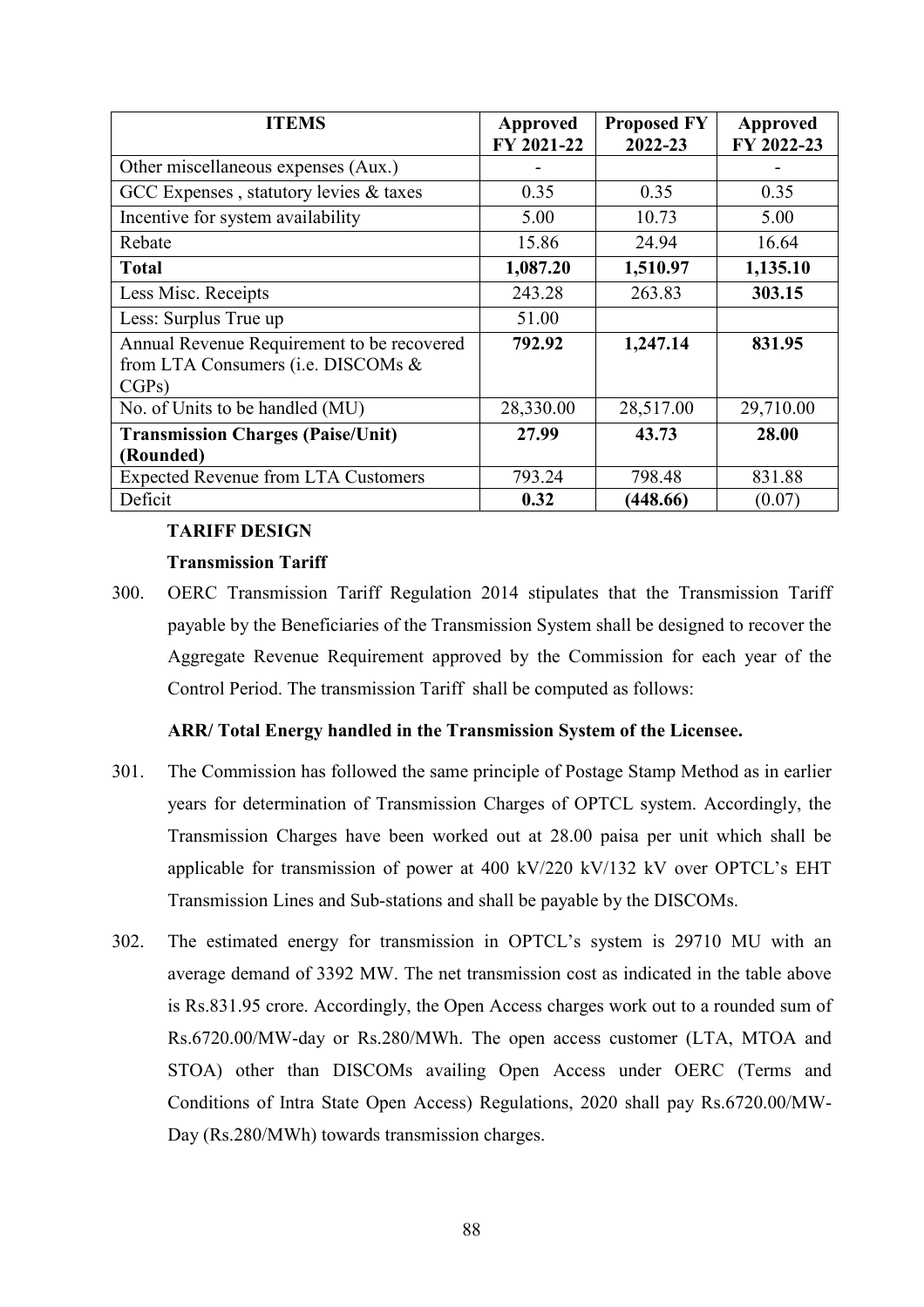| ITEMS | Approved FY 2021-22 | Proposed FY 2022-23 | Approved FY 2022-23 |
|---|---|---|---|
| Other miscellaneous expenses (Aux.) | - | | - |
| GCC Expenses , statutory levies & taxes | 0.35 | 0.35 | 0.35 |
| Incentive for system availability | 5.00 | 10.73 | 5.00 |
| Rebate | 15.86 | 24.94 | 16.64 |
| **Total** | **1,087.20** | **1,510.97** | **1,135.10** |
| Less Misc. Receipts | 243.28 | 263.83 | **303.15** |
| Less: Surplus True up | 51.00 | | |
| Annual Revenue Requirement to be recovered from LTA Consumers (i.e. DISCOMs & CGPs) | **792.92** | **1,247.14** | **831.95** |
| No. of Units to be handled (MU) | 28,330.00 | 28,517.00 | 29,710.00 |
| **Transmission Charges (Paise/Unit) (Rounded)** | **27.99** | **43.73** | **28.00** |
| Expected Revenue from LTA Customers | 793.24 | 798.48 | 831.88 |
| Deficit | **0.32** | **(448.66)** | (0.07) |

**TARIFF DESIGN**

**Transmission Tariff**

300. OERC Transmission Tariff Regulation 2014 stipulates that the Transmission Tariff payable by the Beneficiaries of the Transmission System shall be designed to recover the Aggregate Revenue Requirement approved by the Commission for each year of the Control Period. The transmission Tariff shall be computed as follows:

**ARR/ Total Energy handled in the Transmission System of the Licensee.**

301. The Commission has followed the same principle of Postage Stamp Method as in earlier years for determination of Transmission Charges of OPTCL system. Accordingly, the Transmission Charges have been worked out at 28.00 paisa per unit which shall be applicable for transmission of power at 400 kV/220 kV/132 kV over OPTCL's EHT Transmission Lines and Sub-stations and shall be payable by the DISCOMs.

302. The estimated energy for transmission in OPTCL's system is 29710 MU with an average demand of 3392 MW. The net transmission cost as indicated in the table above is Rs.831.95 crore. Accordingly, the Open Access charges work out to a rounded sum of Rs.6720.00/MW-day or Rs.280/MWh. The open access customer (LTA, MTOA and STOA) other than DISCOMs availing Open Access under OERC (Terms and Conditions of Intra State Open Access) Regulations, 2020 shall pay Rs.6720.00/MW-Day (Rs.280/MWh) towards transmission charges.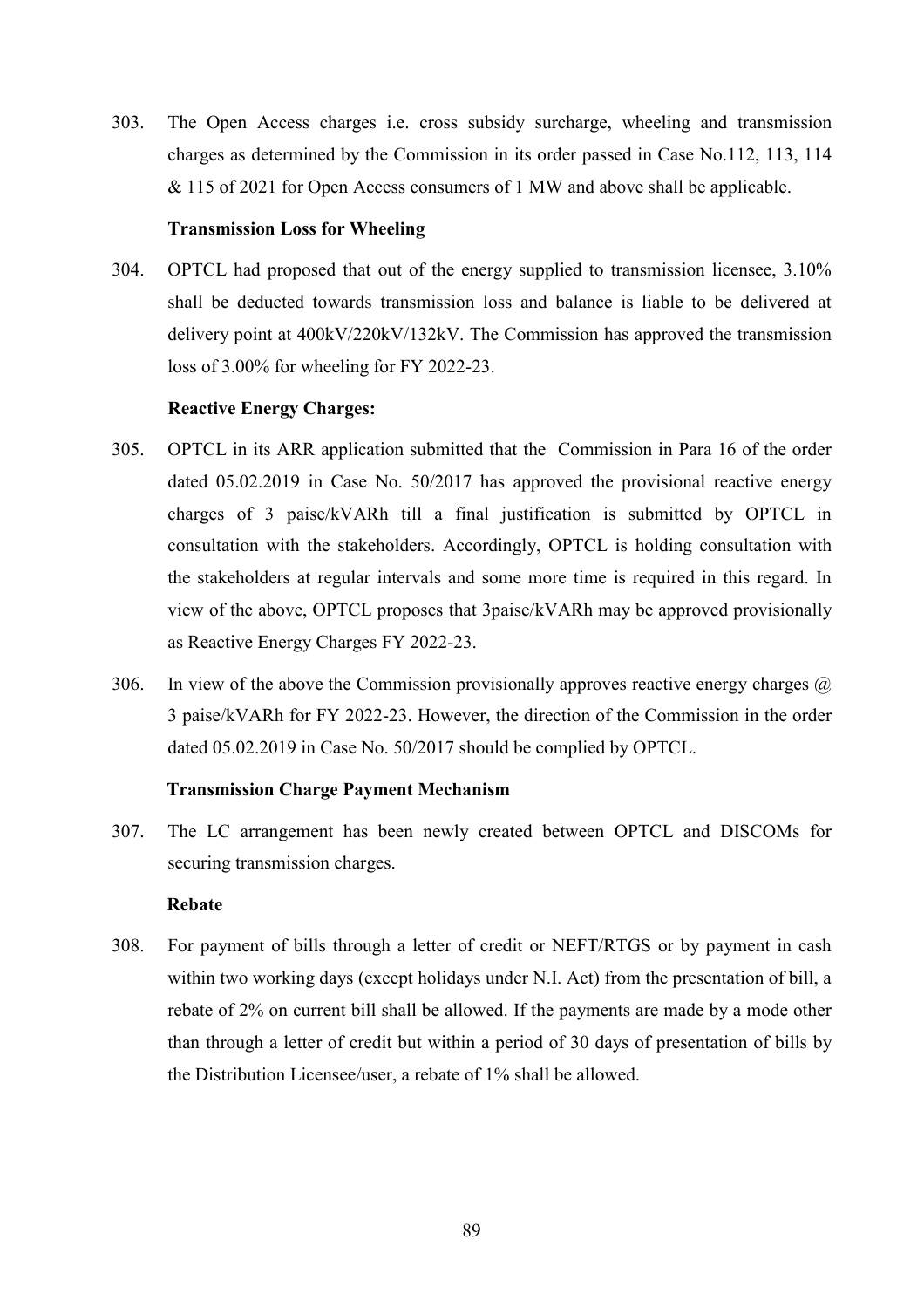303. The Open Access charges i.e. cross subsidy surcharge, wheeling and transmission charges as determined by the Commission in its order passed in Case No.112, 113, 114 & 115 of 2021 for Open Access consumers of 1 MW and above shall be applicable.

**Transmission Loss for Wheeling**

304. OPTCL had proposed that out of the energy supplied to transmission licensee, 3.10% shall be deducted towards transmission loss and balance is liable to be delivered at delivery point at 400kV/220kV/132kV. The Commission has approved the transmission loss of 3.00% for wheeling for FY 2022-23.

**Reactive Energy Charges:**

305. OPTCL in its ARR application submitted that the Commission in Para 16 of the order dated 05.02.2019 in Case No. 50/2017 has approved the provisional reactive energy charges of 3 paise/kVARh till a final justification is submitted by OPTCL in consultation with the stakeholders. Accordingly, OPTCL is holding consultation with the stakeholders at regular intervals and some more time is required in this regard. In view of the above, OPTCL proposes that 3paise/kVARh may be approved provisionally as Reactive Energy Charges FY 2022-23.

306. In view of the above the Commission provisionally approves reactive energy charges @ 3 paise/kVARh for FY 2022-23. However, the direction of the Commission in the order dated 05.02.2019 in Case No. 50/2017 should be complied by OPTCL.

**Transmission Charge Payment Mechanism**

307. The LC arrangement has been newly created between OPTCL and DISCOMs for securing transmission charges.

**Rebate**

308. For payment of bills through a letter of credit or NEFT/RTGS or by payment in cash within two working days (except holidays under N.I. Act) from the presentation of bill, a rebate of 2% on current bill shall be allowed. If the payments are made by a mode other than through a letter of credit but within a period of 30 days of presentation of bills by the Distribution Licensee/user, a rebate of 1% shall be allowed.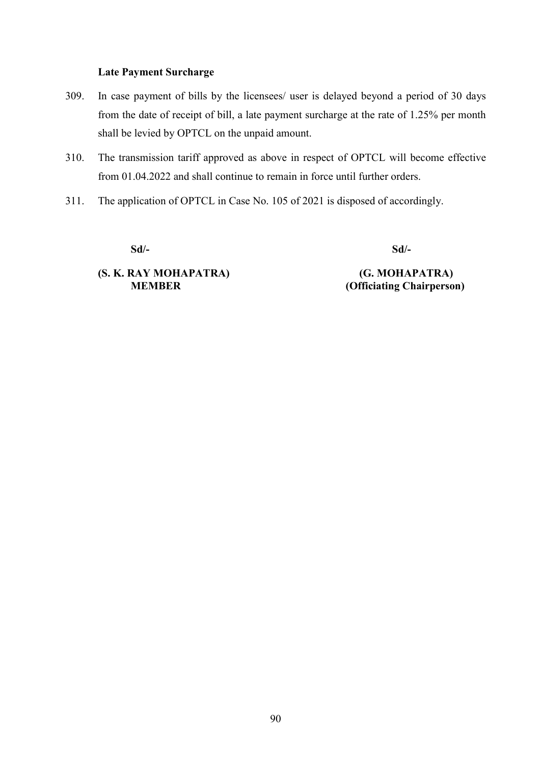**Late Payment Surcharge**

309. In case payment of bills by the licensees/ user is delayed beyond a period of 30 days from the date of receipt of bill, a late payment surcharge at the rate of 1.25% per month shall be levied by OPTCL on the unpaid amount.

310. The transmission tariff approved as above in respect of OPTCL will become effective from 01.04.2022 and shall continue to remain in force until further orders.

311. The application of OPTCL in Case No. 105 of 2021 is disposed of accordingly.

| | |
|---|---|
| **Sd/-** | **Sd/-** |
| **(S. K. RAY MOHAPATRA)** | **(G. MOHAPATRA)** |
| **MEMBER** | **(Officiating Chairperson)** |